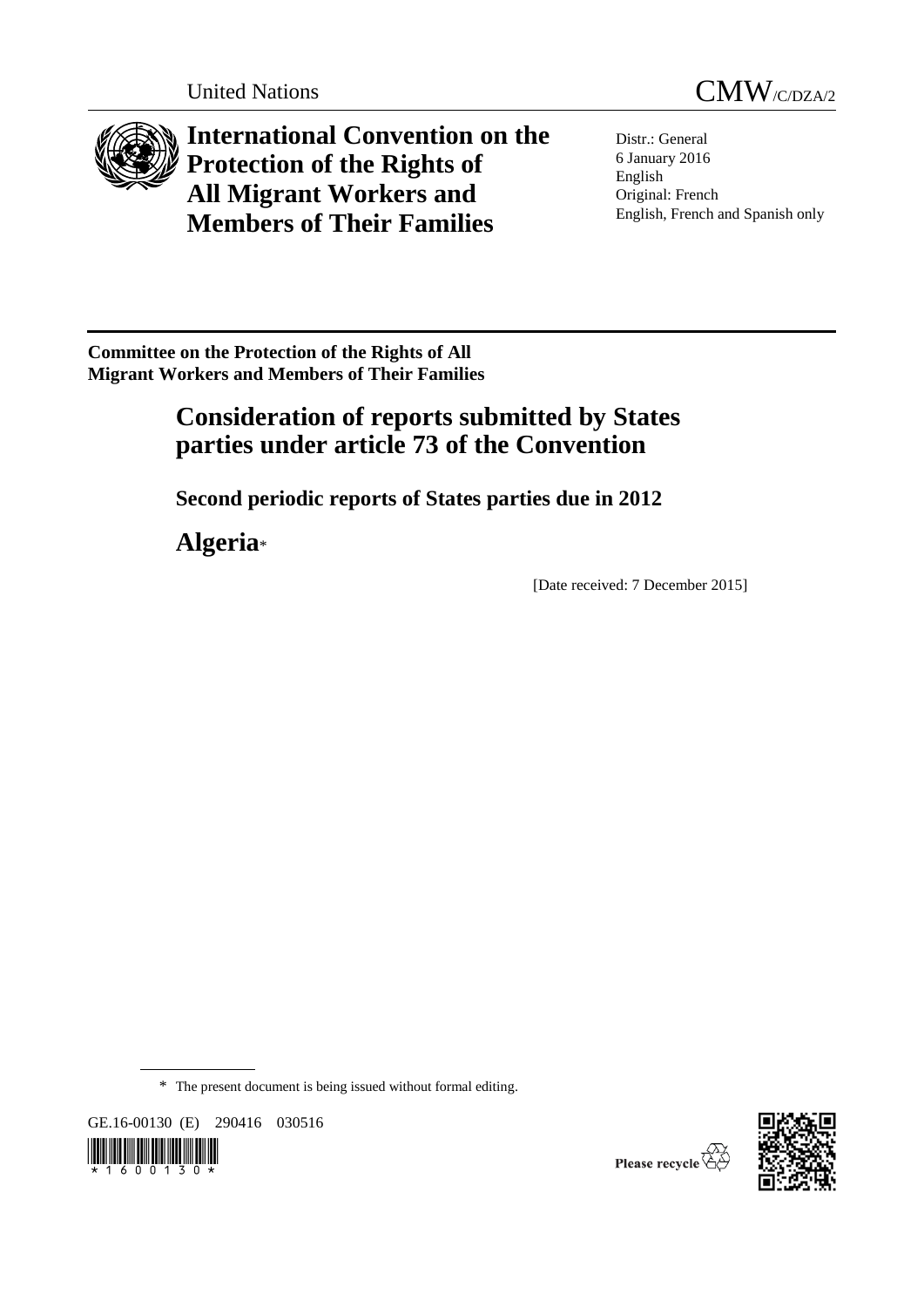United Nations CMW/C/DZA/2

# International Convention on the Protection of the Rights of All Migrant Workers and Members of Their Families

Distr.: General
6 January 2016
English
Original: French
English, French and Spanish only

**Committee on the Protection of the Rights of All Migrant Workers and Members of Their Families**

## Consideration of reports submitted by States parties under article 73 of the Convention

### Second periodic reports of States parties due in 2012

## Algeria*

[Date received: 7 December 2015]

\* The present document is being issued without formal editing.

GE.16-00130 (E) 290416 030516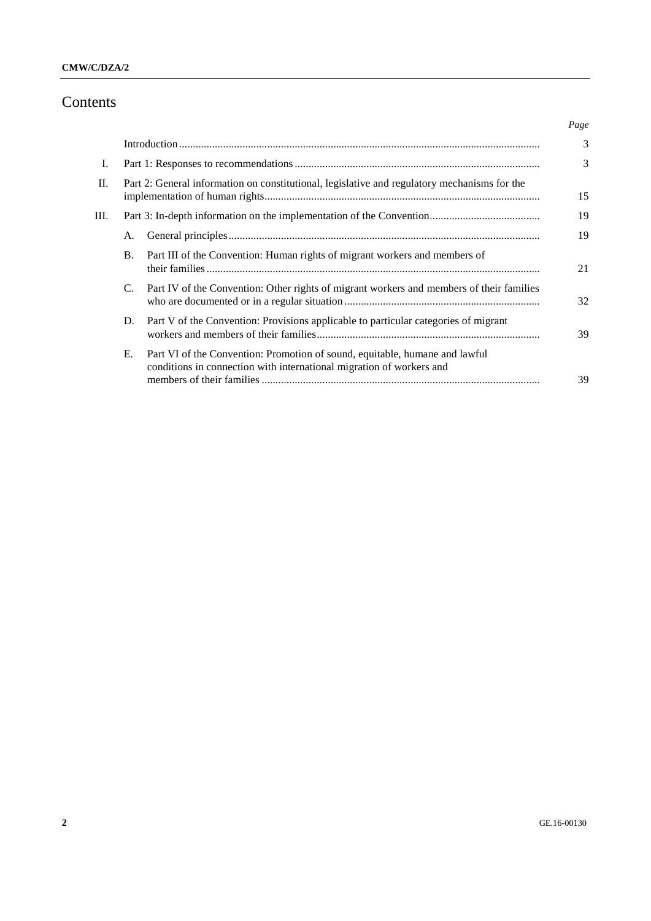# Contents

| | | | Page |
|---|---|---|---|
| | Introduction | | 3 |
| I. | Part 1: Responses to recommendations | | 3 |
| II. | Part 2: General information on constitutional, legislative and regulatory mechanisms for the implementation of human rights | | 15 |
| III. | Part 3: In-depth information on the implementation of the Convention | | 19 |
| | A. | General principles | 19 |
| | B. | Part III of the Convention: Human rights of migrant workers and members of their families | 21 |
| | C. | Part IV of the Convention: Other rights of migrant workers and members of their families who are documented or in a regular situation | 32 |
| | D. | Part V of the Convention: Provisions applicable to particular categories of migrant workers and members of their families | 39 |
| | E. | Part VI of the Convention: Promotion of sound, equitable, humane and lawful conditions in connection with international migration of workers and members of their families | 39 |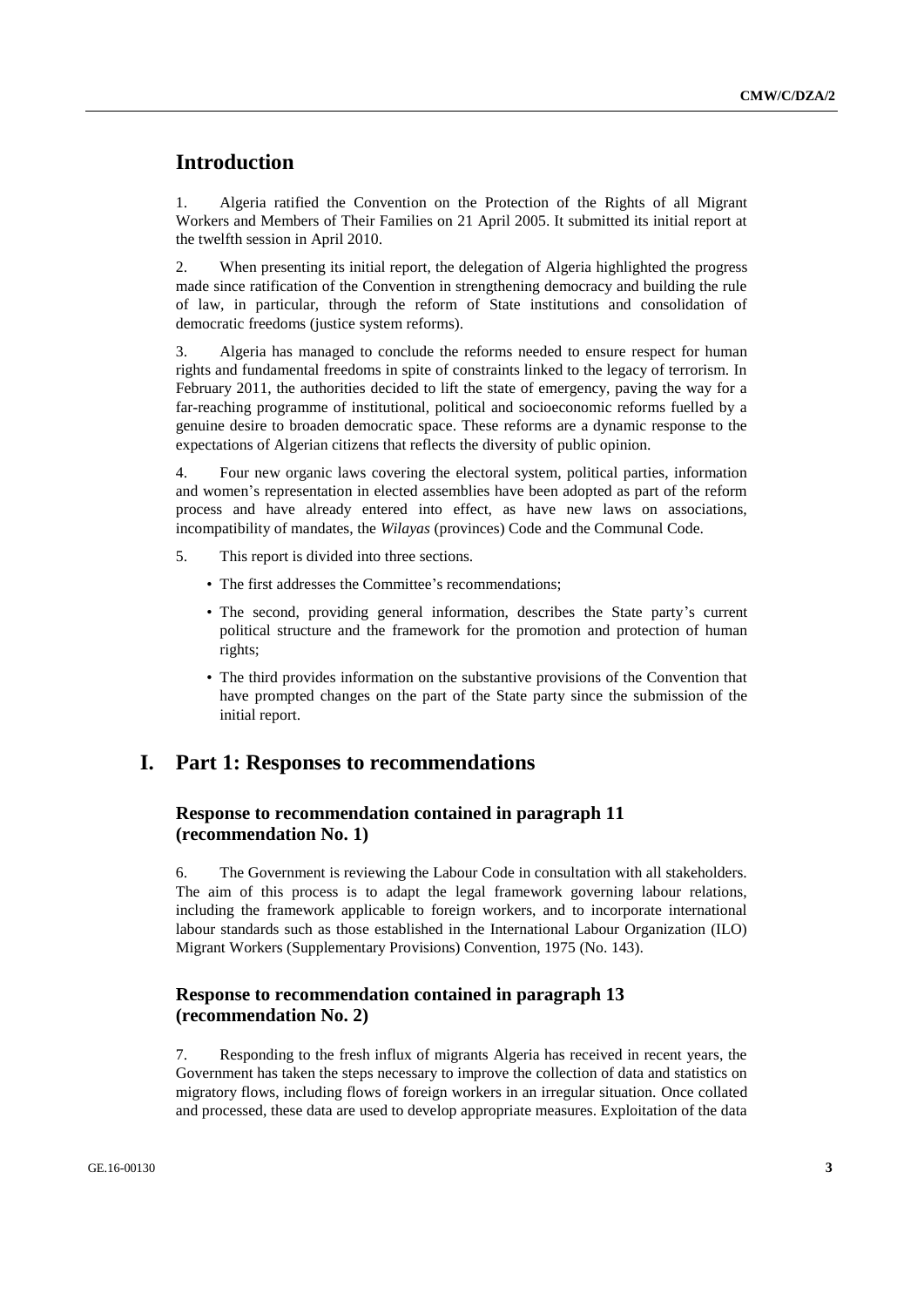# Introduction

1. Algeria ratified the Convention on the Protection of the Rights of all Migrant Workers and Members of Their Families on 21 April 2005. It submitted its initial report at the twelfth session in April 2010.

2. When presenting its initial report, the delegation of Algeria highlighted the progress made since ratification of the Convention in strengthening democracy and building the rule of law, in particular, through the reform of State institutions and consolidation of democratic freedoms (justice system reforms).

3. Algeria has managed to conclude the reforms needed to ensure respect for human rights and fundamental freedoms in spite of constraints linked to the legacy of terrorism. In February 2011, the authorities decided to lift the state of emergency, paving the way for a far-reaching programme of institutional, political and socioeconomic reforms fuelled by a genuine desire to broaden democratic space. These reforms are a dynamic response to the expectations of Algerian citizens that reflects the diversity of public opinion.

4. Four new organic laws covering the electoral system, political parties, information and women's representation in elected assemblies have been adopted as part of the reform process and have already entered into effect, as have new laws on associations, incompatibility of mandates, the *Wilayas* (provinces) Code and the Communal Code.

5. This report is divided into three sections.

- The first addresses the Committee's recommendations;
- The second, providing general information, describes the State party's current political structure and the framework for the promotion and protection of human rights;
- The third provides information on the substantive provisions of the Convention that have prompted changes on the part of the State party since the submission of the initial report.

# I. Part 1: Responses to recommendations

## Response to recommendation contained in paragraph 11 (recommendation No. 1)

6. The Government is reviewing the Labour Code in consultation with all stakeholders. The aim of this process is to adapt the legal framework governing labour relations, including the framework applicable to foreign workers, and to incorporate international labour standards such as those established in the International Labour Organization (ILO) Migrant Workers (Supplementary Provisions) Convention, 1975 (No. 143).

## Response to recommendation contained in paragraph 13 (recommendation No. 2)

7. Responding to the fresh influx of migrants Algeria has received in recent years, the Government has taken the steps necessary to improve the collection of data and statistics on migratory flows, including flows of foreign workers in an irregular situation. Once collated and processed, these data are used to develop appropriate measures. Exploitation of the data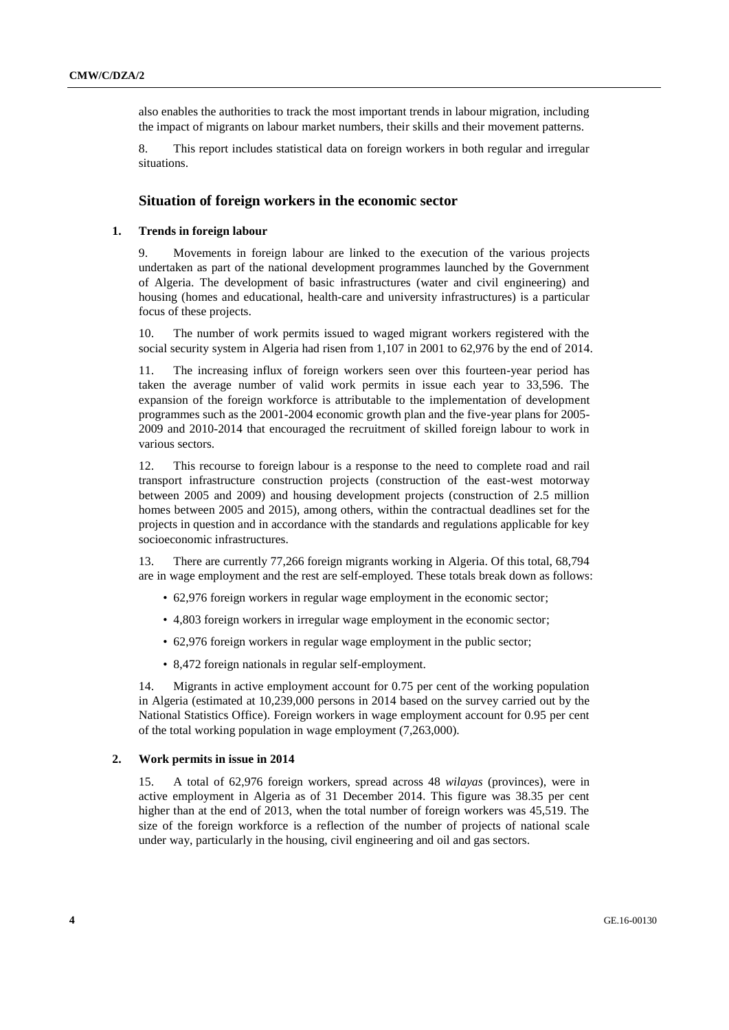also enables the authorities to track the most important trends in labour migration, including the impact of migrants on labour market numbers, their skills and their movement patterns.

8. This report includes statistical data on foreign workers in both regular and irregular situations.

## Situation of foreign workers in the economic sector

### 1. Trends in foreign labour

9. Movements in foreign labour are linked to the execution of the various projects undertaken as part of the national development programmes launched by the Government of Algeria. The development of basic infrastructures (water and civil engineering) and housing (homes and educational, health-care and university infrastructures) is a particular focus of these projects.

10. The number of work permits issued to waged migrant workers registered with the social security system in Algeria had risen from 1,107 in 2001 to 62,976 by the end of 2014.

11. The increasing influx of foreign workers seen over this fourteen-year period has taken the average number of valid work permits in issue each year to 33,596. The expansion of the foreign workforce is attributable to the implementation of development programmes such as the 2001-2004 economic growth plan and the five-year plans for 2005-2009 and 2010-2014 that encouraged the recruitment of skilled foreign labour to work in various sectors.

12. This recourse to foreign labour is a response to the need to complete road and rail transport infrastructure construction projects (construction of the east-west motorway between 2005 and 2009) and housing development projects (construction of 2.5 million homes between 2005 and 2015), among others, within the contractual deadlines set for the projects in question and in accordance with the standards and regulations applicable for key socioeconomic infrastructures.

13. There are currently 77,266 foreign migrants working in Algeria. Of this total, 68,794 are in wage employment and the rest are self-employed. These totals break down as follows:

- 62,976 foreign workers in regular wage employment in the economic sector;
- 4,803 foreign workers in irregular wage employment in the economic sector;
- 62,976 foreign workers in regular wage employment in the public sector;
- 8,472 foreign nationals in regular self-employment.

14. Migrants in active employment account for 0.75 per cent of the working population in Algeria (estimated at 10,239,000 persons in 2014 based on the survey carried out by the National Statistics Office). Foreign workers in wage employment account for 0.95 per cent of the total working population in wage employment (7,263,000).

### 2. Work permits in issue in 2014

15. A total of 62,976 foreign workers, spread across 48 *wilayas* (provinces), were in active employment in Algeria as of 31 December 2014. This figure was 38.35 per cent higher than at the end of 2013, when the total number of foreign workers was 45,519. The size of the foreign workforce is a reflection of the number of projects of national scale under way, particularly in the housing, civil engineering and oil and gas sectors.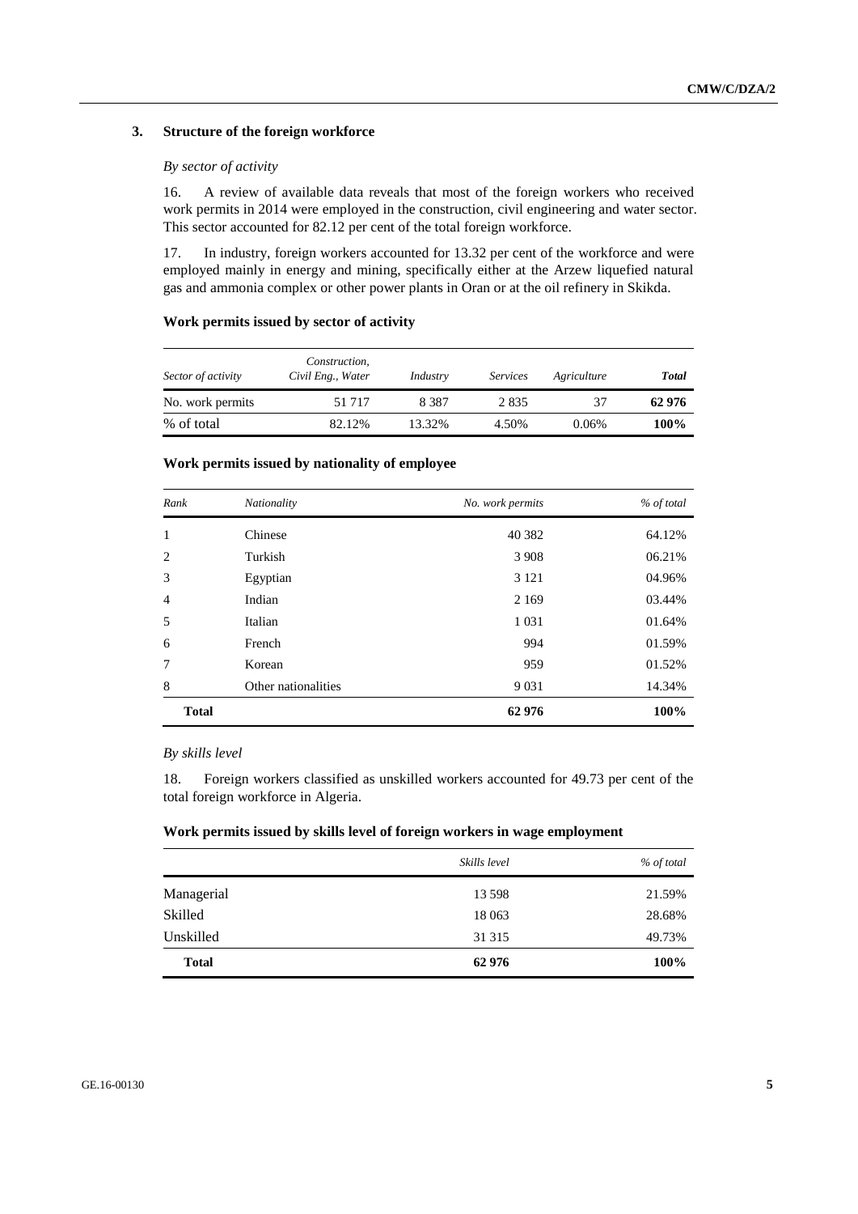### 3. Structure of the foreign workforce

*By sector of activity*

16. A review of available data reveals that most of the foreign workers who received work permits in 2014 were employed in the construction, civil engineering and water sector. This sector accounted for 82.12 per cent of the total foreign workforce.

17. In industry, foreign workers accounted for 13.32 per cent of the workforce and were employed mainly in energy and mining, specifically either at the Arzew liquefied natural gas and ammonia complex or other power plants in Oran or at the oil refinery in Skikda.

**Work permits issued by sector of activity**

| *Sector of activity* | *Construction, Civil Eng., Water* | *Industry* | *Services* | *Agriculture* | ***Total*** |
|---|---|---|---|---|---|
| No. work permits | 51 717 | 8 387 | 2 835 | 37 | **62 976** |
| % of total | 82.12% | 13.32% | 4.50% | 0.06% | **100%** |

**Work permits issued by nationality of employee**

| *Rank* | *Nationality* | *No. work permits* | *% of total* |
|---|---|---|---|
| 1 | Chinese | 40 382 | 64.12% |
| 2 | Turkish | 3 908 | 06.21% |
| 3 | Egyptian | 3 121 | 04.96% |
| 4 | Indian | 2 169 | 03.44% |
| 5 | Italian | 1 031 | 01.64% |
| 6 | French | 994 | 01.59% |
| 7 | Korean | 959 | 01.52% |
| 8 | Other nationalities | 9 031 | 14.34% |
| **Total** | | **62 976** | **100%** |

*By skills level*

18. Foreign workers classified as unskilled workers accounted for 49.73 per cent of the total foreign workforce in Algeria.

**Work permits issued by skills level of foreign workers in wage employment**

| | *Skills level* | *% of total* |
|---|---|---|
| Managerial | 13 598 | 21.59% |
| Skilled | 18 063 | 28.68% |
| Unskilled | 31 315 | 49.73% |
| **Total** | **62 976** | **100%** |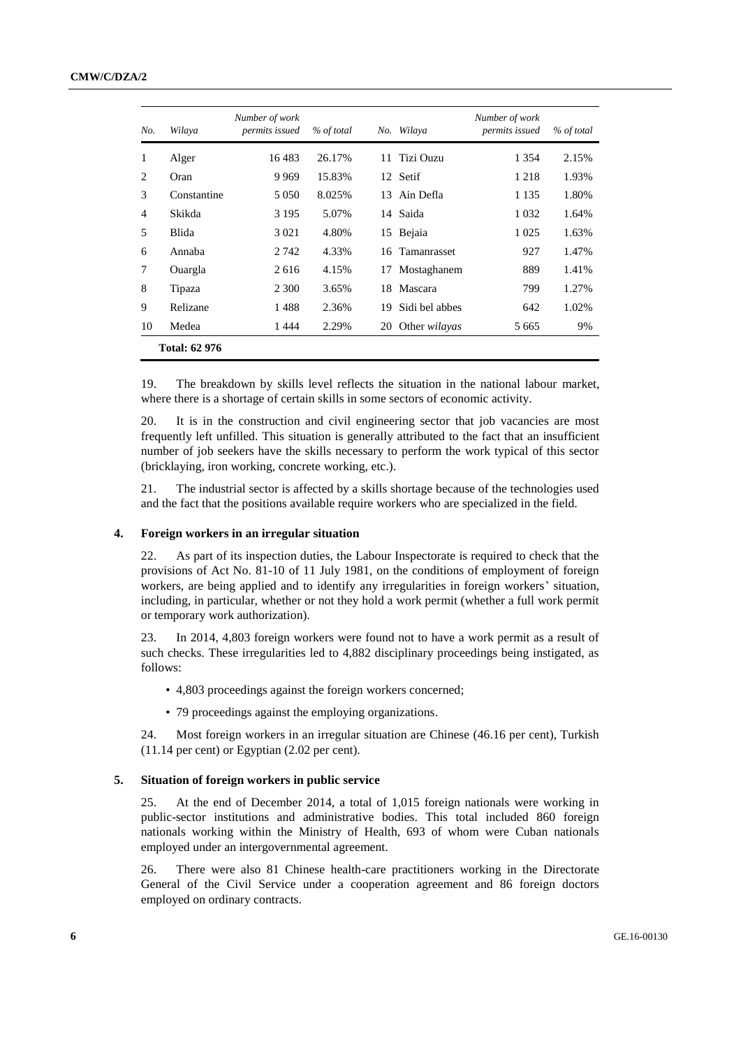| *No.* | *Wilaya* | *Number of work permits issued* | *% of total* | *No.* | *Wilaya* | *Number of work permits issued* | *% of total* |
|---|---|---|---|---|---|---|---|
| 1 | Alger | 16 483 | 26.17% | 11 | Tizi Ouzu | 1 354 | 2.15% |
| 2 | Oran | 9 969 | 15.83% | 12 | Setif | 1 218 | 1.93% |
| 3 | Constantine | 5 050 | 8.025% | 13 | Ain Defla | 1 135 | 1.80% |
| 4 | Skikda | 3 195 | 5.07% | 14 | Saida | 1 032 | 1.64% |
| 5 | Blida | 3 021 | 4.80% | 15 | Bejaia | 1 025 | 1.63% |
| 6 | Annaba | 2 742 | 4.33% | 16 | Tamanrasset | 927 | 1.47% |
| 7 | Ouargla | 2 616 | 4.15% | 17 | Mostaghanem | 889 | 1.41% |
| 8 | Tipaza | 2 300 | 3.65% | 18 | Mascara | 799 | 1.27% |
| 9 | Relizane | 1 488 | 2.36% | 19 | Sidi bel abbes | 642 | 1.02% |
| 10 | Medea | 1 444 | 2.29% | 20 | Other *wilayas* | 5 665 | 9% |
| | **Total: 62 976** | | | | | | |

19. The breakdown by skills level reflects the situation in the national labour market, where there is a shortage of certain skills in some sectors of economic activity.

20. It is in the construction and civil engineering sector that job vacancies are most frequently left unfilled. This situation is generally attributed to the fact that an insufficient number of job seekers have the skills necessary to perform the work typical of this sector (bricklaying, iron working, concrete working, etc.).

21. The industrial sector is affected by a skills shortage because of the technologies used and the fact that the positions available require workers who are specialized in the field.

### 4. Foreign workers in an irregular situation

22. As part of its inspection duties, the Labour Inspectorate is required to check that the provisions of Act No. 81-10 of 11 July 1981, on the conditions of employment of foreign workers, are being applied and to identify any irregularities in foreign workers' situation, including, in particular, whether or not they hold a work permit (whether a full work permit or temporary work authorization).

23. In 2014, 4,803 foreign workers were found not to have a work permit as a result of such checks. These irregularities led to 4,882 disciplinary proceedings being instigated, as follows:

- 4,803 proceedings against the foreign workers concerned;
- 79 proceedings against the employing organizations.

24. Most foreign workers in an irregular situation are Chinese (46.16 per cent), Turkish (11.14 per cent) or Egyptian (2.02 per cent).

### 5. Situation of foreign workers in public service

25. At the end of December 2014, a total of 1,015 foreign nationals were working in public-sector institutions and administrative bodies. This total included 860 foreign nationals working within the Ministry of Health, 693 of whom were Cuban nationals employed under an intergovernmental agreement.

26. There were also 81 Chinese health-care practitioners working in the Directorate General of the Civil Service under a cooperation agreement and 86 foreign doctors employed on ordinary contracts.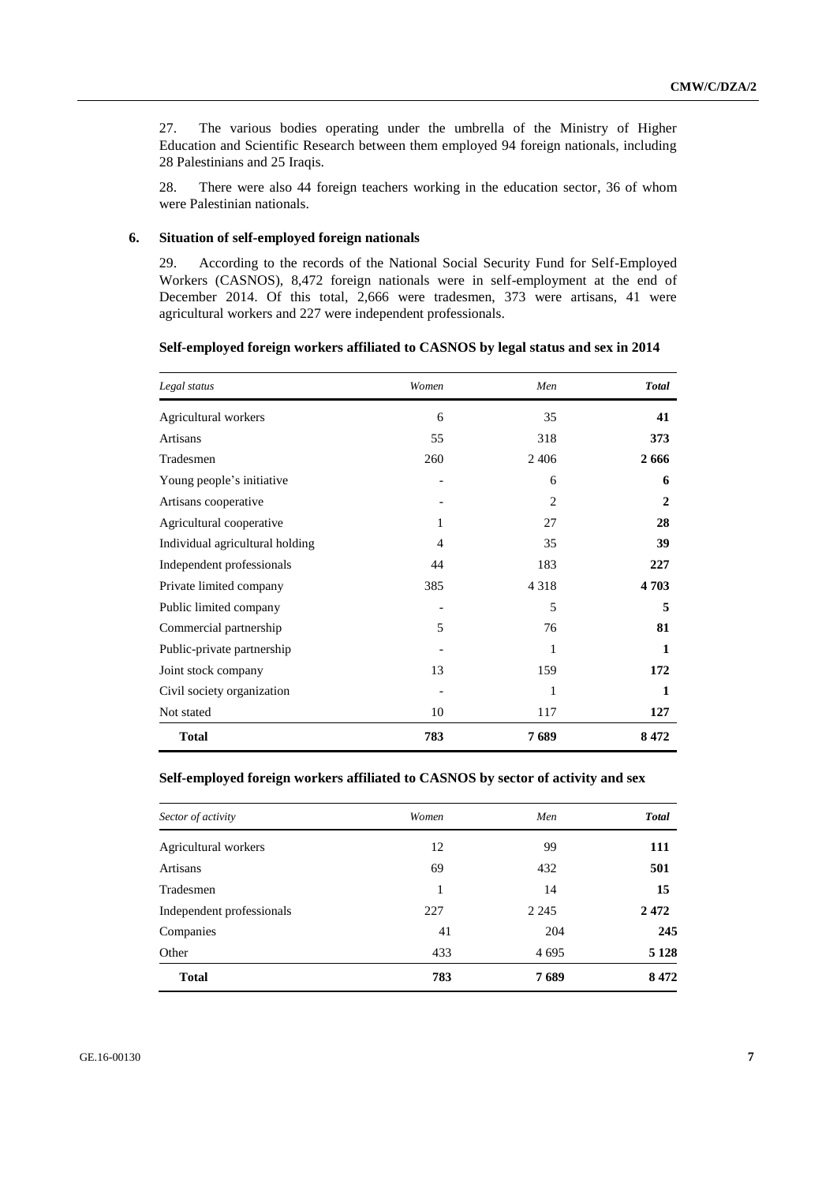27. The various bodies operating under the umbrella of the Ministry of Higher Education and Scientific Research between them employed 94 foreign nationals, including 28 Palestinians and 25 Iraqis.

28. There were also 44 foreign teachers working in the education sector, 36 of whom were Palestinian nationals.

### 6. Situation of self-employed foreign nationals

29. According to the records of the National Social Security Fund for Self-Employed Workers (CASNOS), 8,472 foreign nationals were in self-employment at the end of December 2014. Of this total, 2,666 were tradesmen, 373 were artisans, 41 were agricultural workers and 227 were independent professionals.

**Self-employed foreign workers affiliated to CASNOS by legal status and sex in 2014**

| *Legal status* | *Women* | *Men* | ***Total*** |
|---|---|---|---|
| Agricultural workers | 6 | 35 | **41** |
| Artisans | 55 | 318 | **373** |
| Tradesmen | 260 | 2 406 | **2 666** |
| Young people's initiative | - | 6 | **6** |
| Artisans cooperative | - | 2 | **2** |
| Agricultural cooperative | 1 | 27 | **28** |
| Individual agricultural holding | 4 | 35 | **39** |
| Independent professionals | 44 | 183 | **227** |
| Private limited company | 385 | 4 318 | **4 703** |
| Public limited company | - | 5 | **5** |
| Commercial partnership | 5 | 76 | **81** |
| Public-private partnership | - | 1 | **1** |
| Joint stock company | 13 | 159 | **172** |
| Civil society organization | - | 1 | **1** |
| Not stated | 10 | 117 | **127** |
| **Total** | **783** | **7 689** | **8 472** |

**Self-employed foreign workers affiliated to CASNOS by sector of activity and sex**

| *Sector of activity* | *Women* | *Men* | ***Total*** |
|---|---|---|---|
| Agricultural workers | 12 | 99 | **111** |
| Artisans | 69 | 432 | **501** |
| Tradesmen | 1 | 14 | **15** |
| Independent professionals | 227 | 2 245 | **2 472** |
| Companies | 41 | 204 | **245** |
| Other | 433 | 4 695 | **5 128** |
| **Total** | **783** | **7 689** | **8 472** |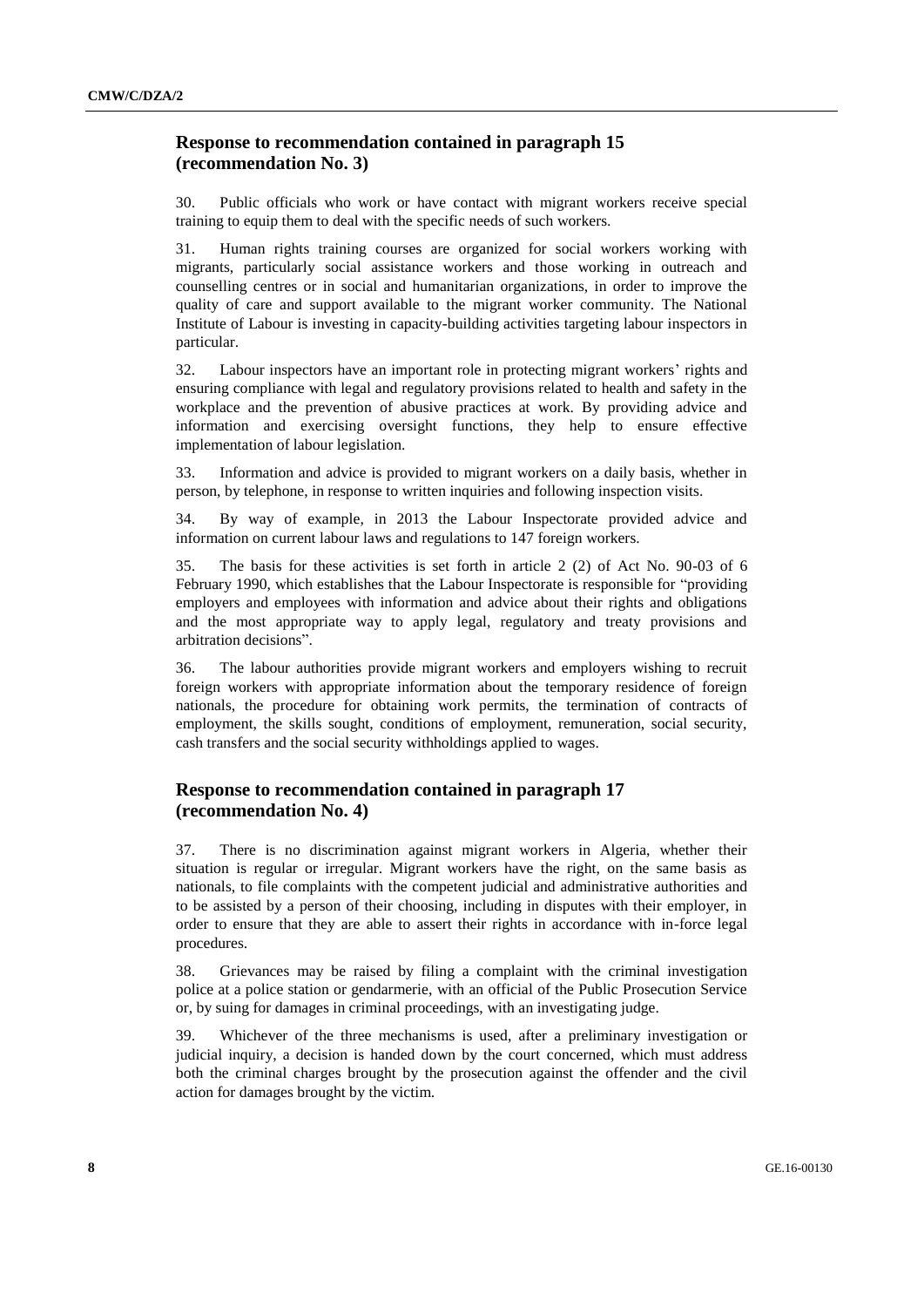## Response to recommendation contained in paragraph 15 (recommendation No. 3)

30. Public officials who work or have contact with migrant workers receive special training to equip them to deal with the specific needs of such workers.

31. Human rights training courses are organized for social workers working with migrants, particularly social assistance workers and those working in outreach and counselling centres or in social and humanitarian organizations, in order to improve the quality of care and support available to the migrant worker community. The National Institute of Labour is investing in capacity-building activities targeting labour inspectors in particular.

32. Labour inspectors have an important role in protecting migrant workers' rights and ensuring compliance with legal and regulatory provisions related to health and safety in the workplace and the prevention of abusive practices at work. By providing advice and information and exercising oversight functions, they help to ensure effective implementation of labour legislation.

33. Information and advice is provided to migrant workers on a daily basis, whether in person, by telephone, in response to written inquiries and following inspection visits.

34. By way of example, in 2013 the Labour Inspectorate provided advice and information on current labour laws and regulations to 147 foreign workers.

35. The basis for these activities is set forth in article 2 (2) of Act No. 90-03 of 6 February 1990, which establishes that the Labour Inspectorate is responsible for "providing employers and employees with information and advice about their rights and obligations and the most appropriate way to apply legal, regulatory and treaty provisions and arbitration decisions".

36. The labour authorities provide migrant workers and employers wishing to recruit foreign workers with appropriate information about the temporary residence of foreign nationals, the procedure for obtaining work permits, the termination of contracts of employment, the skills sought, conditions of employment, remuneration, social security, cash transfers and the social security withholdings applied to wages.

## Response to recommendation contained in paragraph 17 (recommendation No. 4)

37. There is no discrimination against migrant workers in Algeria, whether their situation is regular or irregular. Migrant workers have the right, on the same basis as nationals, to file complaints with the competent judicial and administrative authorities and to be assisted by a person of their choosing, including in disputes with their employer, in order to ensure that they are able to assert their rights in accordance with in-force legal procedures.

38. Grievances may be raised by filing a complaint with the criminal investigation police at a police station or gendarmerie, with an official of the Public Prosecution Service or, by suing for damages in criminal proceedings, with an investigating judge.

39. Whichever of the three mechanisms is used, after a preliminary investigation or judicial inquiry, a decision is handed down by the court concerned, which must address both the criminal charges brought by the prosecution against the offender and the civil action for damages brought by the victim.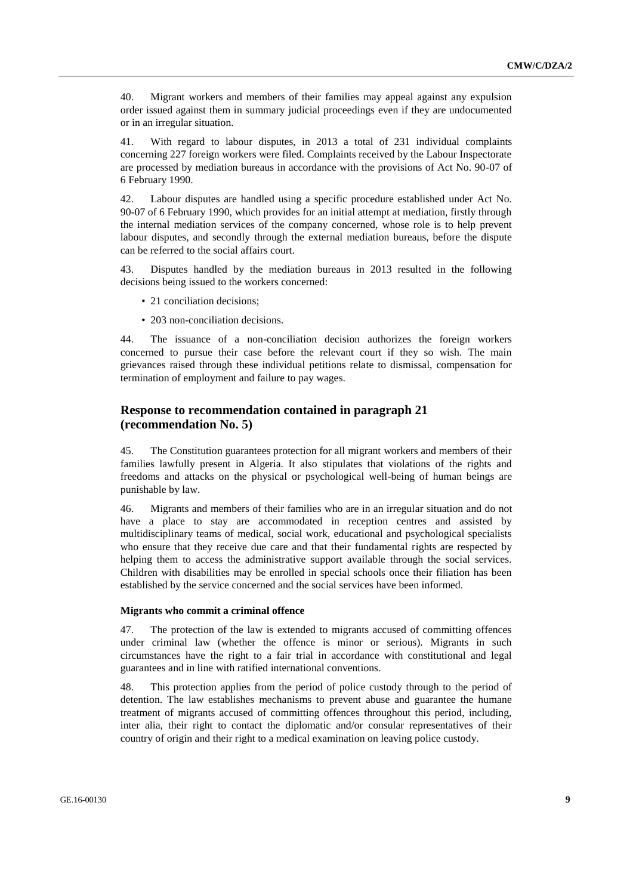40. Migrant workers and members of their families may appeal against any expulsion order issued against them in summary judicial proceedings even if they are undocumented or in an irregular situation.

41. With regard to labour disputes, in 2013 a total of 231 individual complaints concerning 227 foreign workers were filed. Complaints received by the Labour Inspectorate are processed by mediation bureaus in accordance with the provisions of Act No. 90-07 of 6 February 1990.

42. Labour disputes are handled using a specific procedure established under Act No. 90-07 of 6 February 1990, which provides for an initial attempt at mediation, firstly through the internal mediation services of the company concerned, whose role is to help prevent labour disputes, and secondly through the external mediation bureaus, before the dispute can be referred to the social affairs court.

43. Disputes handled by the mediation bureaus in 2013 resulted in the following decisions being issued to the workers concerned:

- 21 conciliation decisions;
- 203 non-conciliation decisions.

44. The issuance of a non-conciliation decision authorizes the foreign workers concerned to pursue their case before the relevant court if they so wish. The main grievances raised through these individual petitions relate to dismissal, compensation for termination of employment and failure to pay wages.

## Response to recommendation contained in paragraph 21 (recommendation No. 5)

45. The Constitution guarantees protection for all migrant workers and members of their families lawfully present in Algeria. It also stipulates that violations of the rights and freedoms and attacks on the physical or psychological well-being of human beings are punishable by law.

46. Migrants and members of their families who are in an irregular situation and do not have a place to stay are accommodated in reception centres and assisted by multidisciplinary teams of medical, social work, educational and psychological specialists who ensure that they receive due care and that their fundamental rights are respected by helping them to access the administrative support available through the social services. Children with disabilities may be enrolled in special schools once their filiation has been established by the service concerned and the social services have been informed.

### Migrants who commit a criminal offence

47. The protection of the law is extended to migrants accused of committing offences under criminal law (whether the offence is minor or serious). Migrants in such circumstances have the right to a fair trial in accordance with constitutional and legal guarantees and in line with ratified international conventions.

48. This protection applies from the period of police custody through to the period of detention. The law establishes mechanisms to prevent abuse and guarantee the humane treatment of migrants accused of committing offences throughout this period, including, inter alia, their right to contact the diplomatic and/or consular representatives of their country of origin and their right to a medical examination on leaving police custody.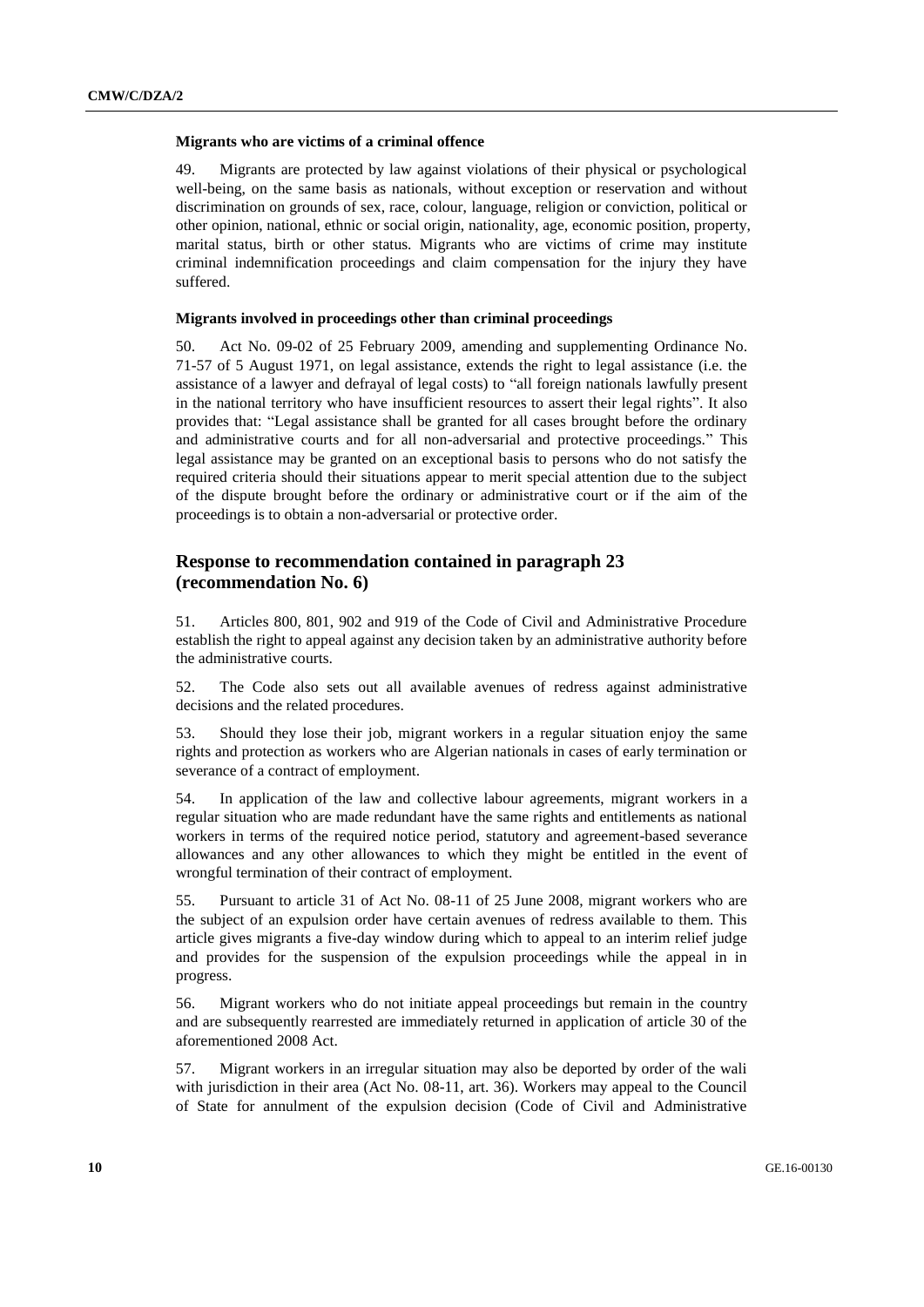### Migrants who are victims of a criminal offence

49. Migrants are protected by law against violations of their physical or psychological well-being, on the same basis as nationals, without exception or reservation and without discrimination on grounds of sex, race, colour, language, religion or conviction, political or other opinion, national, ethnic or social origin, nationality, age, economic position, property, marital status, birth or other status. Migrants who are victims of crime may institute criminal indemnification proceedings and claim compensation for the injury they have suffered.

### Migrants involved in proceedings other than criminal proceedings

50. Act No. 09-02 of 25 February 2009, amending and supplementing Ordinance No. 71-57 of 5 August 1971, on legal assistance, extends the right to legal assistance (i.e. the assistance of a lawyer and defrayal of legal costs) to "all foreign nationals lawfully present in the national territory who have insufficient resources to assert their legal rights". It also provides that: "Legal assistance shall be granted for all cases brought before the ordinary and administrative courts and for all non-adversarial and protective proceedings." This legal assistance may be granted on an exceptional basis to persons who do not satisfy the required criteria should their situations appear to merit special attention due to the subject of the dispute brought before the ordinary or administrative court or if the aim of the proceedings is to obtain a non-adversarial or protective order.

## Response to recommendation contained in paragraph 23 (recommendation No. 6)

51. Articles 800, 801, 902 and 919 of the Code of Civil and Administrative Procedure establish the right to appeal against any decision taken by an administrative authority before the administrative courts.

52. The Code also sets out all available avenues of redress against administrative decisions and the related procedures.

53. Should they lose their job, migrant workers in a regular situation enjoy the same rights and protection as workers who are Algerian nationals in cases of early termination or severance of a contract of employment.

54. In application of the law and collective labour agreements, migrant workers in a regular situation who are made redundant have the same rights and entitlements as national workers in terms of the required notice period, statutory and agreement-based severance allowances and any other allowances to which they might be entitled in the event of wrongful termination of their contract of employment.

55. Pursuant to article 31 of Act No. 08-11 of 25 June 2008, migrant workers who are the subject of an expulsion order have certain avenues of redress available to them. This article gives migrants a five-day window during which to appeal to an interim relief judge and provides for the suspension of the expulsion proceedings while the appeal in in progress.

56. Migrant workers who do not initiate appeal proceedings but remain in the country and are subsequently rearrested are immediately returned in application of article 30 of the aforementioned 2008 Act.

57. Migrant workers in an irregular situation may also be deported by order of the wali with jurisdiction in their area (Act No. 08-11, art. 36). Workers may appeal to the Council of State for annulment of the expulsion decision (Code of Civil and Administrative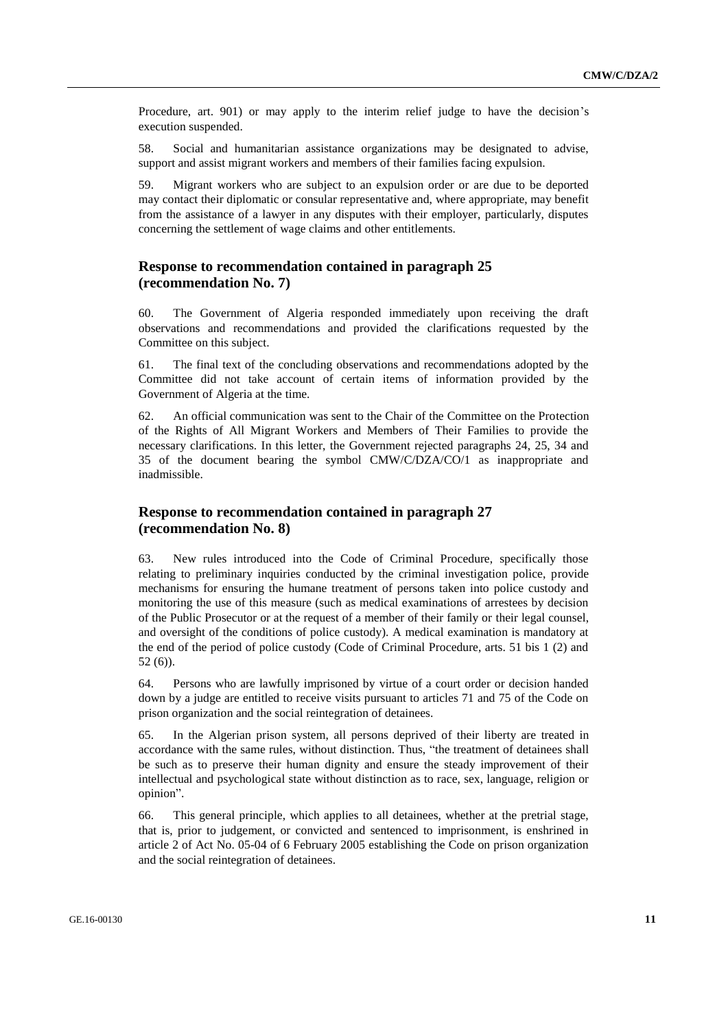Procedure, art. 901) or may apply to the interim relief judge to have the decision's execution suspended.

58. Social and humanitarian assistance organizations may be designated to advise, support and assist migrant workers and members of their families facing expulsion.

59. Migrant workers who are subject to an expulsion order or are due to be deported may contact their diplomatic or consular representative and, where appropriate, may benefit from the assistance of a lawyer in any disputes with their employer, particularly, disputes concerning the settlement of wage claims and other entitlements.

## Response to recommendation contained in paragraph 25 (recommendation No. 7)

60. The Government of Algeria responded immediately upon receiving the draft observations and recommendations and provided the clarifications requested by the Committee on this subject.

61. The final text of the concluding observations and recommendations adopted by the Committee did not take account of certain items of information provided by the Government of Algeria at the time.

62. An official communication was sent to the Chair of the Committee on the Protection of the Rights of All Migrant Workers and Members of Their Families to provide the necessary clarifications. In this letter, the Government rejected paragraphs 24, 25, 34 and 35 of the document bearing the symbol CMW/C/DZA/CO/1 as inappropriate and inadmissible.

## Response to recommendation contained in paragraph 27 (recommendation No. 8)

63. New rules introduced into the Code of Criminal Procedure, specifically those relating to preliminary inquiries conducted by the criminal investigation police, provide mechanisms for ensuring the humane treatment of persons taken into police custody and monitoring the use of this measure (such as medical examinations of arrestees by decision of the Public Prosecutor or at the request of a member of their family or their legal counsel, and oversight of the conditions of police custody). A medical examination is mandatory at the end of the period of police custody (Code of Criminal Procedure, arts. 51 bis 1 (2) and 52 (6)).

64. Persons who are lawfully imprisoned by virtue of a court order or decision handed down by a judge are entitled to receive visits pursuant to articles 71 and 75 of the Code on prison organization and the social reintegration of detainees.

65. In the Algerian prison system, all persons deprived of their liberty are treated in accordance with the same rules, without distinction. Thus, "the treatment of detainees shall be such as to preserve their human dignity and ensure the steady improvement of their intellectual and psychological state without distinction as to race, sex, language, religion or opinion".

66. This general principle, which applies to all detainees, whether at the pretrial stage, that is, prior to judgement, or convicted and sentenced to imprisonment, is enshrined in article 2 of Act No. 05-04 of 6 February 2005 establishing the Code on prison organization and the social reintegration of detainees.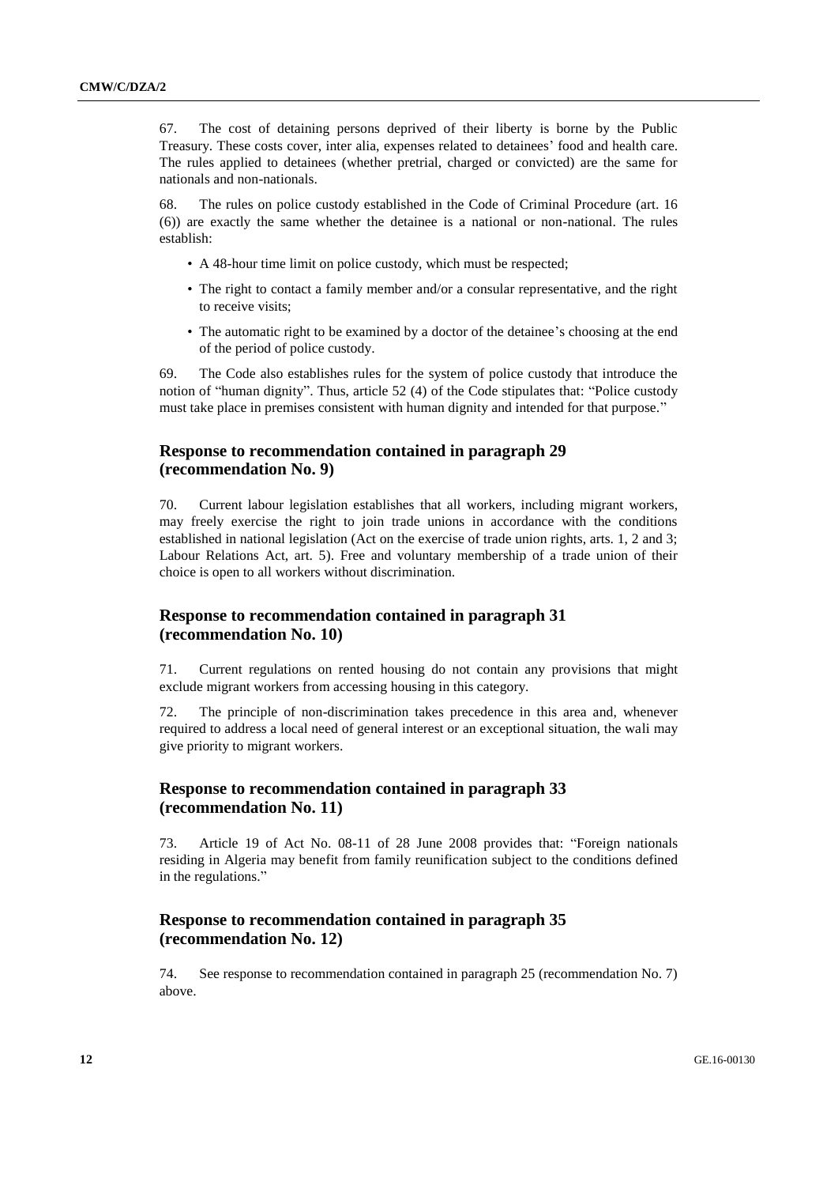67. The cost of detaining persons deprived of their liberty is borne by the Public Treasury. These costs cover, inter alia, expenses related to detainees' food and health care. The rules applied to detainees (whether pretrial, charged or convicted) are the same for nationals and non-nationals.

68. The rules on police custody established in the Code of Criminal Procedure (art. 16 (6)) are exactly the same whether the detainee is a national or non-national. The rules establish:

- A 48-hour time limit on police custody, which must be respected;
- The right to contact a family member and/or a consular representative, and the right to receive visits;
- The automatic right to be examined by a doctor of the detainee's choosing at the end of the period of police custody.

69. The Code also establishes rules for the system of police custody that introduce the notion of "human dignity". Thus, article 52 (4) of the Code stipulates that: "Police custody must take place in premises consistent with human dignity and intended for that purpose."

## Response to recommendation contained in paragraph 29 (recommendation No. 9)

70. Current labour legislation establishes that all workers, including migrant workers, may freely exercise the right to join trade unions in accordance with the conditions established in national legislation (Act on the exercise of trade union rights, arts. 1, 2 and 3; Labour Relations Act, art. 5). Free and voluntary membership of a trade union of their choice is open to all workers without discrimination.

## Response to recommendation contained in paragraph 31 (recommendation No. 10)

71. Current regulations on rented housing do not contain any provisions that might exclude migrant workers from accessing housing in this category.

72. The principle of non-discrimination takes precedence in this area and, whenever required to address a local need of general interest or an exceptional situation, the wali may give priority to migrant workers.

## Response to recommendation contained in paragraph 33 (recommendation No. 11)

73. Article 19 of Act No. 08-11 of 28 June 2008 provides that: "Foreign nationals residing in Algeria may benefit from family reunification subject to the conditions defined in the regulations."

## Response to recommendation contained in paragraph 35 (recommendation No. 12)

74. See response to recommendation contained in paragraph 25 (recommendation No. 7) above.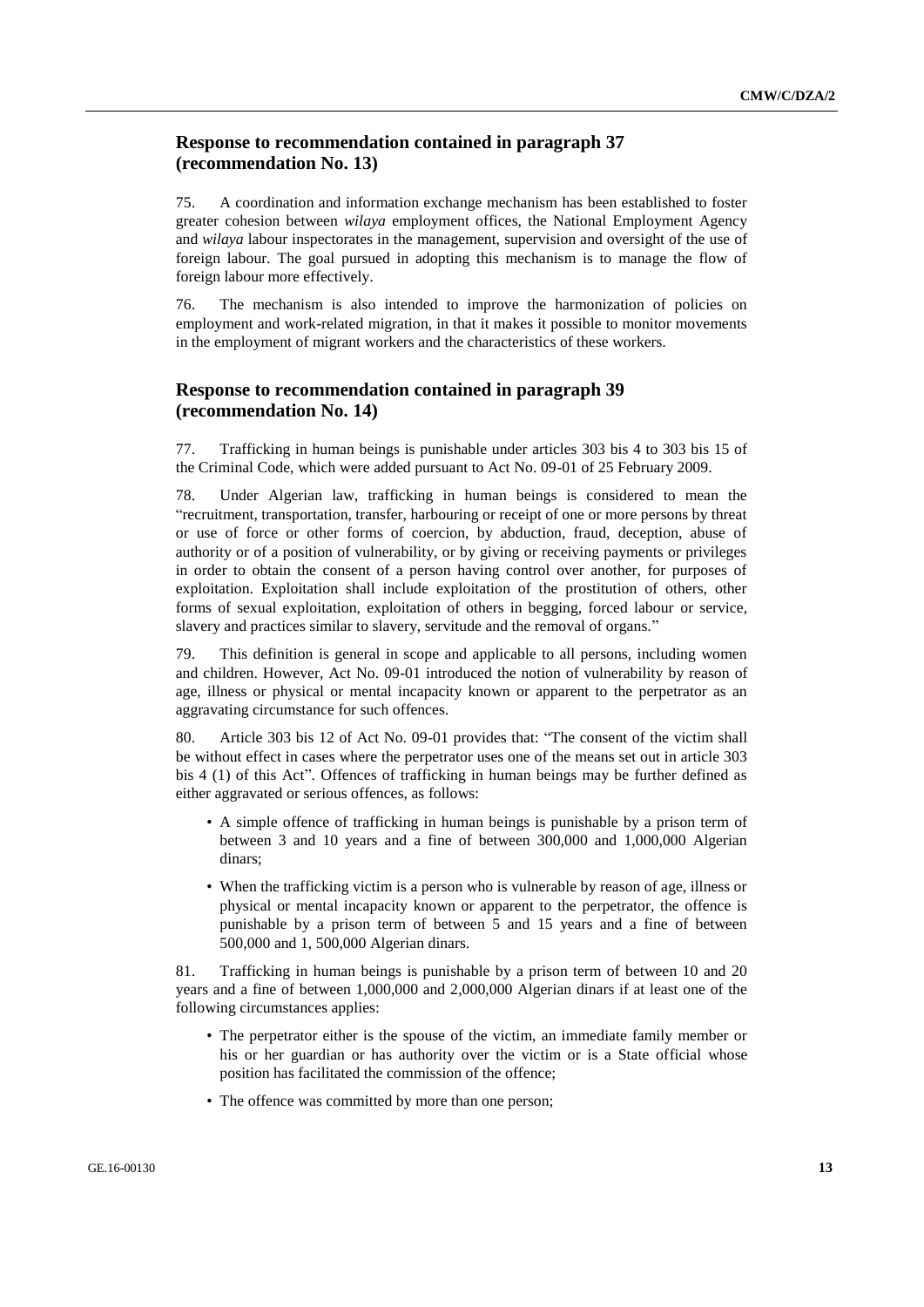## Response to recommendation contained in paragraph 37 (recommendation No. 13)

75. A coordination and information exchange mechanism has been established to foster greater cohesion between *wilaya* employment offices, the National Employment Agency and *wilaya* labour inspectorates in the management, supervision and oversight of the use of foreign labour. The goal pursued in adopting this mechanism is to manage the flow of foreign labour more effectively.

76. The mechanism is also intended to improve the harmonization of policies on employment and work-related migration, in that it makes it possible to monitor movements in the employment of migrant workers and the characteristics of these workers.

## Response to recommendation contained in paragraph 39 (recommendation No. 14)

77. Trafficking in human beings is punishable under articles 303 bis 4 to 303 bis 15 of the Criminal Code, which were added pursuant to Act No. 09-01 of 25 February 2009.

78. Under Algerian law, trafficking in human beings is considered to mean the "recruitment, transportation, transfer, harbouring or receipt of one or more persons by threat or use of force or other forms of coercion, by abduction, fraud, deception, abuse of authority or of a position of vulnerability, or by giving or receiving payments or privileges in order to obtain the consent of a person having control over another, for purposes of exploitation. Exploitation shall include exploitation of the prostitution of others, other forms of sexual exploitation, exploitation of others in begging, forced labour or service, slavery and practices similar to slavery, servitude and the removal of organs."

79. This definition is general in scope and applicable to all persons, including women and children. However, Act No. 09-01 introduced the notion of vulnerability by reason of age, illness or physical or mental incapacity known or apparent to the perpetrator as an aggravating circumstance for such offences.

80. Article 303 bis 12 of Act No. 09-01 provides that: "The consent of the victim shall be without effect in cases where the perpetrator uses one of the means set out in article 303 bis 4 (1) of this Act". Offences of trafficking in human beings may be further defined as either aggravated or serious offences, as follows:

- A simple offence of trafficking in human beings is punishable by a prison term of between 3 and 10 years and a fine of between 300,000 and 1,000,000 Algerian dinars;
- When the trafficking victim is a person who is vulnerable by reason of age, illness or physical or mental incapacity known or apparent to the perpetrator, the offence is punishable by a prison term of between 5 and 15 years and a fine of between 500,000 and 1, 500,000 Algerian dinars.

81. Trafficking in human beings is punishable by a prison term of between 10 and 20 years and a fine of between 1,000,000 and 2,000,000 Algerian dinars if at least one of the following circumstances applies:

- The perpetrator either is the spouse of the victim, an immediate family member or his or her guardian or has authority over the victim or is a State official whose position has facilitated the commission of the offence;
- The offence was committed by more than one person;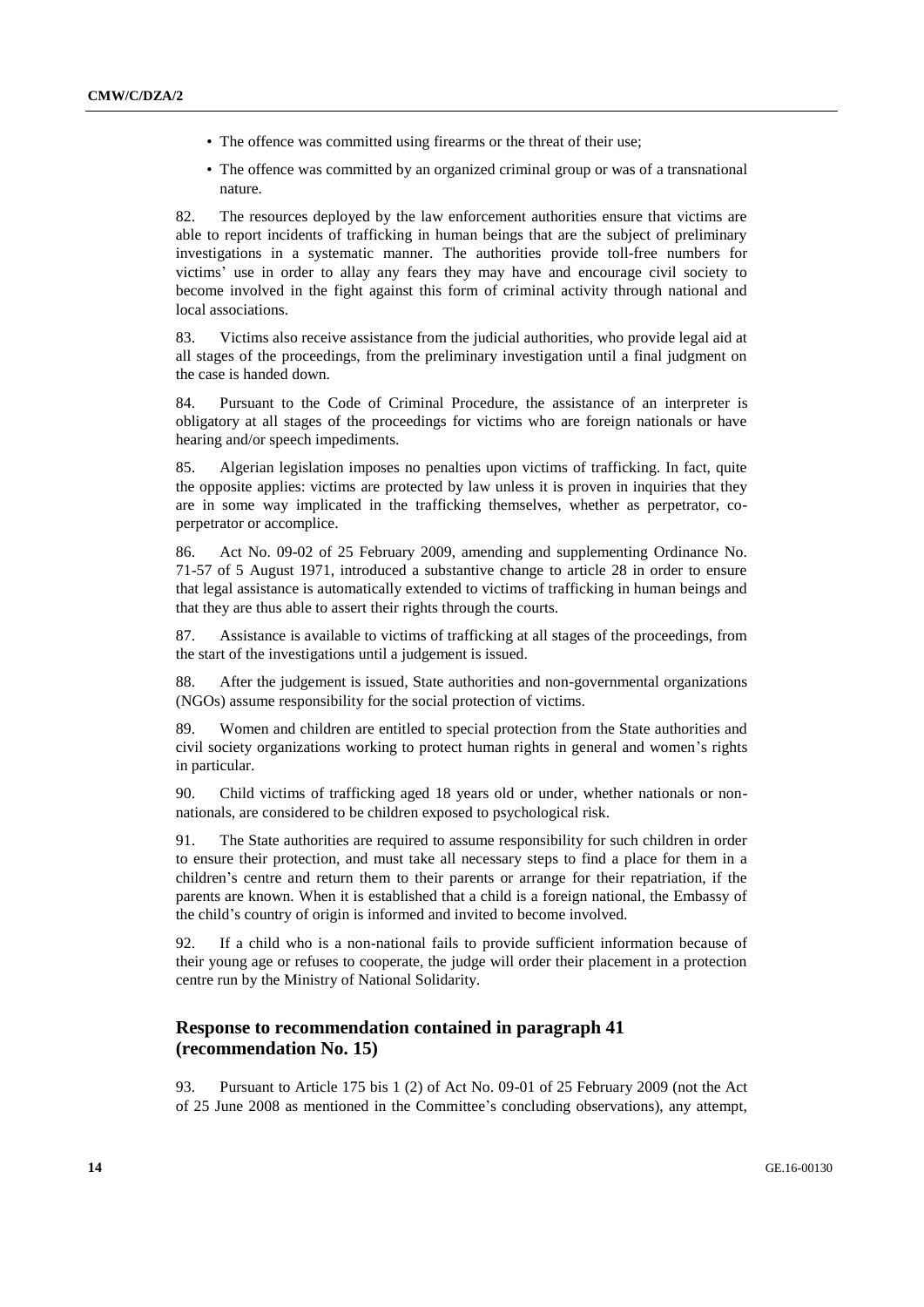- The offence was committed using firearms or the threat of their use;
- The offence was committed by an organized criminal group or was of a transnational nature.

82. The resources deployed by the law enforcement authorities ensure that victims are able to report incidents of trafficking in human beings that are the subject of preliminary investigations in a systematic manner. The authorities provide toll-free numbers for victims' use in order to allay any fears they may have and encourage civil society to become involved in the fight against this form of criminal activity through national and local associations.

83. Victims also receive assistance from the judicial authorities, who provide legal aid at all stages of the proceedings, from the preliminary investigation until a final judgment on the case is handed down.

84. Pursuant to the Code of Criminal Procedure, the assistance of an interpreter is obligatory at all stages of the proceedings for victims who are foreign nationals or have hearing and/or speech impediments.

85. Algerian legislation imposes no penalties upon victims of trafficking. In fact, quite the opposite applies: victims are protected by law unless it is proven in inquiries that they are in some way implicated in the trafficking themselves, whether as perpetrator, co-perpetrator or accomplice.

86. Act No. 09-02 of 25 February 2009, amending and supplementing Ordinance No. 71-57 of 5 August 1971, introduced a substantive change to article 28 in order to ensure that legal assistance is automatically extended to victims of trafficking in human beings and that they are thus able to assert their rights through the courts.

87. Assistance is available to victims of trafficking at all stages of the proceedings, from the start of the investigations until a judgement is issued.

88. After the judgement is issued, State authorities and non-governmental organizations (NGOs) assume responsibility for the social protection of victims.

89. Women and children are entitled to special protection from the State authorities and civil society organizations working to protect human rights in general and women's rights in particular.

90. Child victims of trafficking aged 18 years old or under, whether nationals or non-nationals, are considered to be children exposed to psychological risk.

91. The State authorities are required to assume responsibility for such children in order to ensure their protection, and must take all necessary steps to find a place for them in a children's centre and return them to their parents or arrange for their repatriation, if the parents are known. When it is established that a child is a foreign national, the Embassy of the child's country of origin is informed and invited to become involved.

92. If a child who is a non-national fails to provide sufficient information because of their young age or refuses to cooperate, the judge will order their placement in a protection centre run by the Ministry of National Solidarity.

## Response to recommendation contained in paragraph 41 (recommendation No. 15)

93. Pursuant to Article 175 bis 1 (2) of Act No. 09-01 of 25 February 2009 (not the Act of 25 June 2008 as mentioned in the Committee's concluding observations), any attempt,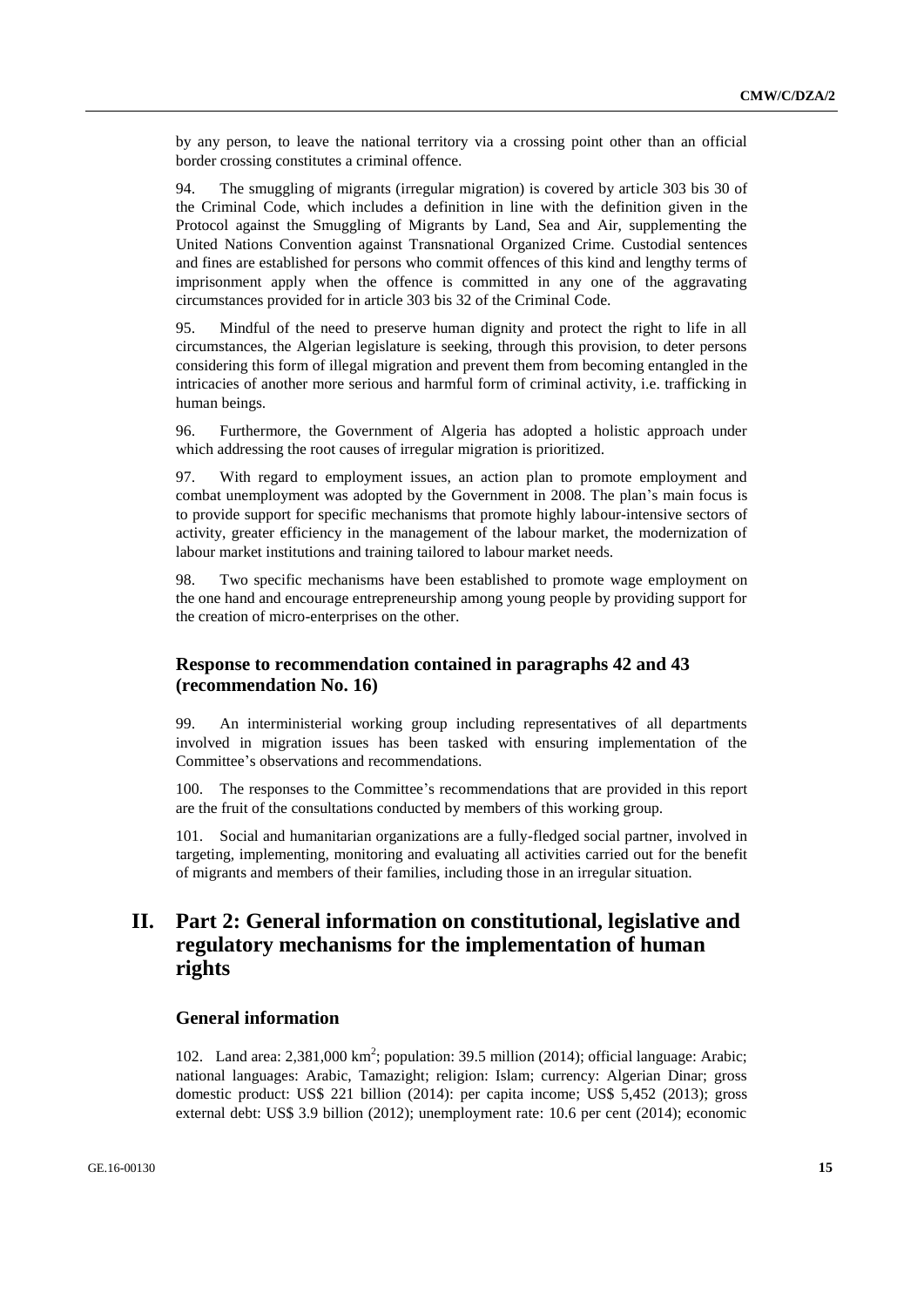by any person, to leave the national territory via a crossing point other than an official border crossing constitutes a criminal offence.

94. The smuggling of migrants (irregular migration) is covered by article 303 bis 30 of the Criminal Code, which includes a definition in line with the definition given in the Protocol against the Smuggling of Migrants by Land, Sea and Air, supplementing the United Nations Convention against Transnational Organized Crime. Custodial sentences and fines are established for persons who commit offences of this kind and lengthy terms of imprisonment apply when the offence is committed in any one of the aggravating circumstances provided for in article 303 bis 32 of the Criminal Code.

95. Mindful of the need to preserve human dignity and protect the right to life in all circumstances, the Algerian legislature is seeking, through this provision, to deter persons considering this form of illegal migration and prevent them from becoming entangled in the intricacies of another more serious and harmful form of criminal activity, i.e. trafficking in human beings.

96. Furthermore, the Government of Algeria has adopted a holistic approach under which addressing the root causes of irregular migration is prioritized.

97. With regard to employment issues, an action plan to promote employment and combat unemployment was adopted by the Government in 2008. The plan's main focus is to provide support for specific mechanisms that promote highly labour-intensive sectors of activity, greater efficiency in the management of the labour market, the modernization of labour market institutions and training tailored to labour market needs.

98. Two specific mechanisms have been established to promote wage employment on the one hand and encourage entrepreneurship among young people by providing support for the creation of micro-enterprises on the other.

### Response to recommendation contained in paragraphs 42 and 43 (recommendation No. 16)

99. An interministerial working group including representatives of all departments involved in migration issues has been tasked with ensuring implementation of the Committee's observations and recommendations.

100. The responses to the Committee's recommendations that are provided in this report are the fruit of the consultations conducted by members of this working group.

101. Social and humanitarian organizations are a fully-fledged social partner, involved in targeting, implementing, monitoring and evaluating all activities carried out for the benefit of migrants and members of their families, including those in an irregular situation.

## II. Part 2: General information on constitutional, legislative and regulatory mechanisms for the implementation of human rights

### General information

102. Land area: 2,381,000 km$^2$; population: 39.5 million (2014); official language: Arabic; national languages: Arabic, Tamazight; religion: Islam; currency: Algerian Dinar; gross domestic product: US$ 221 billion (2014): per capita income; US$ 5,452 (2013); gross external debt: US$ 3.9 billion (2012); unemployment rate: 10.6 per cent (2014); economic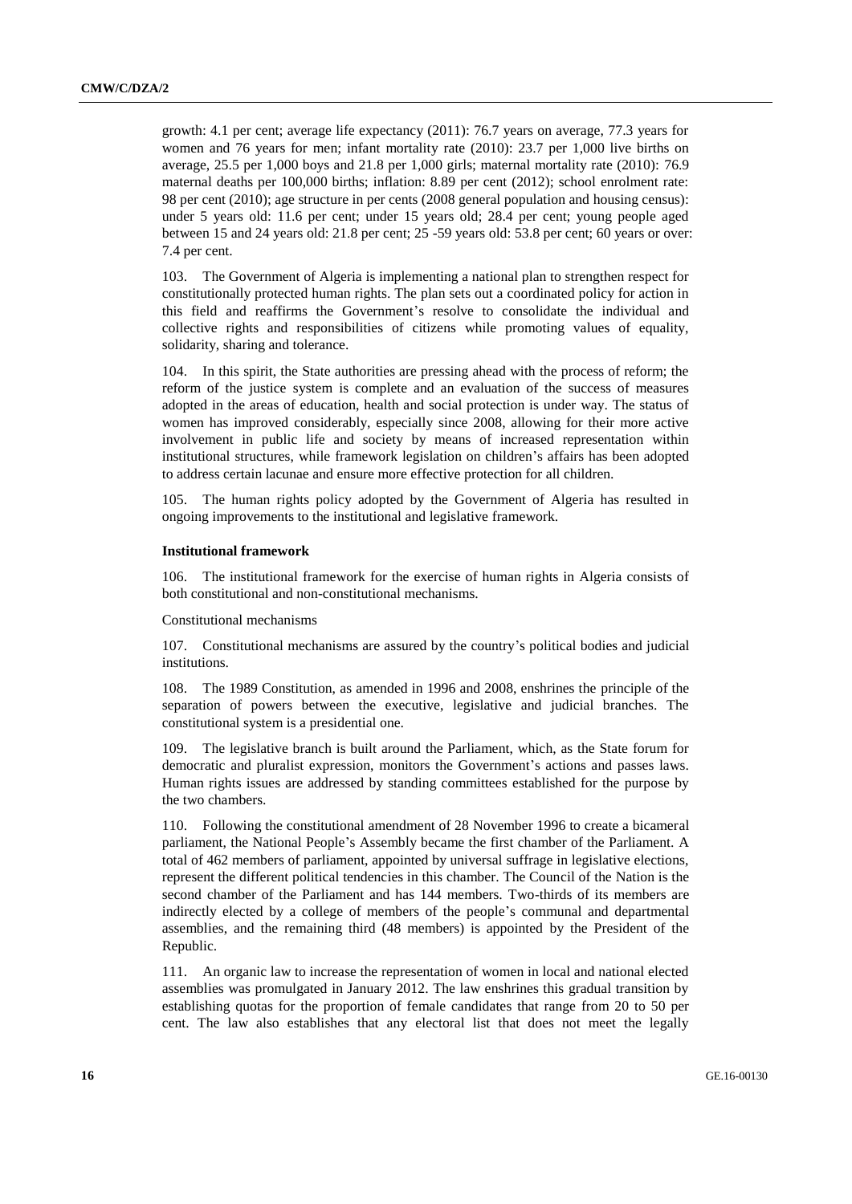growth: 4.1 per cent; average life expectancy (2011): 76.7 years on average, 77.3 years for women and 76 years for men; infant mortality rate (2010): 23.7 per 1,000 live births on average, 25.5 per 1,000 boys and 21.8 per 1,000 girls; maternal mortality rate (2010): 76.9 maternal deaths per 100,000 births; inflation: 8.89 per cent (2012); school enrolment rate: 98 per cent (2010); age structure in per cents (2008 general population and housing census): under 5 years old: 11.6 per cent; under 15 years old; 28.4 per cent; young people aged between 15 and 24 years old: 21.8 per cent; 25 -59 years old: 53.8 per cent; 60 years or over: 7.4 per cent.

103. The Government of Algeria is implementing a national plan to strengthen respect for constitutionally protected human rights. The plan sets out a coordinated policy for action in this field and reaffirms the Government's resolve to consolidate the individual and collective rights and responsibilities of citizens while promoting values of equality, solidarity, sharing and tolerance.

104. In this spirit, the State authorities are pressing ahead with the process of reform; the reform of the justice system is complete and an evaluation of the success of measures adopted in the areas of education, health and social protection is under way. The status of women has improved considerably, especially since 2008, allowing for their more active involvement in public life and society by means of increased representation within institutional structures, while framework legislation on children's affairs has been adopted to address certain lacunae and ensure more effective protection for all children.

105. The human rights policy adopted by the Government of Algeria has resulted in ongoing improvements to the institutional and legislative framework.

**Institutional framework**

106. The institutional framework for the exercise of human rights in Algeria consists of both constitutional and non-constitutional mechanisms.

Constitutional mechanisms

107. Constitutional mechanisms are assured by the country's political bodies and judicial institutions.

108. The 1989 Constitution, as amended in 1996 and 2008, enshrines the principle of the separation of powers between the executive, legislative and judicial branches. The constitutional system is a presidential one.

109. The legislative branch is built around the Parliament, which, as the State forum for democratic and pluralist expression, monitors the Government's actions and passes laws. Human rights issues are addressed by standing committees established for the purpose by the two chambers.

110. Following the constitutional amendment of 28 November 1996 to create a bicameral parliament, the National People's Assembly became the first chamber of the Parliament. A total of 462 members of parliament, appointed by universal suffrage in legislative elections, represent the different political tendencies in this chamber. The Council of the Nation is the second chamber of the Parliament and has 144 members. Two-thirds of its members are indirectly elected by a college of members of the people's communal and departmental assemblies, and the remaining third (48 members) is appointed by the President of the Republic.

111. An organic law to increase the representation of women in local and national elected assemblies was promulgated in January 2012. The law enshrines this gradual transition by establishing quotas for the proportion of female candidates that range from 20 to 50 per cent. The law also establishes that any electoral list that does not meet the legally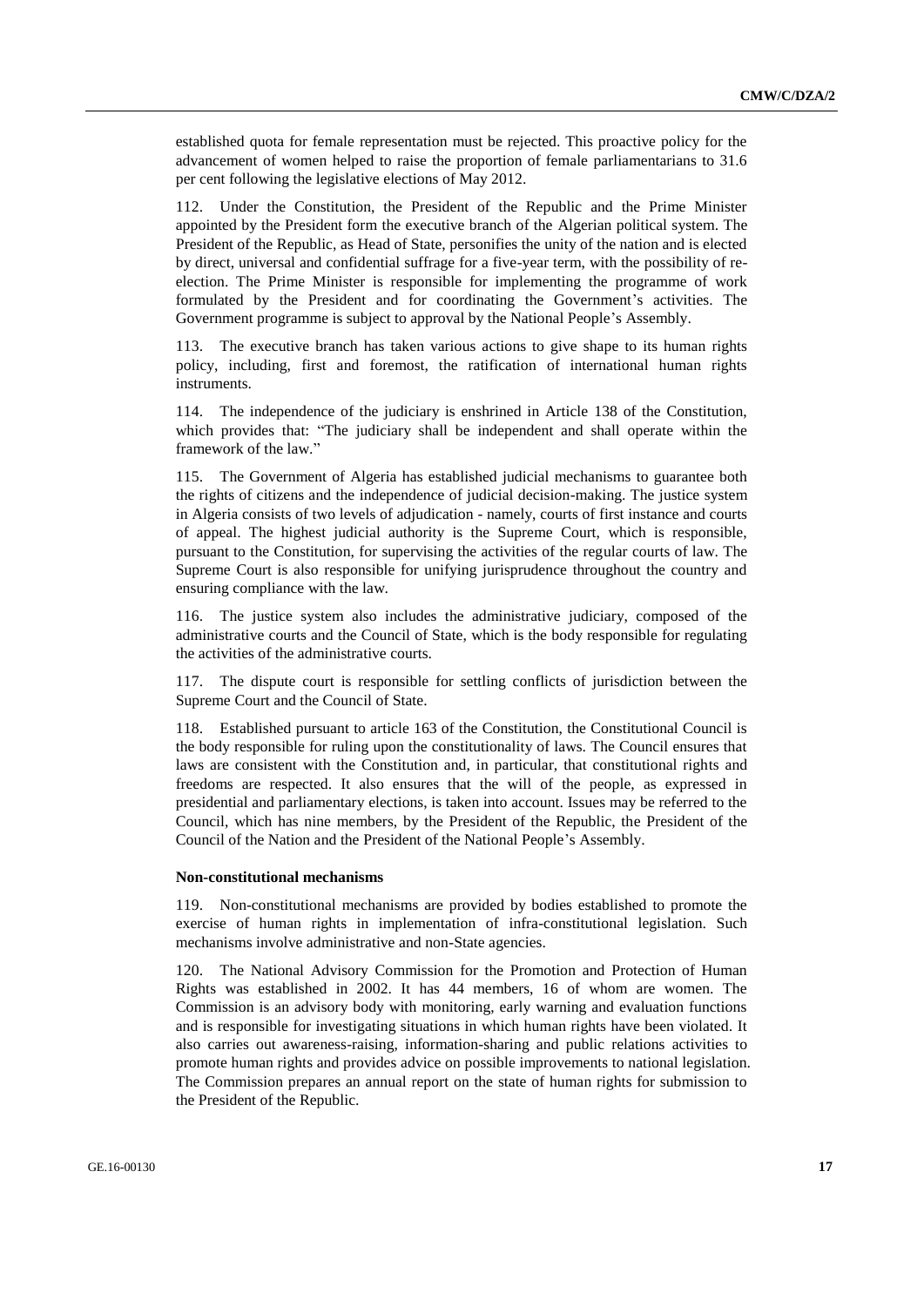established quota for female representation must be rejected. This proactive policy for the advancement of women helped to raise the proportion of female parliamentarians to 31.6 per cent following the legislative elections of May 2012.

112. Under the Constitution, the President of the Republic and the Prime Minister appointed by the President form the executive branch of the Algerian political system. The President of the Republic, as Head of State, personifies the unity of the nation and is elected by direct, universal and confidential suffrage for a five-year term, with the possibility of re-election. The Prime Minister is responsible for implementing the programme of work formulated by the President and for coordinating the Government's activities. The Government programme is subject to approval by the National People's Assembly.

113. The executive branch has taken various actions to give shape to its human rights policy, including, first and foremost, the ratification of international human rights instruments.

114. The independence of the judiciary is enshrined in Article 138 of the Constitution, which provides that: "The judiciary shall be independent and shall operate within the framework of the law."

115. The Government of Algeria has established judicial mechanisms to guarantee both the rights of citizens and the independence of judicial decision-making. The justice system in Algeria consists of two levels of adjudication - namely, courts of first instance and courts of appeal. The highest judicial authority is the Supreme Court, which is responsible, pursuant to the Constitution, for supervising the activities of the regular courts of law. The Supreme Court is also responsible for unifying jurisprudence throughout the country and ensuring compliance with the law.

116. The justice system also includes the administrative judiciary, composed of the administrative courts and the Council of State, which is the body responsible for regulating the activities of the administrative courts.

117. The dispute court is responsible for settling conflicts of jurisdiction between the Supreme Court and the Council of State.

118. Established pursuant to article 163 of the Constitution, the Constitutional Council is the body responsible for ruling upon the constitutionality of laws. The Council ensures that laws are consistent with the Constitution and, in particular, that constitutional rights and freedoms are respected. It also ensures that the will of the people, as expressed in presidential and parliamentary elections, is taken into account. Issues may be referred to the Council, which has nine members, by the President of the Republic, the President of the Council of the Nation and the President of the National People's Assembly.

**Non-constitutional mechanisms**

119. Non-constitutional mechanisms are provided by bodies established to promote the exercise of human rights in implementation of infra-constitutional legislation. Such mechanisms involve administrative and non-State agencies.

120. The National Advisory Commission for the Promotion and Protection of Human Rights was established in 2002. It has 44 members, 16 of whom are women. The Commission is an advisory body with monitoring, early warning and evaluation functions and is responsible for investigating situations in which human rights have been violated. It also carries out awareness-raising, information-sharing and public relations activities to promote human rights and provides advice on possible improvements to national legislation. The Commission prepares an annual report on the state of human rights for submission to the President of the Republic.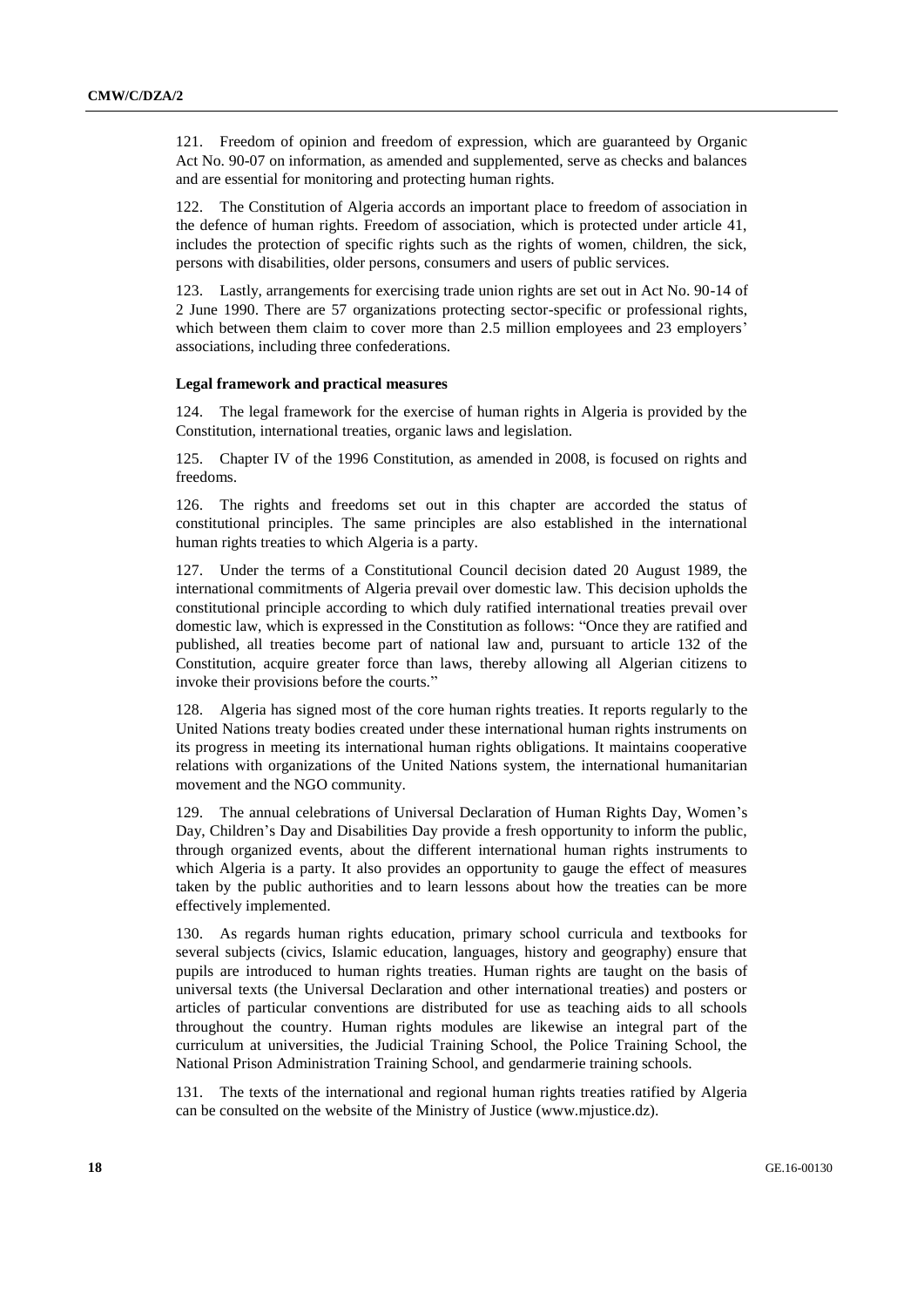121. Freedom of opinion and freedom of expression, which are guaranteed by Organic Act No. 90-07 on information, as amended and supplemented, serve as checks and balances and are essential for monitoring and protecting human rights.

122. The Constitution of Algeria accords an important place to freedom of association in the defence of human rights. Freedom of association, which is protected under article 41, includes the protection of specific rights such as the rights of women, children, the sick, persons with disabilities, older persons, consumers and users of public services.

123. Lastly, arrangements for exercising trade union rights are set out in Act No. 90-14 of 2 June 1990. There are 57 organizations protecting sector-specific or professional rights, which between them claim to cover more than 2.5 million employees and 23 employers' associations, including three confederations.

### Legal framework and practical measures

124. The legal framework for the exercise of human rights in Algeria is provided by the Constitution, international treaties, organic laws and legislation.

125. Chapter IV of the 1996 Constitution, as amended in 2008, is focused on rights and freedoms.

126. The rights and freedoms set out in this chapter are accorded the status of constitutional principles. The same principles are also established in the international human rights treaties to which Algeria is a party.

127. Under the terms of a Constitutional Council decision dated 20 August 1989, the international commitments of Algeria prevail over domestic law. This decision upholds the constitutional principle according to which duly ratified international treaties prevail over domestic law, which is expressed in the Constitution as follows: "Once they are ratified and published, all treaties become part of national law and, pursuant to article 132 of the Constitution, acquire greater force than laws, thereby allowing all Algerian citizens to invoke their provisions before the courts."

128. Algeria has signed most of the core human rights treaties. It reports regularly to the United Nations treaty bodies created under these international human rights instruments on its progress in meeting its international human rights obligations. It maintains cooperative relations with organizations of the United Nations system, the international humanitarian movement and the NGO community.

129. The annual celebrations of Universal Declaration of Human Rights Day, Women's Day, Children's Day and Disabilities Day provide a fresh opportunity to inform the public, through organized events, about the different international human rights instruments to which Algeria is a party. It also provides an opportunity to gauge the effect of measures taken by the public authorities and to learn lessons about how the treaties can be more effectively implemented.

130. As regards human rights education, primary school curricula and textbooks for several subjects (civics, Islamic education, languages, history and geography) ensure that pupils are introduced to human rights treaties. Human rights are taught on the basis of universal texts (the Universal Declaration and other international treaties) and posters or articles of particular conventions are distributed for use as teaching aids to all schools throughout the country. Human rights modules are likewise an integral part of the curriculum at universities, the Judicial Training School, the Police Training School, the National Prison Administration Training School, and gendarmerie training schools.

131. The texts of the international and regional human rights treaties ratified by Algeria can be consulted on the website of the Ministry of Justice (www.mjustice.dz).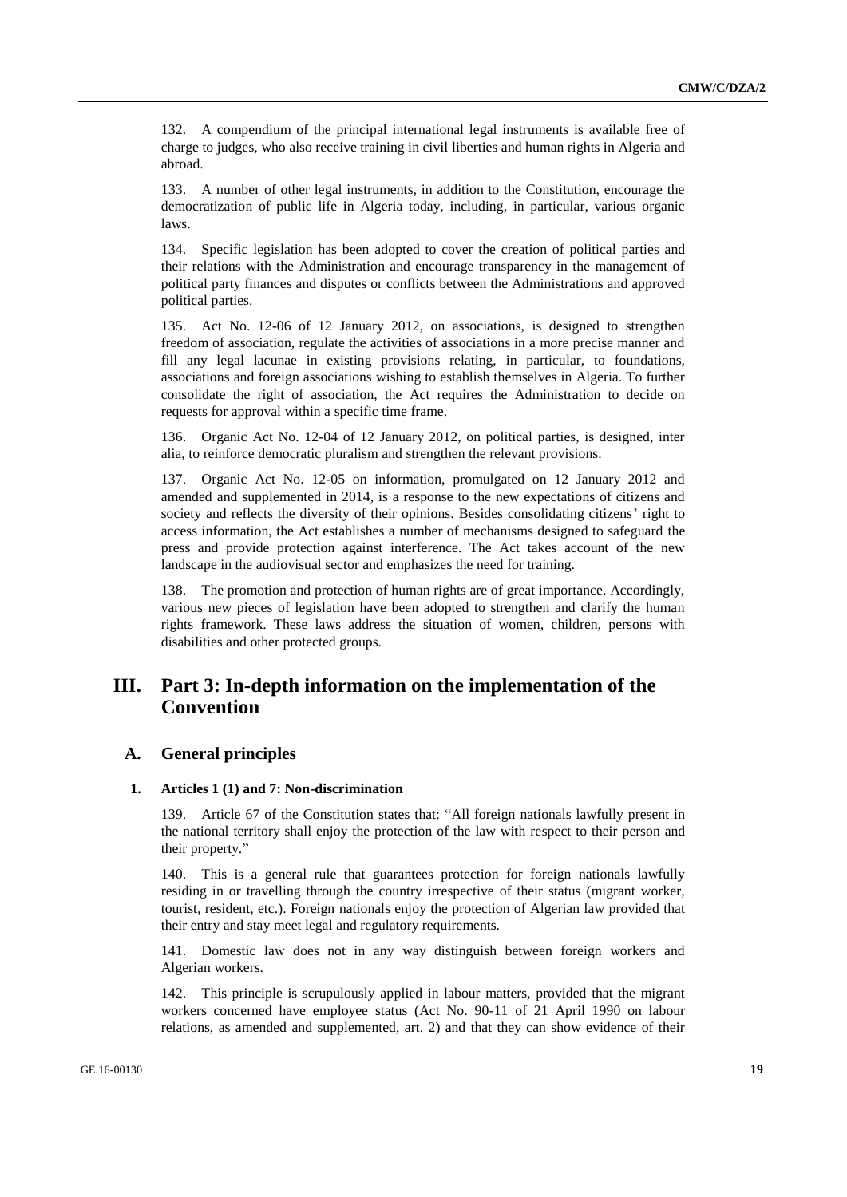132. A compendium of the principal international legal instruments is available free of charge to judges, who also receive training in civil liberties and human rights in Algeria and abroad.

133. A number of other legal instruments, in addition to the Constitution, encourage the democratization of public life in Algeria today, including, in particular, various organic laws.

134. Specific legislation has been adopted to cover the creation of political parties and their relations with the Administration and encourage transparency in the management of political party finances and disputes or conflicts between the Administrations and approved political parties.

135. Act No. 12-06 of 12 January 2012, on associations, is designed to strengthen freedom of association, regulate the activities of associations in a more precise manner and fill any legal lacunae in existing provisions relating, in particular, to foundations, associations and foreign associations wishing to establish themselves in Algeria. To further consolidate the right of association, the Act requires the Administration to decide on requests for approval within a specific time frame.

136. Organic Act No. 12-04 of 12 January 2012, on political parties, is designed, inter alia, to reinforce democratic pluralism and strengthen the relevant provisions.

137. Organic Act No. 12-05 on information, promulgated on 12 January 2012 and amended and supplemented in 2014, is a response to the new expectations of citizens and society and reflects the diversity of their opinions. Besides consolidating citizens' right to access information, the Act establishes a number of mechanisms designed to safeguard the press and provide protection against interference. The Act takes account of the new landscape in the audiovisual sector and emphasizes the need for training.

138. The promotion and protection of human rights are of great importance. Accordingly, various new pieces of legislation have been adopted to strengthen and clarify the human rights framework. These laws address the situation of women, children, persons with disabilities and other protected groups.

# III. Part 3: In-depth information on the implementation of the Convention

## A. General principles

### 1. Articles 1 (1) and 7: Non-discrimination

139. Article 67 of the Constitution states that: "All foreign nationals lawfully present in the national territory shall enjoy the protection of the law with respect to their person and their property."

140. This is a general rule that guarantees protection for foreign nationals lawfully residing in or travelling through the country irrespective of their status (migrant worker, tourist, resident, etc.). Foreign nationals enjoy the protection of Algerian law provided that their entry and stay meet legal and regulatory requirements.

141. Domestic law does not in any way distinguish between foreign workers and Algerian workers.

142. This principle is scrupulously applied in labour matters, provided that the migrant workers concerned have employee status (Act No. 90-11 of 21 April 1990 on labour relations, as amended and supplemented, art. 2) and that they can show evidence of their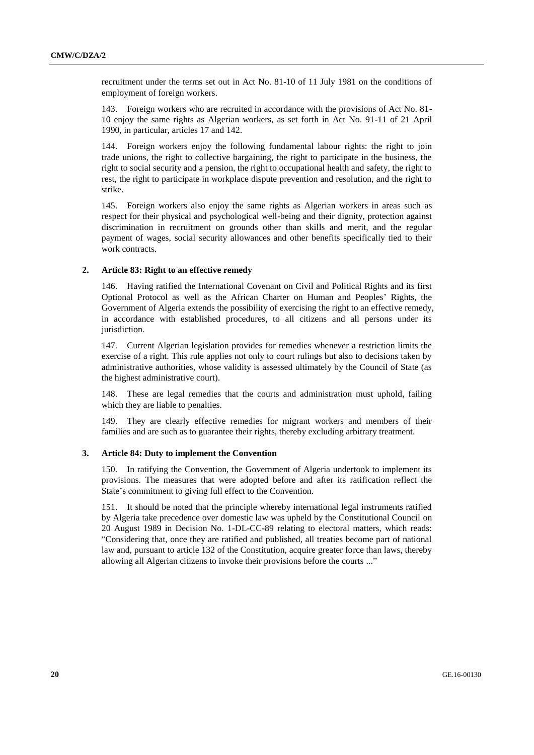recruitment under the terms set out in Act No. 81-10 of 11 July 1981 on the conditions of employment of foreign workers.

143. Foreign workers who are recruited in accordance with the provisions of Act No. 81-10 enjoy the same rights as Algerian workers, as set forth in Act No. 91-11 of 21 April 1990, in particular, articles 17 and 142.

144. Foreign workers enjoy the following fundamental labour rights: the right to join trade unions, the right to collective bargaining, the right to participate in the business, the right to social security and a pension, the right to occupational health and safety, the right to rest, the right to participate in workplace dispute prevention and resolution, and the right to strike.

145. Foreign workers also enjoy the same rights as Algerian workers in areas such as respect for their physical and psychological well-being and their dignity, protection against discrimination in recruitment on grounds other than skills and merit, and the regular payment of wages, social security allowances and other benefits specifically tied to their work contracts.

### 2. Article 83: Right to an effective remedy

146. Having ratified the International Covenant on Civil and Political Rights and its first Optional Protocol as well as the African Charter on Human and Peoples' Rights, the Government of Algeria extends the possibility of exercising the right to an effective remedy, in accordance with established procedures, to all citizens and all persons under its jurisdiction.

147. Current Algerian legislation provides for remedies whenever a restriction limits the exercise of a right. This rule applies not only to court rulings but also to decisions taken by administrative authorities, whose validity is assessed ultimately by the Council of State (as the highest administrative court).

148. These are legal remedies that the courts and administration must uphold, failing which they are liable to penalties.

149. They are clearly effective remedies for migrant workers and members of their families and are such as to guarantee their rights, thereby excluding arbitrary treatment.

### 3. Article 84: Duty to implement the Convention

150. In ratifying the Convention, the Government of Algeria undertook to implement its provisions. The measures that were adopted before and after its ratification reflect the State's commitment to giving full effect to the Convention.

151. It should be noted that the principle whereby international legal instruments ratified by Algeria take precedence over domestic law was upheld by the Constitutional Council on 20 August 1989 in Decision No. 1-DL-CC-89 relating to electoral matters, which reads: "Considering that, once they are ratified and published, all treaties become part of national law and, pursuant to article 132 of the Constitution, acquire greater force than laws, thereby allowing all Algerian citizens to invoke their provisions before the courts ..."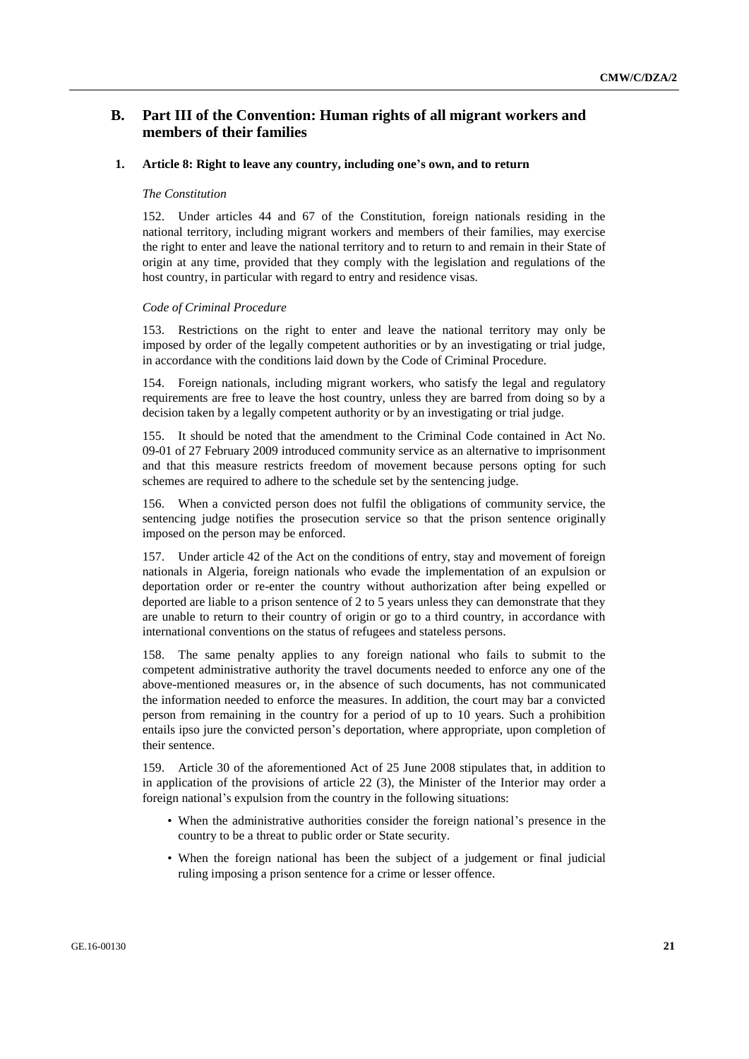## B. Part III of the Convention: Human rights of all migrant workers and members of their families

### 1. Article 8: Right to leave any country, including one's own, and to return

*The Constitution*

152. Under articles 44 and 67 of the Constitution, foreign nationals residing in the national territory, including migrant workers and members of their families, may exercise the right to enter and leave the national territory and to return to and remain in their State of origin at any time, provided that they comply with the legislation and regulations of the host country, in particular with regard to entry and residence visas.

*Code of Criminal Procedure*

153. Restrictions on the right to enter and leave the national territory may only be imposed by order of the legally competent authorities or by an investigating or trial judge, in accordance with the conditions laid down by the Code of Criminal Procedure.

154. Foreign nationals, including migrant workers, who satisfy the legal and regulatory requirements are free to leave the host country, unless they are barred from doing so by a decision taken by a legally competent authority or by an investigating or trial judge.

155. It should be noted that the amendment to the Criminal Code contained in Act No. 09-01 of 27 February 2009 introduced community service as an alternative to imprisonment and that this measure restricts freedom of movement because persons opting for such schemes are required to adhere to the schedule set by the sentencing judge.

156. When a convicted person does not fulfil the obligations of community service, the sentencing judge notifies the prosecution service so that the prison sentence originally imposed on the person may be enforced.

157. Under article 42 of the Act on the conditions of entry, stay and movement of foreign nationals in Algeria, foreign nationals who evade the implementation of an expulsion or deportation order or re-enter the country without authorization after being expelled or deported are liable to a prison sentence of 2 to 5 years unless they can demonstrate that they are unable to return to their country of origin or go to a third country, in accordance with international conventions on the status of refugees and stateless persons.

158. The same penalty applies to any foreign national who fails to submit to the competent administrative authority the travel documents needed to enforce any one of the above-mentioned measures or, in the absence of such documents, has not communicated the information needed to enforce the measures. In addition, the court may bar a convicted person from remaining in the country for a period of up to 10 years. Such a prohibition entails ipso jure the convicted person's deportation, where appropriate, upon completion of their sentence.

159. Article 30 of the aforementioned Act of 25 June 2008 stipulates that, in addition to in application of the provisions of article 22 (3), the Minister of the Interior may order a foreign national's expulsion from the country in the following situations:

- When the administrative authorities consider the foreign national's presence in the country to be a threat to public order or State security.
- When the foreign national has been the subject of a judgement or final judicial ruling imposing a prison sentence for a crime or lesser offence.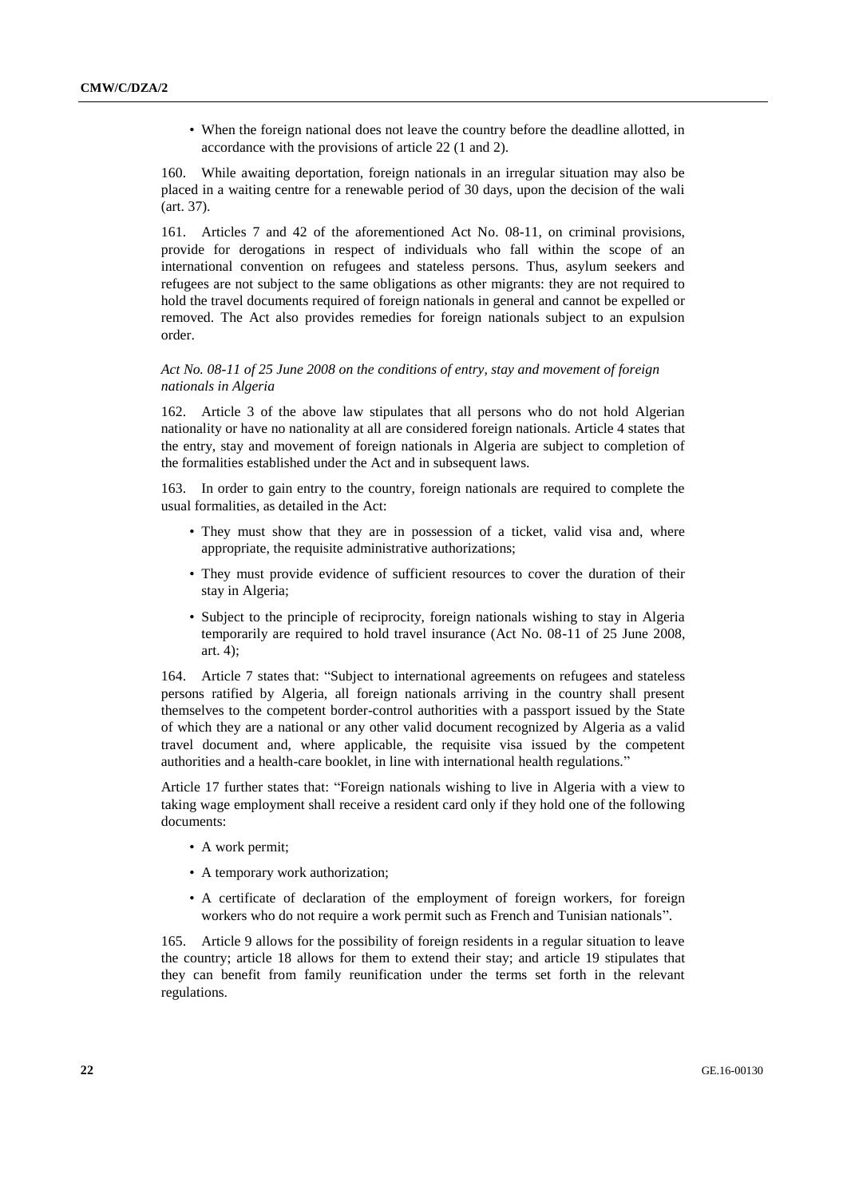- When the foreign national does not leave the country before the deadline allotted, in accordance with the provisions of article 22 (1 and 2).

160. While awaiting deportation, foreign nationals in an irregular situation may also be placed in a waiting centre for a renewable period of 30 days, upon the decision of the wali (art. 37).

161. Articles 7 and 42 of the aforementioned Act No. 08-11, on criminal provisions, provide for derogations in respect of individuals who fall within the scope of an international convention on refugees and stateless persons. Thus, asylum seekers and refugees are not subject to the same obligations as other migrants: they are not required to hold the travel documents required of foreign nationals in general and cannot be expelled or removed. The Act also provides remedies for foreign nationals subject to an expulsion order.

*Act No. 08-11 of 25 June 2008 on the conditions of entry, stay and movement of foreign nationals in Algeria*

162. Article 3 of the above law stipulates that all persons who do not hold Algerian nationality or have no nationality at all are considered foreign nationals. Article 4 states that the entry, stay and movement of foreign nationals in Algeria are subject to completion of the formalities established under the Act and in subsequent laws.

163. In order to gain entry to the country, foreign nationals are required to complete the usual formalities, as detailed in the Act:

- They must show that they are in possession of a ticket, valid visa and, where appropriate, the requisite administrative authorizations;
- They must provide evidence of sufficient resources to cover the duration of their stay in Algeria;
- Subject to the principle of reciprocity, foreign nationals wishing to stay in Algeria temporarily are required to hold travel insurance (Act No. 08-11 of 25 June 2008, art. 4);

164. Article 7 states that: "Subject to international agreements on refugees and stateless persons ratified by Algeria, all foreign nationals arriving in the country shall present themselves to the competent border-control authorities with a passport issued by the State of which they are a national or any other valid document recognized by Algeria as a valid travel document and, where applicable, the requisite visa issued by the competent authorities and a health-care booklet, in line with international health regulations."

Article 17 further states that: "Foreign nationals wishing to live in Algeria with a view to taking wage employment shall receive a resident card only if they hold one of the following documents:

- A work permit;
- A temporary work authorization;
- A certificate of declaration of the employment of foreign workers, for foreign workers who do not require a work permit such as French and Tunisian nationals".

165. Article 9 allows for the possibility of foreign residents in a regular situation to leave the country; article 18 allows for them to extend their stay; and article 19 stipulates that they can benefit from family reunification under the terms set forth in the relevant regulations.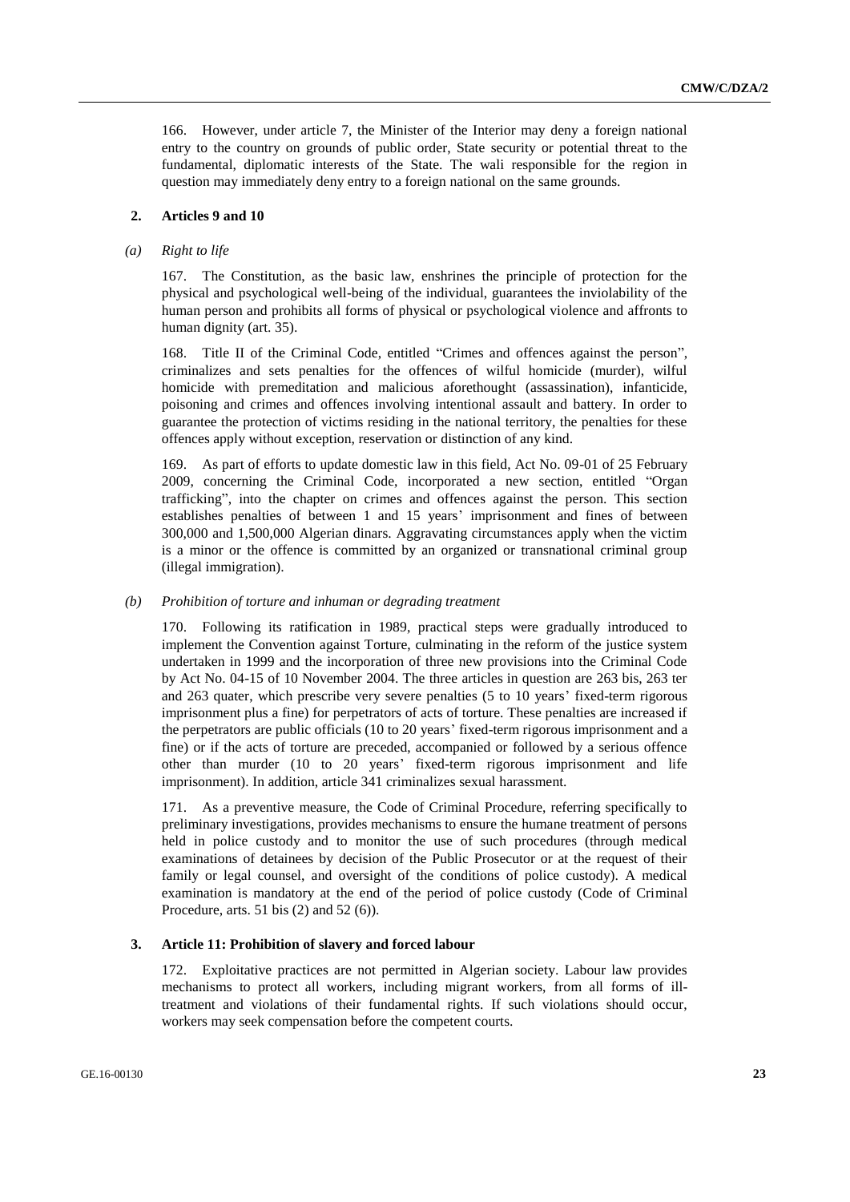166. However, under article 7, the Minister of the Interior may deny a foreign national entry to the country on grounds of public order, State security or potential threat to the fundamental, diplomatic interests of the State. The wali responsible for the region in question may immediately deny entry to a foreign national on the same grounds.

## 2. Articles 9 and 10

### *(a) Right to life*

167. The Constitution, as the basic law, enshrines the principle of protection for the physical and psychological well-being of the individual, guarantees the inviolability of the human person and prohibits all forms of physical or psychological violence and affronts to human dignity (art. 35).

168. Title II of the Criminal Code, entitled "Crimes and offences against the person", criminalizes and sets penalties for the offences of wilful homicide (murder), wilful homicide with premeditation and malicious aforethought (assassination), infanticide, poisoning and crimes and offences involving intentional assault and battery. In order to guarantee the protection of victims residing in the national territory, the penalties for these offences apply without exception, reservation or distinction of any kind.

169. As part of efforts to update domestic law in this field, Act No. 09-01 of 25 February 2009, concerning the Criminal Code, incorporated a new section, entitled "Organ trafficking", into the chapter on crimes and offences against the person. This section establishes penalties of between 1 and 15 years' imprisonment and fines of between 300,000 and 1,500,000 Algerian dinars. Aggravating circumstances apply when the victim is a minor or the offence is committed by an organized or transnational criminal group (illegal immigration).

### *(b) Prohibition of torture and inhuman or degrading treatment*

170. Following its ratification in 1989, practical steps were gradually introduced to implement the Convention against Torture, culminating in the reform of the justice system undertaken in 1999 and the incorporation of three new provisions into the Criminal Code by Act No. 04-15 of 10 November 2004. The three articles in question are 263 bis, 263 ter and 263 quater, which prescribe very severe penalties (5 to 10 years' fixed-term rigorous imprisonment plus a fine) for perpetrators of acts of torture. These penalties are increased if the perpetrators are public officials (10 to 20 years' fixed-term rigorous imprisonment and a fine) or if the acts of torture are preceded, accompanied or followed by a serious offence other than murder (10 to 20 years' fixed-term rigorous imprisonment and life imprisonment). In addition, article 341 criminalizes sexual harassment.

171. As a preventive measure, the Code of Criminal Procedure, referring specifically to preliminary investigations, provides mechanisms to ensure the humane treatment of persons held in police custody and to monitor the use of such procedures (through medical examinations of detainees by decision of the Public Prosecutor or at the request of their family or legal counsel, and oversight of the conditions of police custody). A medical examination is mandatory at the end of the period of police custody (Code of Criminal Procedure, arts. 51 bis (2) and 52 (6)).

## 3. Article 11: Prohibition of slavery and forced labour

172. Exploitative practices are not permitted in Algerian society. Labour law provides mechanisms to protect all workers, including migrant workers, from all forms of ill-treatment and violations of their fundamental rights. If such violations should occur, workers may seek compensation before the competent courts.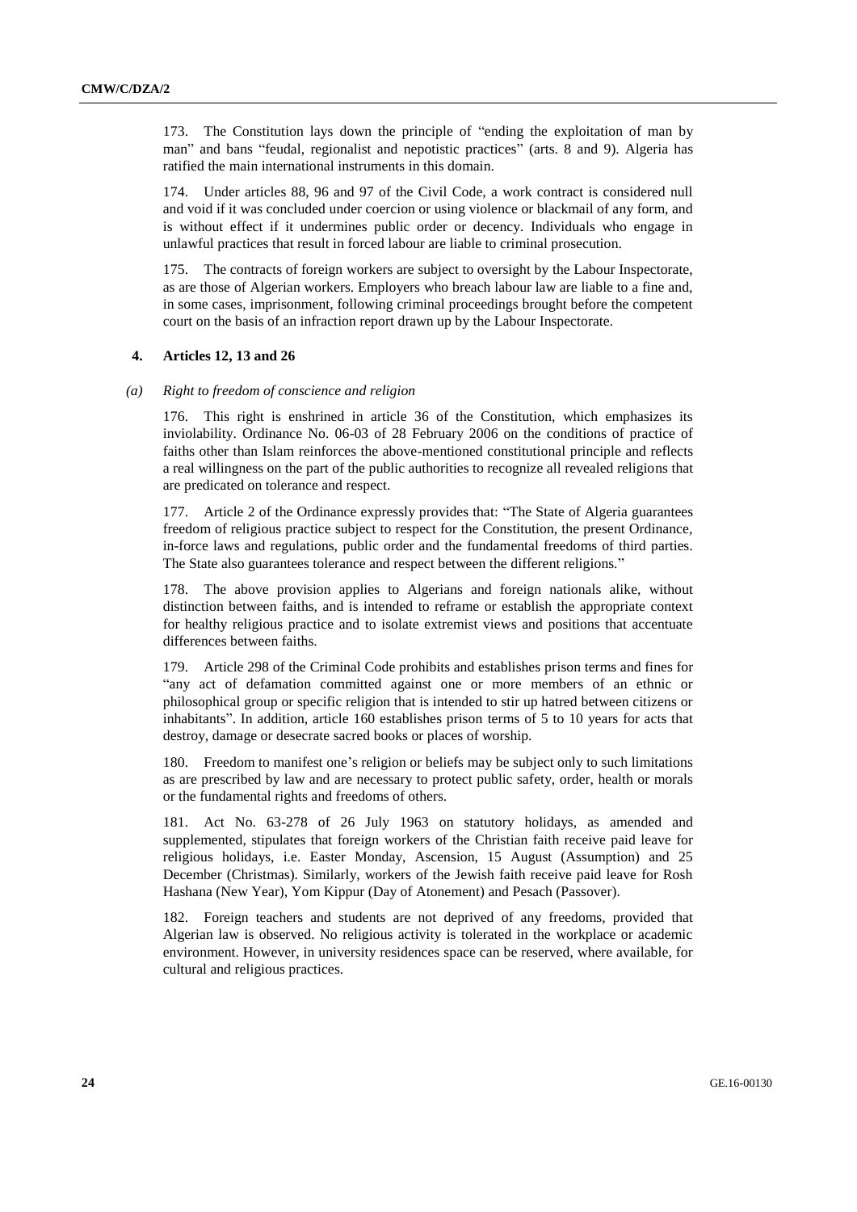173. The Constitution lays down the principle of "ending the exploitation of man by man" and bans "feudal, regionalist and nepotistic practices" (arts. 8 and 9). Algeria has ratified the main international instruments in this domain.

174. Under articles 88, 96 and 97 of the Civil Code, a work contract is considered null and void if it was concluded under coercion or using violence or blackmail of any form, and is without effect if it undermines public order or decency. Individuals who engage in unlawful practices that result in forced labour are liable to criminal prosecution.

175. The contracts of foreign workers are subject to oversight by the Labour Inspectorate, as are those of Algerian workers. Employers who breach labour law are liable to a fine and, in some cases, imprisonment, following criminal proceedings brought before the competent court on the basis of an infraction report drawn up by the Labour Inspectorate.

### 4. Articles 12, 13 and 26

#### *(a) Right to freedom of conscience and religion*

176. This right is enshrined in article 36 of the Constitution, which emphasizes its inviolability. Ordinance No. 06-03 of 28 February 2006 on the conditions of practice of faiths other than Islam reinforces the above-mentioned constitutional principle and reflects a real willingness on the part of the public authorities to recognize all revealed religions that are predicated on tolerance and respect.

177. Article 2 of the Ordinance expressly provides that: "The State of Algeria guarantees freedom of religious practice subject to respect for the Constitution, the present Ordinance, in-force laws and regulations, public order and the fundamental freedoms of third parties. The State also guarantees tolerance and respect between the different religions."

178. The above provision applies to Algerians and foreign nationals alike, without distinction between faiths, and is intended to reframe or establish the appropriate context for healthy religious practice and to isolate extremist views and positions that accentuate differences between faiths.

179. Article 298 of the Criminal Code prohibits and establishes prison terms and fines for "any act of defamation committed against one or more members of an ethnic or philosophical group or specific religion that is intended to stir up hatred between citizens or inhabitants". In addition, article 160 establishes prison terms of 5 to 10 years for acts that destroy, damage or desecrate sacred books or places of worship.

180. Freedom to manifest one's religion or beliefs may be subject only to such limitations as are prescribed by law and are necessary to protect public safety, order, health or morals or the fundamental rights and freedoms of others.

181. Act No. 63-278 of 26 July 1963 on statutory holidays, as amended and supplemented, stipulates that foreign workers of the Christian faith receive paid leave for religious holidays, i.e. Easter Monday, Ascension, 15 August (Assumption) and 25 December (Christmas). Similarly, workers of the Jewish faith receive paid leave for Rosh Hashana (New Year), Yom Kippur (Day of Atonement) and Pesach (Passover).

182. Foreign teachers and students are not deprived of any freedoms, provided that Algerian law is observed. No religious activity is tolerated in the workplace or academic environment. However, in university residences space can be reserved, where available, for cultural and religious practices.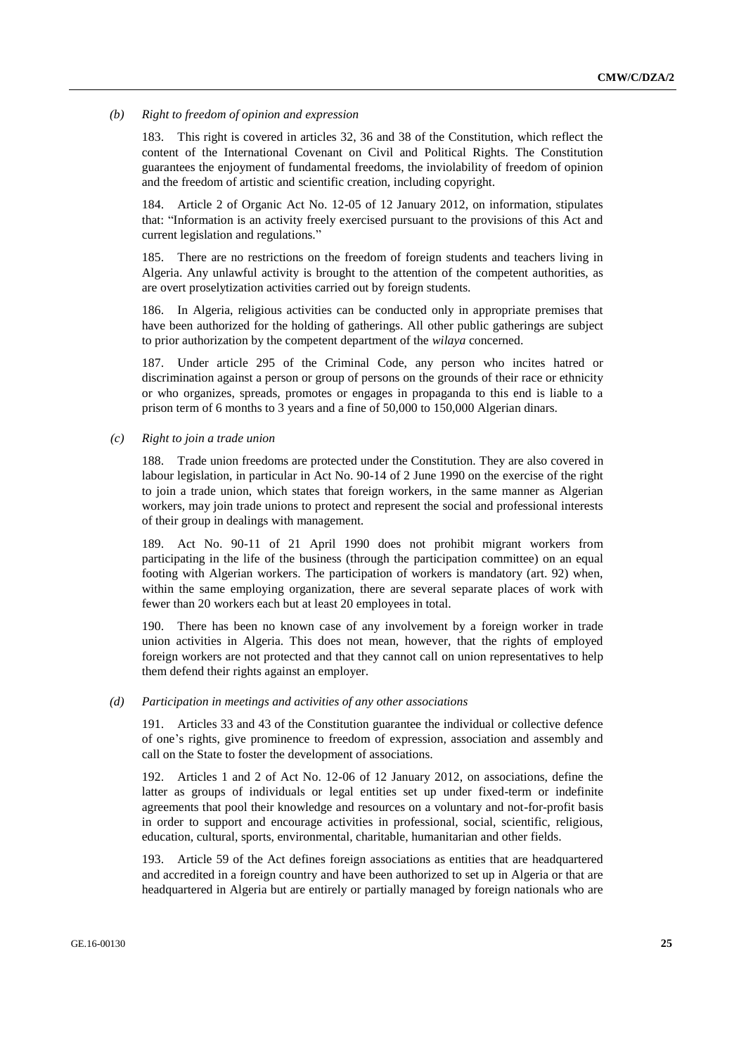*(b) Right to freedom of opinion and expression*

183. This right is covered in articles 32, 36 and 38 of the Constitution, which reflect the content of the International Covenant on Civil and Political Rights. The Constitution guarantees the enjoyment of fundamental freedoms, the inviolability of freedom of opinion and the freedom of artistic and scientific creation, including copyright.

184. Article 2 of Organic Act No. 12-05 of 12 January 2012, on information, stipulates that: "Information is an activity freely exercised pursuant to the provisions of this Act and current legislation and regulations."

185. There are no restrictions on the freedom of foreign students and teachers living in Algeria. Any unlawful activity is brought to the attention of the competent authorities, as are overt proselytization activities carried out by foreign students.

186. In Algeria, religious activities can be conducted only in appropriate premises that have been authorized for the holding of gatherings. All other public gatherings are subject to prior authorization by the competent department of the *wilaya* concerned.

187. Under article 295 of the Criminal Code, any person who incites hatred or discrimination against a person or group of persons on the grounds of their race or ethnicity or who organizes, spreads, promotes or engages in propaganda to this end is liable to a prison term of 6 months to 3 years and a fine of 50,000 to 150,000 Algerian dinars.

*(c) Right to join a trade union*

188. Trade union freedoms are protected under the Constitution. They are also covered in labour legislation, in particular in Act No. 90-14 of 2 June 1990 on the exercise of the right to join a trade union, which states that foreign workers, in the same manner as Algerian workers, may join trade unions to protect and represent the social and professional interests of their group in dealings with management.

189. Act No. 90-11 of 21 April 1990 does not prohibit migrant workers from participating in the life of the business (through the participation committee) on an equal footing with Algerian workers. The participation of workers is mandatory (art. 92) when, within the same employing organization, there are several separate places of work with fewer than 20 workers each but at least 20 employees in total.

190. There has been no known case of any involvement by a foreign worker in trade union activities in Algeria. This does not mean, however, that the rights of employed foreign workers are not protected and that they cannot call on union representatives to help them defend their rights against an employer.

*(d) Participation in meetings and activities of any other associations*

191. Articles 33 and 43 of the Constitution guarantee the individual or collective defence of one's rights, give prominence to freedom of expression, association and assembly and call on the State to foster the development of associations.

192. Articles 1 and 2 of Act No. 12-06 of 12 January 2012, on associations, define the latter as groups of individuals or legal entities set up under fixed-term or indefinite agreements that pool their knowledge and resources on a voluntary and not-for-profit basis in order to support and encourage activities in professional, social, scientific, religious, education, cultural, sports, environmental, charitable, humanitarian and other fields.

193. Article 59 of the Act defines foreign associations as entities that are headquartered and accredited in a foreign country and have been authorized to set up in Algeria or that are headquartered in Algeria but are entirely or partially managed by foreign nationals who are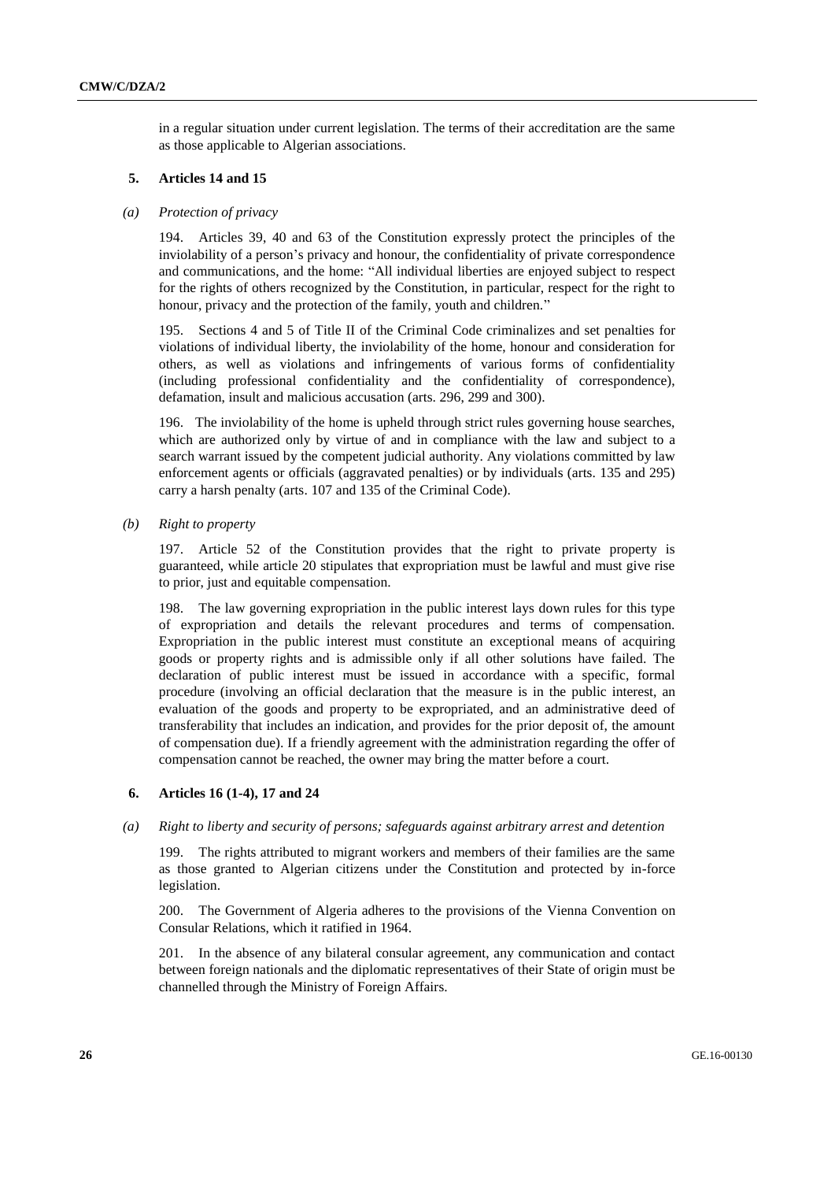in a regular situation under current legislation. The terms of their accreditation are the same as those applicable to Algerian associations.

### 5. Articles 14 and 15

#### *(a) Protection of privacy*

194. Articles 39, 40 and 63 of the Constitution expressly protect the principles of the inviolability of a person's privacy and honour, the confidentiality of private correspondence and communications, and the home: "All individual liberties are enjoyed subject to respect for the rights of others recognized by the Constitution, in particular, respect for the right to honour, privacy and the protection of the family, youth and children."

195. Sections 4 and 5 of Title II of the Criminal Code criminalizes and set penalties for violations of individual liberty, the inviolability of the home, honour and consideration for others, as well as violations and infringements of various forms of confidentiality (including professional confidentiality and the confidentiality of correspondence), defamation, insult and malicious accusation (arts. 296, 299 and 300).

196. The inviolability of the home is upheld through strict rules governing house searches, which are authorized only by virtue of and in compliance with the law and subject to a search warrant issued by the competent judicial authority. Any violations committed by law enforcement agents or officials (aggravated penalties) or by individuals (arts. 135 and 295) carry a harsh penalty (arts. 107 and 135 of the Criminal Code).

#### *(b) Right to property*

197. Article 52 of the Constitution provides that the right to private property is guaranteed, while article 20 stipulates that expropriation must be lawful and must give rise to prior, just and equitable compensation.

198. The law governing expropriation in the public interest lays down rules for this type of expropriation and details the relevant procedures and terms of compensation. Expropriation in the public interest must constitute an exceptional means of acquiring goods or property rights and is admissible only if all other solutions have failed. The declaration of public interest must be issued in accordance with a specific, formal procedure (involving an official declaration that the measure is in the public interest, an evaluation of the goods and property to be expropriated, and an administrative deed of transferability that includes an indication, and provides for the prior deposit of, the amount of compensation due). If a friendly agreement with the administration regarding the offer of compensation cannot be reached, the owner may bring the matter before a court.

### 6. Articles 16 (1-4), 17 and 24

#### *(a) Right to liberty and security of persons; safeguards against arbitrary arrest and detention*

199. The rights attributed to migrant workers and members of their families are the same as those granted to Algerian citizens under the Constitution and protected by in-force legislation.

200. The Government of Algeria adheres to the provisions of the Vienna Convention on Consular Relations, which it ratified in 1964.

201. In the absence of any bilateral consular agreement, any communication and contact between foreign nationals and the diplomatic representatives of their State of origin must be channelled through the Ministry of Foreign Affairs.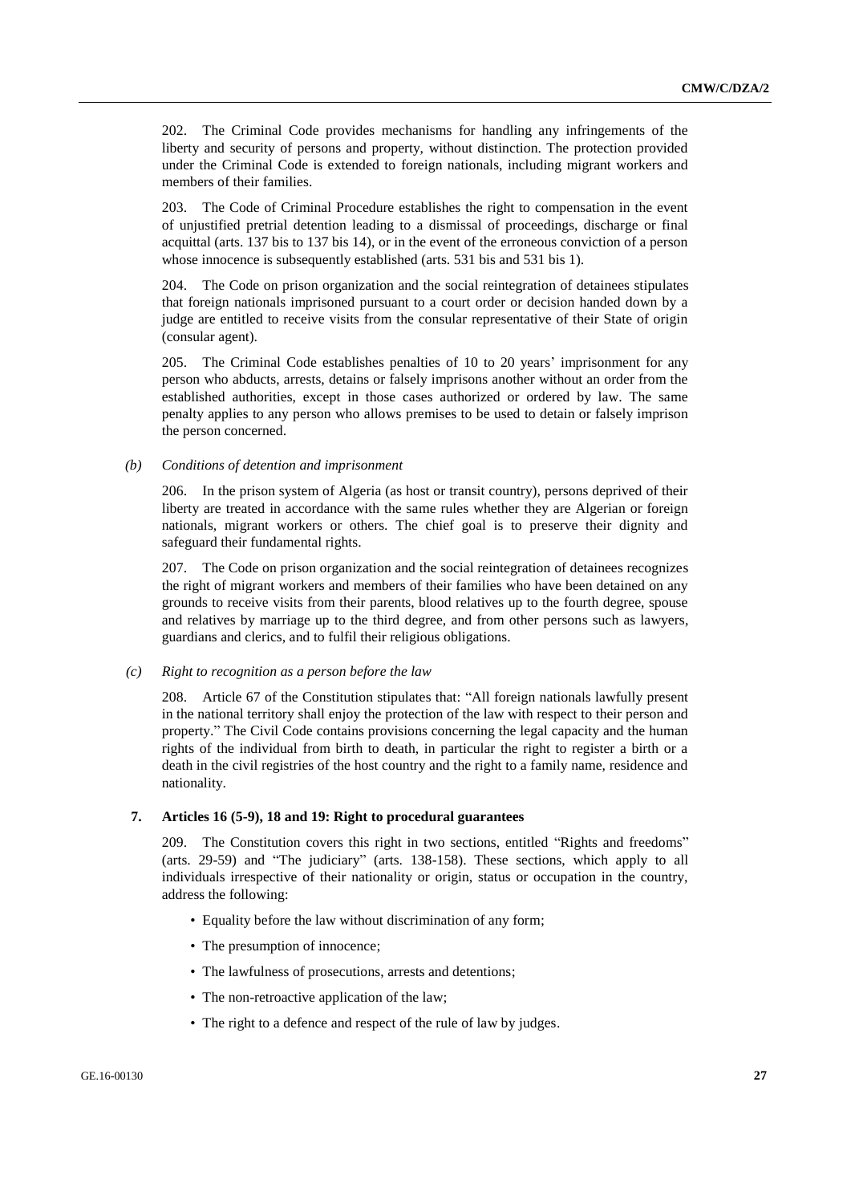202. The Criminal Code provides mechanisms for handling any infringements of the liberty and security of persons and property, without distinction. The protection provided under the Criminal Code is extended to foreign nationals, including migrant workers and members of their families.

203. The Code of Criminal Procedure establishes the right to compensation in the event of unjustified pretrial detention leading to a dismissal of proceedings, discharge or final acquittal (arts. 137 bis to 137 bis 14), or in the event of the erroneous conviction of a person whose innocence is subsequently established (arts. 531 bis and 531 bis 1).

204. The Code on prison organization and the social reintegration of detainees stipulates that foreign nationals imprisoned pursuant to a court order or decision handed down by a judge are entitled to receive visits from the consular representative of their State of origin (consular agent).

205. The Criminal Code establishes penalties of 10 to 20 years' imprisonment for any person who abducts, arrests, detains or falsely imprisons another without an order from the established authorities, except in those cases authorized or ordered by law. The same penalty applies to any person who allows premises to be used to detain or falsely imprison the person concerned.

*(b) Conditions of detention and imprisonment*

206. In the prison system of Algeria (as host or transit country), persons deprived of their liberty are treated in accordance with the same rules whether they are Algerian or foreign nationals, migrant workers or others. The chief goal is to preserve their dignity and safeguard their fundamental rights.

207. The Code on prison organization and the social reintegration of detainees recognizes the right of migrant workers and members of their families who have been detained on any grounds to receive visits from their parents, blood relatives up to the fourth degree, spouse and relatives by marriage up to the third degree, and from other persons such as lawyers, guardians and clerics, and to fulfil their religious obligations.

*(c) Right to recognition as a person before the law*

208. Article 67 of the Constitution stipulates that: "All foreign nationals lawfully present in the national territory shall enjoy the protection of the law with respect to their person and property." The Civil Code contains provisions concerning the legal capacity and the human rights of the individual from birth to death, in particular the right to register a birth or a death in the civil registries of the host country and the right to a family name, residence and nationality.

### 7. Articles 16 (5-9), 18 and 19: Right to procedural guarantees

209. The Constitution covers this right in two sections, entitled "Rights and freedoms" (arts. 29-59) and "The judiciary" (arts. 138-158). These sections, which apply to all individuals irrespective of their nationality or origin, status or occupation in the country, address the following:

- Equality before the law without discrimination of any form;
- The presumption of innocence;
- The lawfulness of prosecutions, arrests and detentions;
- The non-retroactive application of the law;
- The right to a defence and respect of the rule of law by judges.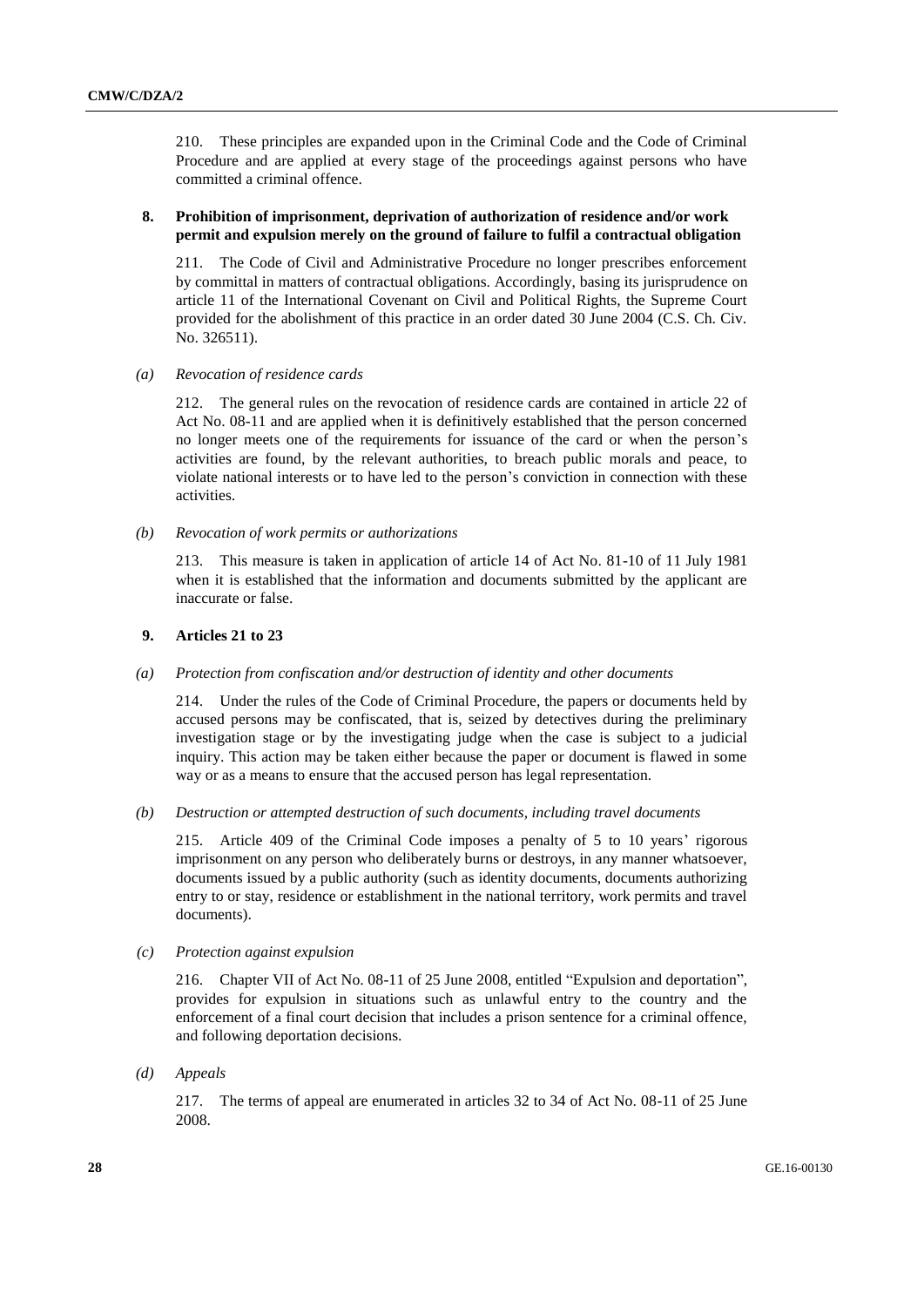210. These principles are expanded upon in the Criminal Code and the Code of Criminal Procedure and are applied at every stage of the proceedings against persons who have committed a criminal offence.

### 8. Prohibition of imprisonment, deprivation of authorization of residence and/or work permit and expulsion merely on the ground of failure to fulfil a contractual obligation

211. The Code of Civil and Administrative Procedure no longer prescribes enforcement by committal in matters of contractual obligations. Accordingly, basing its jurisprudence on article 11 of the International Covenant on Civil and Political Rights, the Supreme Court provided for the abolishment of this practice in an order dated 30 June 2004 (C.S. Ch. Civ. No. 326511).

*(a) Revocation of residence cards*

212. The general rules on the revocation of residence cards are contained in article 22 of Act No. 08-11 and are applied when it is definitively established that the person concerned no longer meets one of the requirements for issuance of the card or when the person's activities are found, by the relevant authorities, to breach public morals and peace, to violate national interests or to have led to the person's conviction in connection with these activities.

*(b) Revocation of work permits or authorizations*

213. This measure is taken in application of article 14 of Act No. 81-10 of 11 July 1981 when it is established that the information and documents submitted by the applicant are inaccurate or false.

### 9. Articles 21 to 23

*(a) Protection from confiscation and/or destruction of identity and other documents*

214. Under the rules of the Code of Criminal Procedure, the papers or documents held by accused persons may be confiscated, that is, seized by detectives during the preliminary investigation stage or by the investigating judge when the case is subject to a judicial inquiry. This action may be taken either because the paper or document is flawed in some way or as a means to ensure that the accused person has legal representation.

*(b) Destruction or attempted destruction of such documents, including travel documents*

215. Article 409 of the Criminal Code imposes a penalty of 5 to 10 years' rigorous imprisonment on any person who deliberately burns or destroys, in any manner whatsoever, documents issued by a public authority (such as identity documents, documents authorizing entry to or stay, residence or establishment in the national territory, work permits and travel documents).

*(c) Protection against expulsion*

216. Chapter VII of Act No. 08-11 of 25 June 2008, entitled "Expulsion and deportation", provides for expulsion in situations such as unlawful entry to the country and the enforcement of a final court decision that includes a prison sentence for a criminal offence, and following deportation decisions.

*(d) Appeals*

217. The terms of appeal are enumerated in articles 32 to 34 of Act No. 08-11 of 25 June 2008.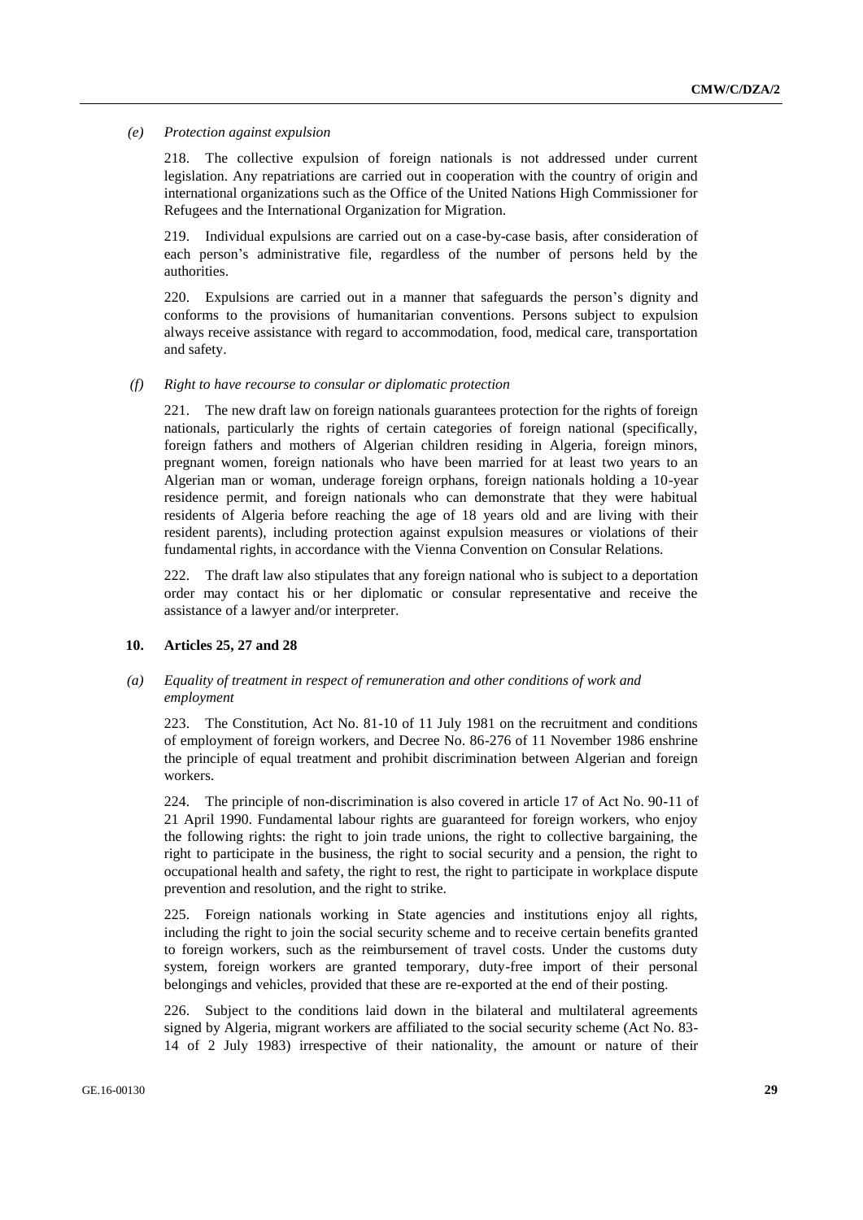*(e) Protection against expulsion*

218. The collective expulsion of foreign nationals is not addressed under current legislation. Any repatriations are carried out in cooperation with the country of origin and international organizations such as the Office of the United Nations High Commissioner for Refugees and the International Organization for Migration.

219. Individual expulsions are carried out on a case-by-case basis, after consideration of each person's administrative file, regardless of the number of persons held by the authorities.

220. Expulsions are carried out in a manner that safeguards the person's dignity and conforms to the provisions of humanitarian conventions. Persons subject to expulsion always receive assistance with regard to accommodation, food, medical care, transportation and safety.

*(f) Right to have recourse to consular or diplomatic protection*

221. The new draft law on foreign nationals guarantees protection for the rights of foreign nationals, particularly the rights of certain categories of foreign national (specifically, foreign fathers and mothers of Algerian children residing in Algeria, foreign minors, pregnant women, foreign nationals who have been married for at least two years to an Algerian man or woman, underage foreign orphans, foreign nationals holding a 10-year residence permit, and foreign nationals who can demonstrate that they were habitual residents of Algeria before reaching the age of 18 years old and are living with their resident parents), including protection against expulsion measures or violations of their fundamental rights, in accordance with the Vienna Convention on Consular Relations.

222. The draft law also stipulates that any foreign national who is subject to a deportation order may contact his or her diplomatic or consular representative and receive the assistance of a lawyer and/or interpreter.

## 10. Articles 25, 27 and 28

*(a) Equality of treatment in respect of remuneration and other conditions of work and employment*

223. The Constitution, Act No. 81-10 of 11 July 1981 on the recruitment and conditions of employment of foreign workers, and Decree No. 86-276 of 11 November 1986 enshrine the principle of equal treatment and prohibit discrimination between Algerian and foreign workers.

224. The principle of non-discrimination is also covered in article 17 of Act No. 90-11 of 21 April 1990. Fundamental labour rights are guaranteed for foreign workers, who enjoy the following rights: the right to join trade unions, the right to collective bargaining, the right to participate in the business, the right to social security and a pension, the right to occupational health and safety, the right to rest, the right to participate in workplace dispute prevention and resolution, and the right to strike.

225. Foreign nationals working in State agencies and institutions enjoy all rights, including the right to join the social security scheme and to receive certain benefits granted to foreign workers, such as the reimbursement of travel costs. Under the customs duty system, foreign workers are granted temporary, duty-free import of their personal belongings and vehicles, provided that these are re-exported at the end of their posting.

226. Subject to the conditions laid down in the bilateral and multilateral agreements signed by Algeria, migrant workers are affiliated to the social security scheme (Act No. 83-14 of 2 July 1983) irrespective of their nationality, the amount or nature of their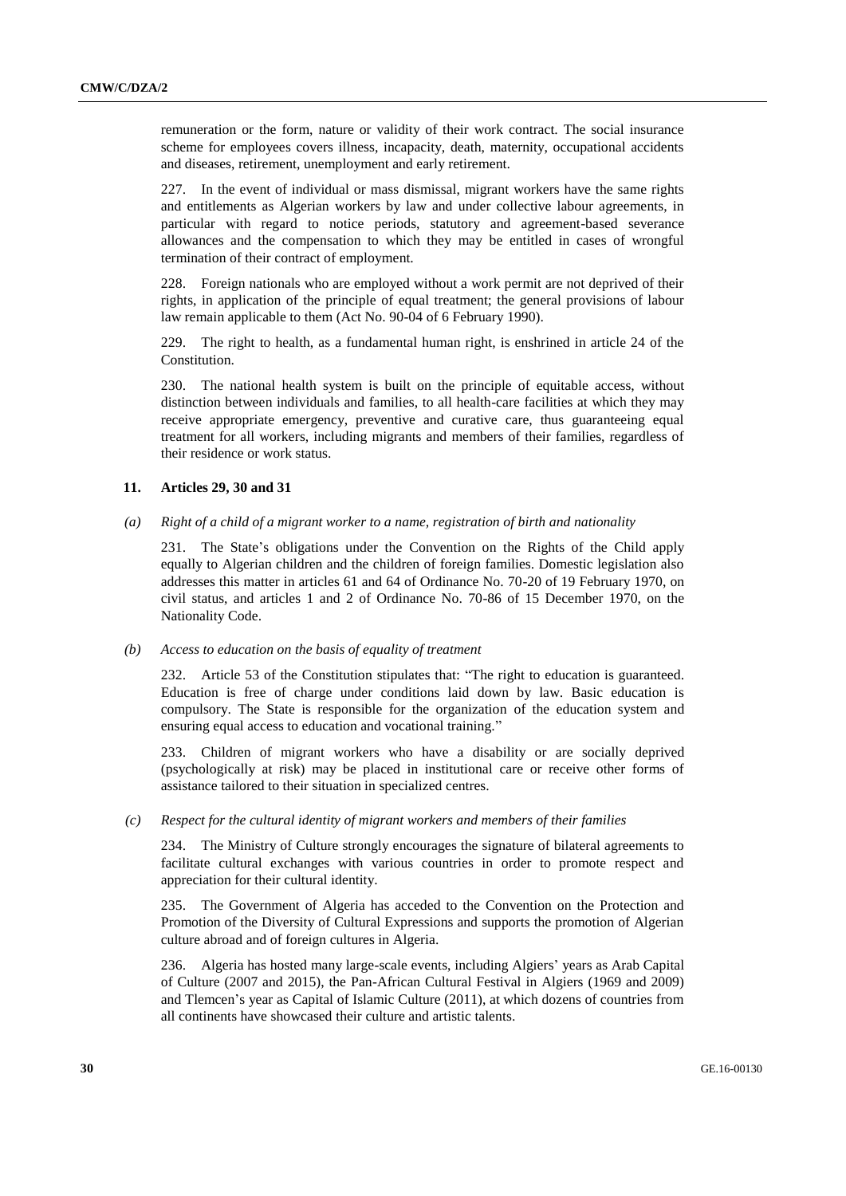remuneration or the form, nature or validity of their work contract. The social insurance scheme for employees covers illness, incapacity, death, maternity, occupational accidents and diseases, retirement, unemployment and early retirement.

227. In the event of individual or mass dismissal, migrant workers have the same rights and entitlements as Algerian workers by law and under collective labour agreements, in particular with regard to notice periods, statutory and agreement-based severance allowances and the compensation to which they may be entitled in cases of wrongful termination of their contract of employment.

228. Foreign nationals who are employed without a work permit are not deprived of their rights, in application of the principle of equal treatment; the general provisions of labour law remain applicable to them (Act No. 90-04 of 6 February 1990).

229. The right to health, as a fundamental human right, is enshrined in article 24 of the Constitution.

230. The national health system is built on the principle of equitable access, without distinction between individuals and families, to all health-care facilities at which they may receive appropriate emergency, preventive and curative care, thus guaranteeing equal treatment for all workers, including migrants and members of their families, regardless of their residence or work status.

### 11. Articles 29, 30 and 31

#### *(a) Right of a child of a migrant worker to a name, registration of birth and nationality*

231. The State's obligations under the Convention on the Rights of the Child apply equally to Algerian children and the children of foreign families. Domestic legislation also addresses this matter in articles 61 and 64 of Ordinance No. 70-20 of 19 February 1970, on civil status, and articles 1 and 2 of Ordinance No. 70-86 of 15 December 1970, on the Nationality Code.

#### *(b) Access to education on the basis of equality of treatment*

232. Article 53 of the Constitution stipulates that: "The right to education is guaranteed. Education is free of charge under conditions laid down by law. Basic education is compulsory. The State is responsible for the organization of the education system and ensuring equal access to education and vocational training."

233. Children of migrant workers who have a disability or are socially deprived (psychologically at risk) may be placed in institutional care or receive other forms of assistance tailored to their situation in specialized centres.

#### *(c) Respect for the cultural identity of migrant workers and members of their families*

234. The Ministry of Culture strongly encourages the signature of bilateral agreements to facilitate cultural exchanges with various countries in order to promote respect and appreciation for their cultural identity.

235. The Government of Algeria has acceded to the Convention on the Protection and Promotion of the Diversity of Cultural Expressions and supports the promotion of Algerian culture abroad and of foreign cultures in Algeria.

236. Algeria has hosted many large-scale events, including Algiers' years as Arab Capital of Culture (2007 and 2015), the Pan-African Cultural Festival in Algiers (1969 and 2009) and Tlemcen's year as Capital of Islamic Culture (2011), at which dozens of countries from all continents have showcased their culture and artistic talents.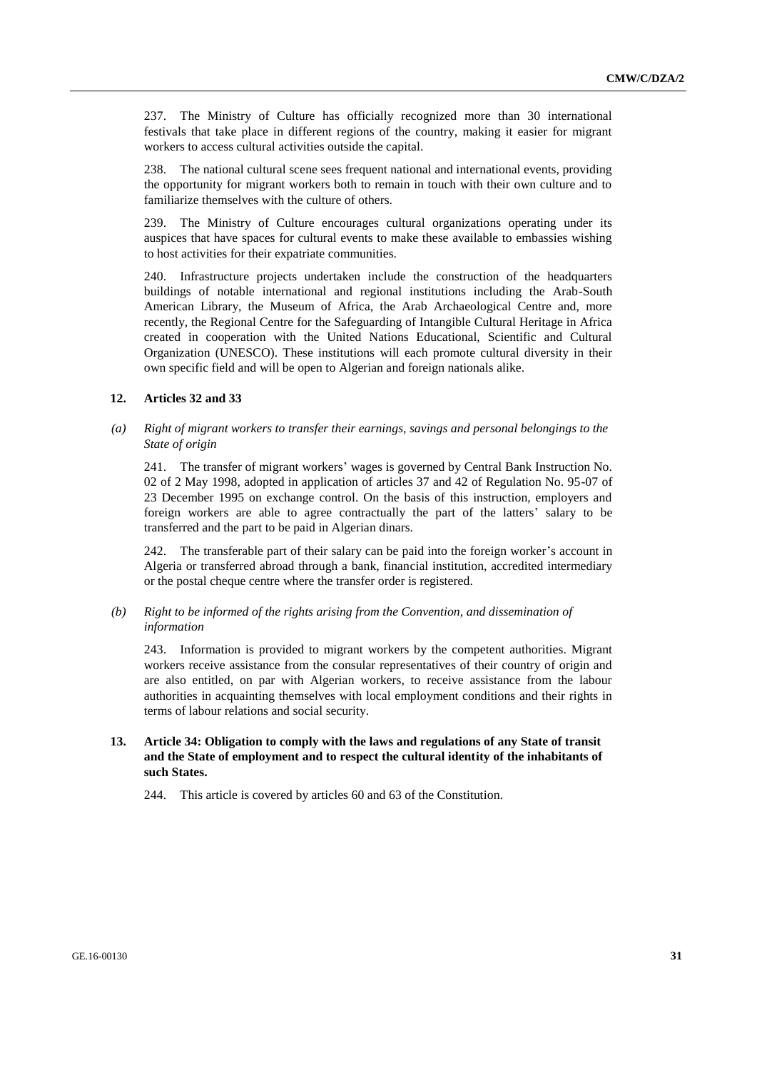237. The Ministry of Culture has officially recognized more than 30 international festivals that take place in different regions of the country, making it easier for migrant workers to access cultural activities outside the capital.

238. The national cultural scene sees frequent national and international events, providing the opportunity for migrant workers both to remain in touch with their own culture and to familiarize themselves with the culture of others.

239. The Ministry of Culture encourages cultural organizations operating under its auspices that have spaces for cultural events to make these available to embassies wishing to host activities for their expatriate communities.

240. Infrastructure projects undertaken include the construction of the headquarters buildings of notable international and regional institutions including the Arab-South American Library, the Museum of Africa, the Arab Archaeological Centre and, more recently, the Regional Centre for the Safeguarding of Intangible Cultural Heritage in Africa created in cooperation with the United Nations Educational, Scientific and Cultural Organization (UNESCO). These institutions will each promote cultural diversity in their own specific field and will be open to Algerian and foreign nationals alike.

### 12. Articles 32 and 33

*(a) Right of migrant workers to transfer their earnings, savings and personal belongings to the State of origin*

241. The transfer of migrant workers' wages is governed by Central Bank Instruction No. 02 of 2 May 1998, adopted in application of articles 37 and 42 of Regulation No. 95-07 of 23 December 1995 on exchange control. On the basis of this instruction, employers and foreign workers are able to agree contractually the part of the latters' salary to be transferred and the part to be paid in Algerian dinars.

242. The transferable part of their salary can be paid into the foreign worker's account in Algeria or transferred abroad through a bank, financial institution, accredited intermediary or the postal cheque centre where the transfer order is registered.

*(b) Right to be informed of the rights arising from the Convention, and dissemination of information*

243. Information is provided to migrant workers by the competent authorities. Migrant workers receive assistance from the consular representatives of their country of origin and are also entitled, on par with Algerian workers, to receive assistance from the labour authorities in acquainting themselves with local employment conditions and their rights in terms of labour relations and social security.

### 13. Article 34: Obligation to comply with the laws and regulations of any State of transit and the State of employment and to respect the cultural identity of the inhabitants of such States.

244. This article is covered by articles 60 and 63 of the Constitution.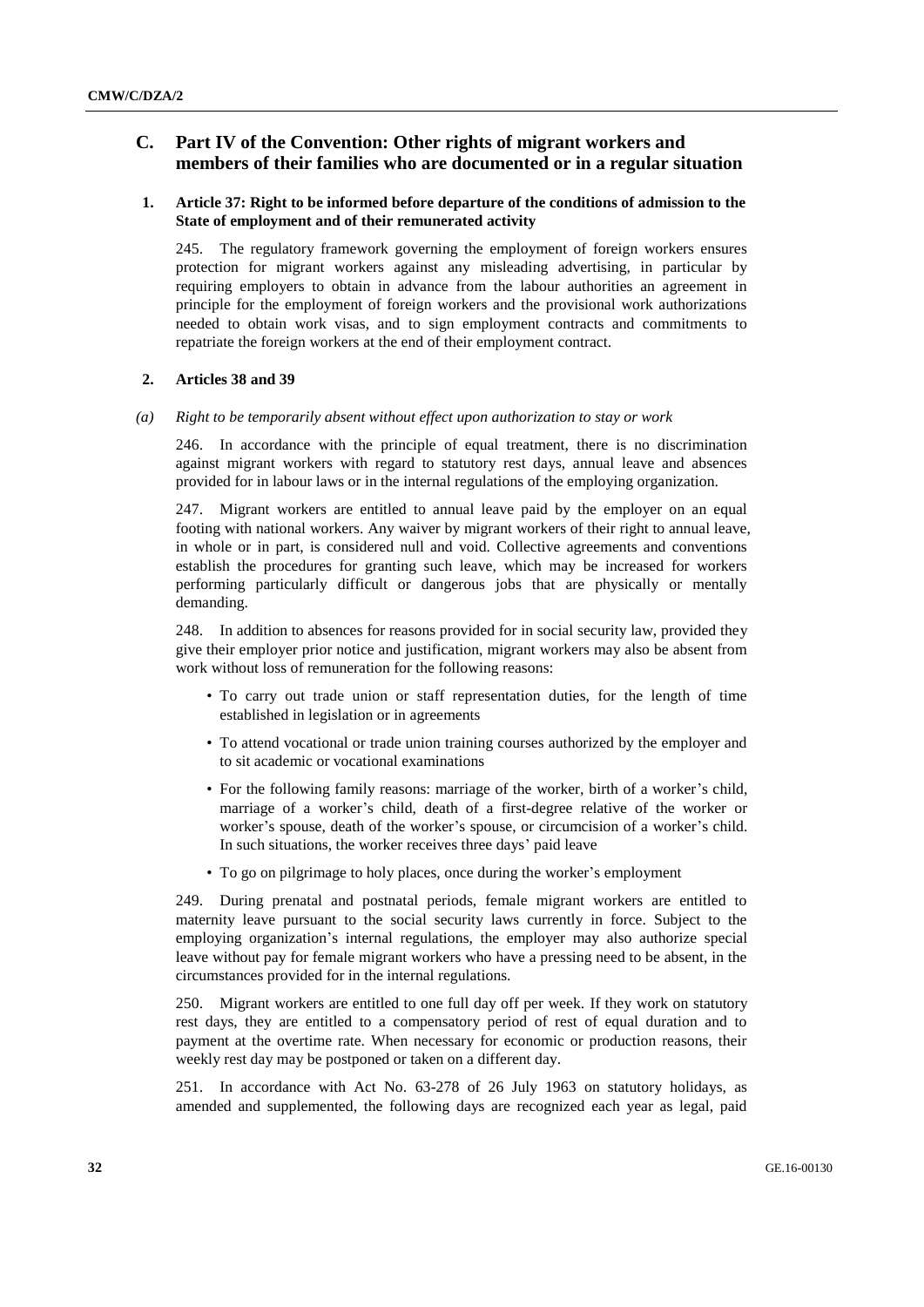## C. Part IV of the Convention: Other rights of migrant workers and members of their families who are documented or in a regular situation

### 1. Article 37: Right to be informed before departure of the conditions of admission to the State of employment and of their remunerated activity

245. The regulatory framework governing the employment of foreign workers ensures protection for migrant workers against any misleading advertising, in particular by requiring employers to obtain in advance from the labour authorities an agreement in principle for the employment of foreign workers and the provisional work authorizations needed to obtain work visas, and to sign employment contracts and commitments to repatriate the foreign workers at the end of their employment contract.

### 2. Articles 38 and 39

#### *(a) Right to be temporarily absent without effect upon authorization to stay or work*

246. In accordance with the principle of equal treatment, there is no discrimination against migrant workers with regard to statutory rest days, annual leave and absences provided for in labour laws or in the internal regulations of the employing organization.

247. Migrant workers are entitled to annual leave paid by the employer on an equal footing with national workers. Any waiver by migrant workers of their right to annual leave, in whole or in part, is considered null and void. Collective agreements and conventions establish the procedures for granting such leave, which may be increased for workers performing particularly difficult or dangerous jobs that are physically or mentally demanding.

248. In addition to absences for reasons provided for in social security law, provided they give their employer prior notice and justification, migrant workers may also be absent from work without loss of remuneration for the following reasons:

- To carry out trade union or staff representation duties, for the length of time established in legislation or in agreements
- To attend vocational or trade union training courses authorized by the employer and to sit academic or vocational examinations
- For the following family reasons: marriage of the worker, birth of a worker's child, marriage of a worker's child, death of a first-degree relative of the worker or worker's spouse, death of the worker's spouse, or circumcision of a worker's child. In such situations, the worker receives three days' paid leave
- To go on pilgrimage to holy places, once during the worker's employment

249. During prenatal and postnatal periods, female migrant workers are entitled to maternity leave pursuant to the social security laws currently in force. Subject to the employing organization's internal regulations, the employer may also authorize special leave without pay for female migrant workers who have a pressing need to be absent, in the circumstances provided for in the internal regulations.

250. Migrant workers are entitled to one full day off per week. If they work on statutory rest days, they are entitled to a compensatory period of rest of equal duration and to payment at the overtime rate. When necessary for economic or production reasons, their weekly rest day may be postponed or taken on a different day.

251. In accordance with Act No. 63-278 of 26 July 1963 on statutory holidays, as amended and supplemented, the following days are recognized each year as legal, paid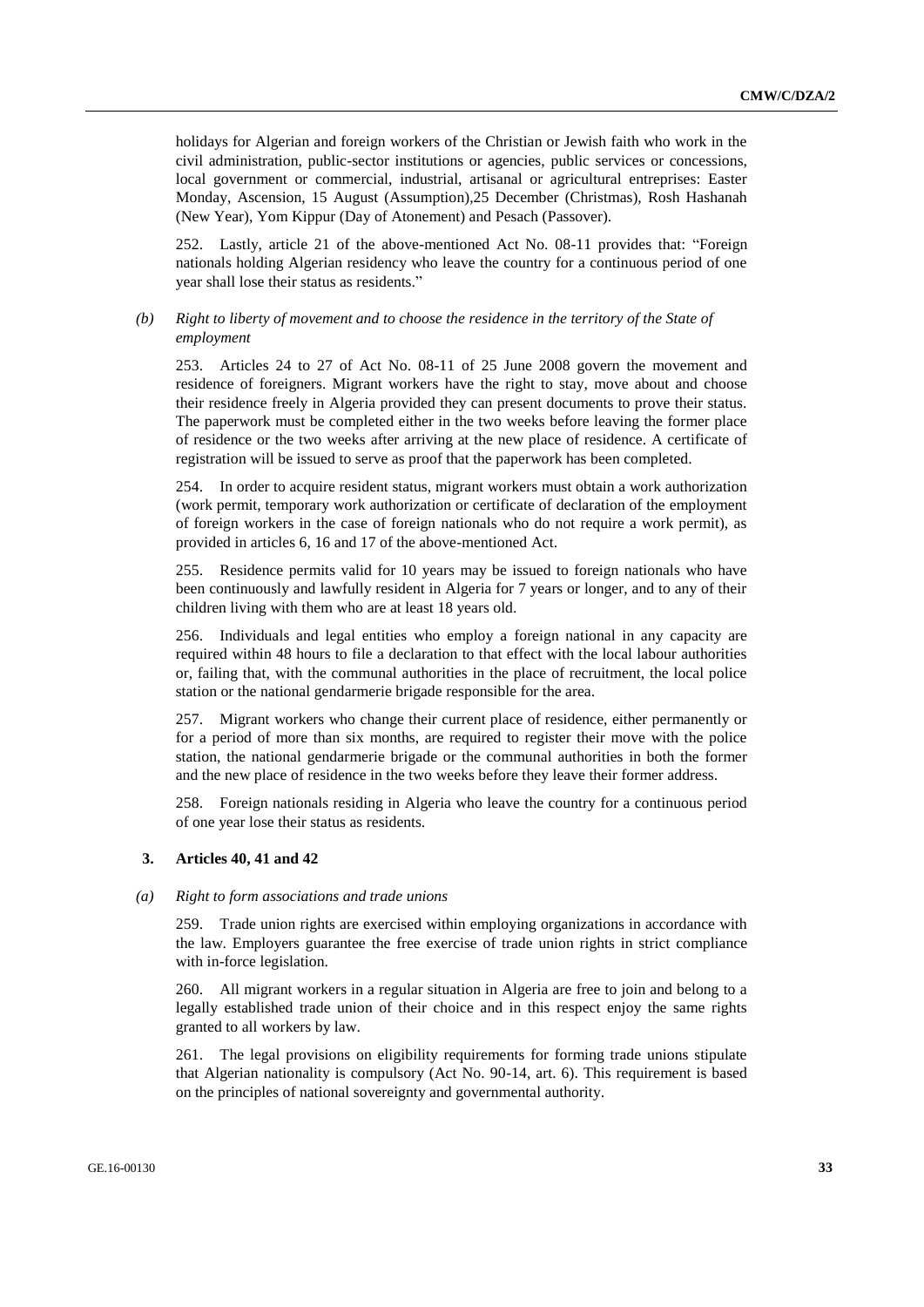holidays for Algerian and foreign workers of the Christian or Jewish faith who work in the civil administration, public-sector institutions or agencies, public services or concessions, local government or commercial, industrial, artisanal or agricultural entreprises: Easter Monday, Ascension, 15 August (Assumption),25 December (Christmas), Rosh Hashanah (New Year), Yom Kippur (Day of Atonement) and Pesach (Passover).

252. Lastly, article 21 of the above-mentioned Act No. 08-11 provides that: "Foreign nationals holding Algerian residency who leave the country for a continuous period of one year shall lose their status as residents."

*(b) Right to liberty of movement and to choose the residence in the territory of the State of employment*

253. Articles 24 to 27 of Act No. 08-11 of 25 June 2008 govern the movement and residence of foreigners. Migrant workers have the right to stay, move about and choose their residence freely in Algeria provided they can present documents to prove their status. The paperwork must be completed either in the two weeks before leaving the former place of residence or the two weeks after arriving at the new place of residence. A certificate of registration will be issued to serve as proof that the paperwork has been completed.

254. In order to acquire resident status, migrant workers must obtain a work authorization (work permit, temporary work authorization or certificate of declaration of the employment of foreign workers in the case of foreign nationals who do not require a work permit), as provided in articles 6, 16 and 17 of the above-mentioned Act.

255. Residence permits valid for 10 years may be issued to foreign nationals who have been continuously and lawfully resident in Algeria for 7 years or longer, and to any of their children living with them who are at least 18 years old.

256. Individuals and legal entities who employ a foreign national in any capacity are required within 48 hours to file a declaration to that effect with the local labour authorities or, failing that, with the communal authorities in the place of recruitment, the local police station or the national gendarmerie brigade responsible for the area.

257. Migrant workers who change their current place of residence, either permanently or for a period of more than six months, are required to register their move with the police station, the national gendarmerie brigade or the communal authorities in both the former and the new place of residence in the two weeks before they leave their former address.

258. Foreign nationals residing in Algeria who leave the country for a continuous period of one year lose their status as residents.

### 3. Articles 40, 41 and 42

*(a) Right to form associations and trade unions*

259. Trade union rights are exercised within employing organizations in accordance with the law. Employers guarantee the free exercise of trade union rights in strict compliance with in-force legislation.

260. All migrant workers in a regular situation in Algeria are free to join and belong to a legally established trade union of their choice and in this respect enjoy the same rights granted to all workers by law.

261. The legal provisions on eligibility requirements for forming trade unions stipulate that Algerian nationality is compulsory (Act No. 90-14, art. 6). This requirement is based on the principles of national sovereignty and governmental authority.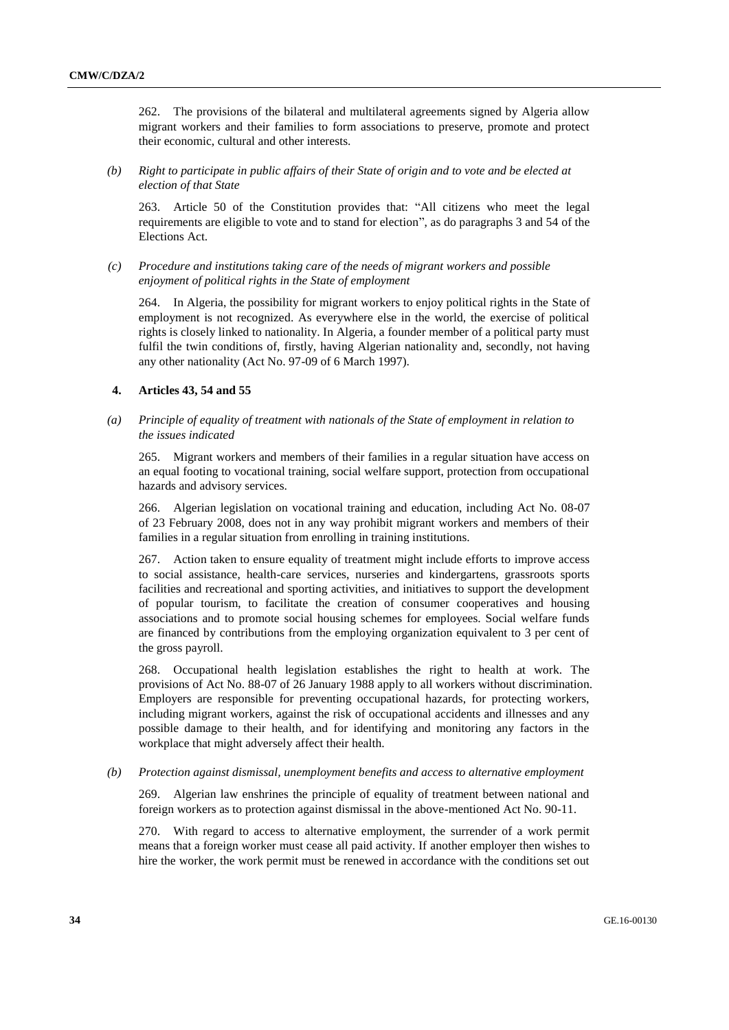262. The provisions of the bilateral and multilateral agreements signed by Algeria allow migrant workers and their families to form associations to preserve, promote and protect their economic, cultural and other interests.

*(b) Right to participate in public affairs of their State of origin and to vote and be elected at election of that State*

263. Article 50 of the Constitution provides that: "All citizens who meet the legal requirements are eligible to vote and to stand for election", as do paragraphs 3 and 54 of the Elections Act.

*(c) Procedure and institutions taking care of the needs of migrant workers and possible enjoyment of political rights in the State of employment*

264. In Algeria, the possibility for migrant workers to enjoy political rights in the State of employment is not recognized. As everywhere else in the world, the exercise of political rights is closely linked to nationality. In Algeria, a founder member of a political party must fulfil the twin conditions of, firstly, having Algerian nationality and, secondly, not having any other nationality (Act No. 97-09 of 6 March 1997).

### 4. Articles 43, 54 and 55

*(a) Principle of equality of treatment with nationals of the State of employment in relation to the issues indicated*

265. Migrant workers and members of their families in a regular situation have access on an equal footing to vocational training, social welfare support, protection from occupational hazards and advisory services.

266. Algerian legislation on vocational training and education, including Act No. 08-07 of 23 February 2008, does not in any way prohibit migrant workers and members of their families in a regular situation from enrolling in training institutions.

267. Action taken to ensure equality of treatment might include efforts to improve access to social assistance, health-care services, nurseries and kindergartens, grassroots sports facilities and recreational and sporting activities, and initiatives to support the development of popular tourism, to facilitate the creation of consumer cooperatives and housing associations and to promote social housing schemes for employees. Social welfare funds are financed by contributions from the employing organization equivalent to 3 per cent of the gross payroll.

268. Occupational health legislation establishes the right to health at work. The provisions of Act No. 88-07 of 26 January 1988 apply to all workers without discrimination. Employers are responsible for preventing occupational hazards, for protecting workers, including migrant workers, against the risk of occupational accidents and illnesses and any possible damage to their health, and for identifying and monitoring any factors in the workplace that might adversely affect their health.

*(b) Protection against dismissal, unemployment benefits and access to alternative employment*

269. Algerian law enshrines the principle of equality of treatment between national and foreign workers as to protection against dismissal in the above-mentioned Act No. 90-11.

270. With regard to access to alternative employment, the surrender of a work permit means that a foreign worker must cease all paid activity. If another employer then wishes to hire the worker, the work permit must be renewed in accordance with the conditions set out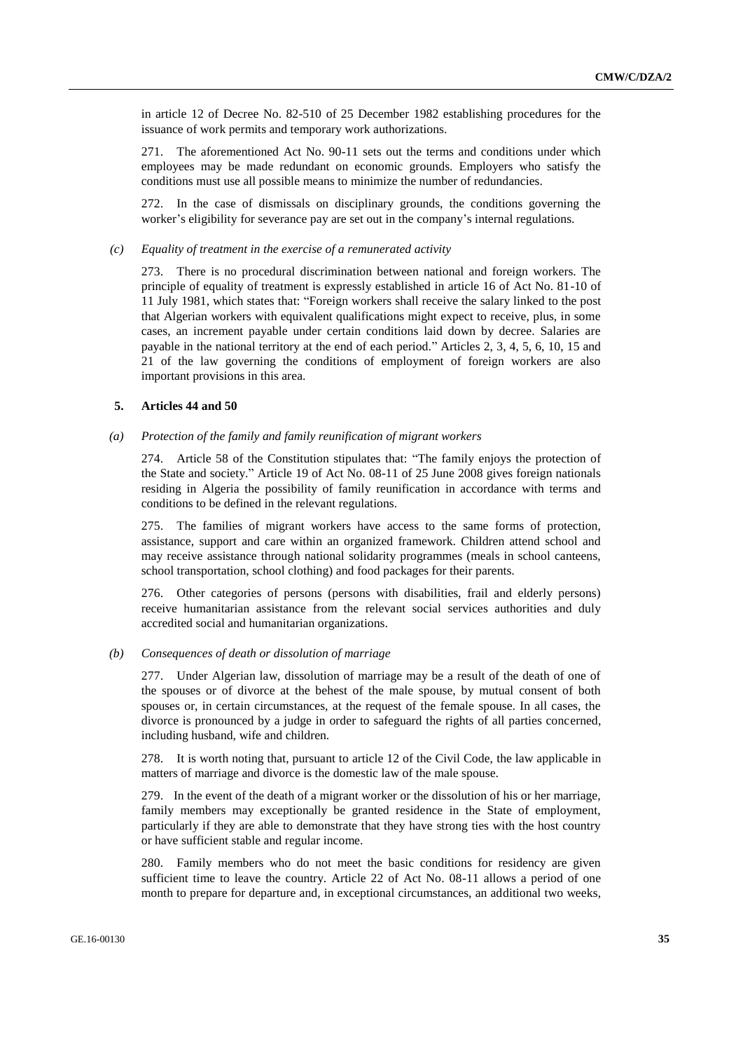in article 12 of Decree No. 82-510 of 25 December 1982 establishing procedures for the issuance of work permits and temporary work authorizations.

271. The aforementioned Act No. 90-11 sets out the terms and conditions under which employees may be made redundant on economic grounds. Employers who satisfy the conditions must use all possible means to minimize the number of redundancies.

272. In the case of dismissals on disciplinary grounds, the conditions governing the worker's eligibility for severance pay are set out in the company's internal regulations.

*(c) Equality of treatment in the exercise of a remunerated activity*

273. There is no procedural discrimination between national and foreign workers. The principle of equality of treatment is expressly established in article 16 of Act No. 81-10 of 11 July 1981, which states that: "Foreign workers shall receive the salary linked to the post that Algerian workers with equivalent qualifications might expect to receive, plus, in some cases, an increment payable under certain conditions laid down by decree. Salaries are payable in the national territory at the end of each period." Articles 2, 3, 4, 5, 6, 10, 15 and 21 of the law governing the conditions of employment of foreign workers are also important provisions in this area.

## 5. Articles 44 and 50

*(a) Protection of the family and family reunification of migrant workers*

274. Article 58 of the Constitution stipulates that: "The family enjoys the protection of the State and society." Article 19 of Act No. 08-11 of 25 June 2008 gives foreign nationals residing in Algeria the possibility of family reunification in accordance with terms and conditions to be defined in the relevant regulations.

275. The families of migrant workers have access to the same forms of protection, assistance, support and care within an organized framework. Children attend school and may receive assistance through national solidarity programmes (meals in school canteens, school transportation, school clothing) and food packages for their parents.

276. Other categories of persons (persons with disabilities, frail and elderly persons) receive humanitarian assistance from the relevant social services authorities and duly accredited social and humanitarian organizations.

*(b) Consequences of death or dissolution of marriage*

277. Under Algerian law, dissolution of marriage may be a result of the death of one of the spouses or of divorce at the behest of the male spouse, by mutual consent of both spouses or, in certain circumstances, at the request of the female spouse. In all cases, the divorce is pronounced by a judge in order to safeguard the rights of all parties concerned, including husband, wife and children.

278. It is worth noting that, pursuant to article 12 of the Civil Code, the law applicable in matters of marriage and divorce is the domestic law of the male spouse.

279. In the event of the death of a migrant worker or the dissolution of his or her marriage, family members may exceptionally be granted residence in the State of employment, particularly if they are able to demonstrate that they have strong ties with the host country or have sufficient stable and regular income.

280. Family members who do not meet the basic conditions for residency are given sufficient time to leave the country. Article 22 of Act No. 08-11 allows a period of one month to prepare for departure and, in exceptional circumstances, an additional two weeks,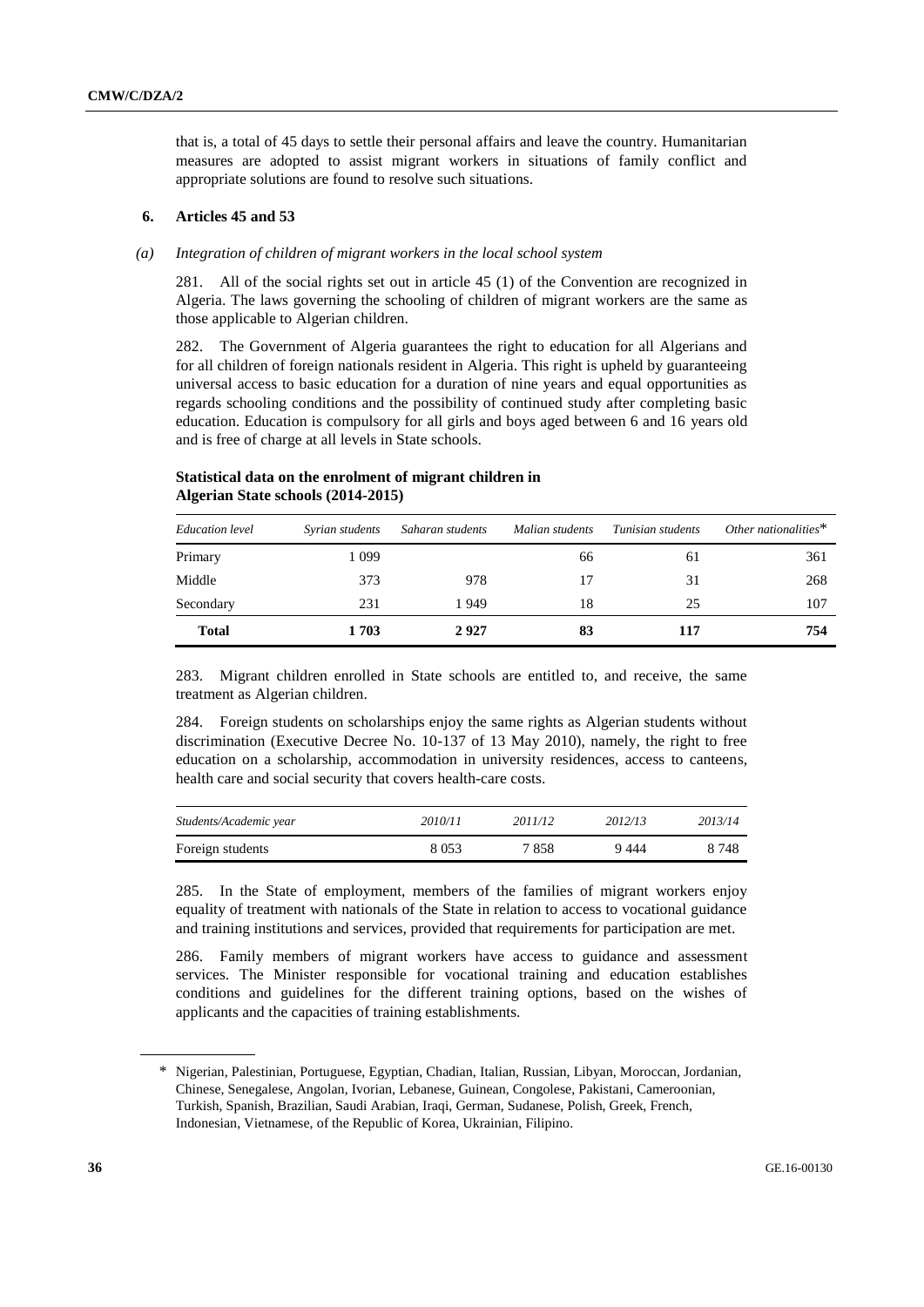that is, a total of 45 days to settle their personal affairs and leave the country. Humanitarian measures are adopted to assist migrant workers in situations of family conflict and appropriate solutions are found to resolve such situations.

### 6. Articles 45 and 53

#### *(a) Integration of children of migrant workers in the local school system*

281. All of the social rights set out in article 45 (1) of the Convention are recognized in Algeria. The laws governing the schooling of children of migrant workers are the same as those applicable to Algerian children.

282. The Government of Algeria guarantees the right to education for all Algerians and for all children of foreign nationals resident in Algeria. This right is upheld by guaranteeing universal access to basic education for a duration of nine years and equal opportunities as regards schooling conditions and the possibility of continued study after completing basic education. Education is compulsory for all girls and boys aged between 6 and 16 years old and is free of charge at all levels in State schools.

**Statistical data on the enrolment of migrant children in Algerian State schools (2014-2015)**

| *Education level* | *Syrian students* | *Saharan students* | *Malian students* | *Tunisian students* | *Other nationalities*\* |
|---|---|---|---|---|---|
| Primary | 1 099 | | 66 | 61 | 361 |
| Middle | 373 | 978 | 17 | 31 | 268 |
| Secondary | 231 | 1 949 | 18 | 25 | 107 |
| **Total** | **1 703** | **2 927** | **83** | **117** | **754** |

283. Migrant children enrolled in State schools are entitled to, and receive, the same treatment as Algerian children.

284. Foreign students on scholarships enjoy the same rights as Algerian students without discrimination (Executive Decree No. 10-137 of 13 May 2010), namely, the right to free education on a scholarship, accommodation in university residences, access to canteens, health care and social security that covers health-care costs.

| *Students/Academic year* | *2010/11* | *2011/12* | *2012/13* | *2013/14* |
|---|---|---|---|---|
| Foreign students | 8 053 | 7 858 | 9 444 | 8 748 |

285. In the State of employment, members of the families of migrant workers enjoy equality of treatment with nationals of the State in relation to access to vocational guidance and training institutions and services, provided that requirements for participation are met.

286. Family members of migrant workers have access to guidance and assessment services. The Minister responsible for vocational training and education establishes conditions and guidelines for the different training options, based on the wishes of applicants and the capacities of training establishments.

\* Nigerian, Palestinian, Portuguese, Egyptian, Chadian, Italian, Russian, Libyan, Moroccan, Jordanian, Chinese, Senegalese, Angolan, Ivorian, Lebanese, Guinean, Congolese, Pakistani, Cameroonian, Turkish, Spanish, Brazilian, Saudi Arabian, Iraqi, German, Sudanese, Polish, Greek, French, Indonesian, Vietnamese, of the Republic of Korea, Ukrainian, Filipino.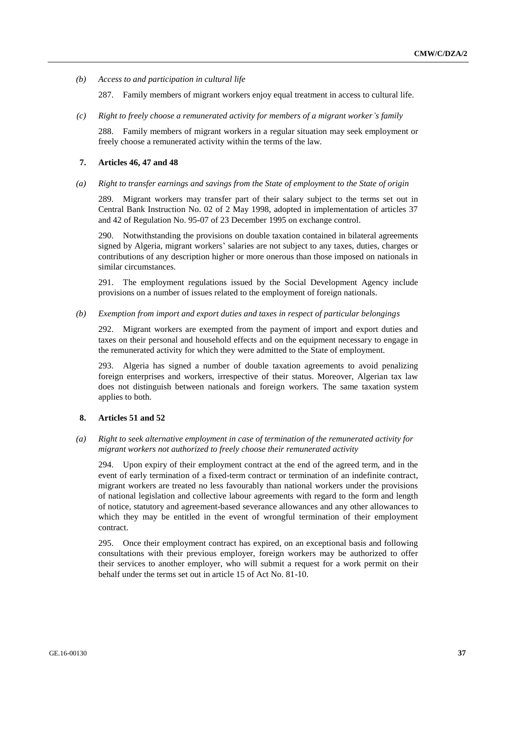*(b) Access to and participation in cultural life*

287. Family members of migrant workers enjoy equal treatment in access to cultural life.

*(c) Right to freely choose a remunerated activity for members of a migrant worker's family*

288. Family members of migrant workers in a regular situation may seek employment or freely choose a remunerated activity within the terms of the law.

### 7. Articles 46, 47 and 48

*(a) Right to transfer earnings and savings from the State of employment to the State of origin*

289. Migrant workers may transfer part of their salary subject to the terms set out in Central Bank Instruction No. 02 of 2 May 1998, adopted in implementation of articles 37 and 42 of Regulation No. 95-07 of 23 December 1995 on exchange control.

290. Notwithstanding the provisions on double taxation contained in bilateral agreements signed by Algeria, migrant workers' salaries are not subject to any taxes, duties, charges or contributions of any description higher or more onerous than those imposed on nationals in similar circumstances.

291. The employment regulations issued by the Social Development Agency include provisions on a number of issues related to the employment of foreign nationals.

*(b) Exemption from import and export duties and taxes in respect of particular belongings*

292. Migrant workers are exempted from the payment of import and export duties and taxes on their personal and household effects and on the equipment necessary to engage in the remunerated activity for which they were admitted to the State of employment.

293. Algeria has signed a number of double taxation agreements to avoid penalizing foreign enterprises and workers, irrespective of their status. Moreover, Algerian tax law does not distinguish between nationals and foreign workers. The same taxation system applies to both.

### 8. Articles 51 and 52

*(a) Right to seek alternative employment in case of termination of the remunerated activity for migrant workers not authorized to freely choose their remunerated activity*

294. Upon expiry of their employment contract at the end of the agreed term, and in the event of early termination of a fixed-term contract or termination of an indefinite contract, migrant workers are treated no less favourably than national workers under the provisions of national legislation and collective labour agreements with regard to the form and length of notice, statutory and agreement-based severance allowances and any other allowances to which they may be entitled in the event of wrongful termination of their employment contract.

295. Once their employment contract has expired, on an exceptional basis and following consultations with their previous employer, foreign workers may be authorized to offer their services to another employer, who will submit a request for a work permit on their behalf under the terms set out in article 15 of Act No. 81-10.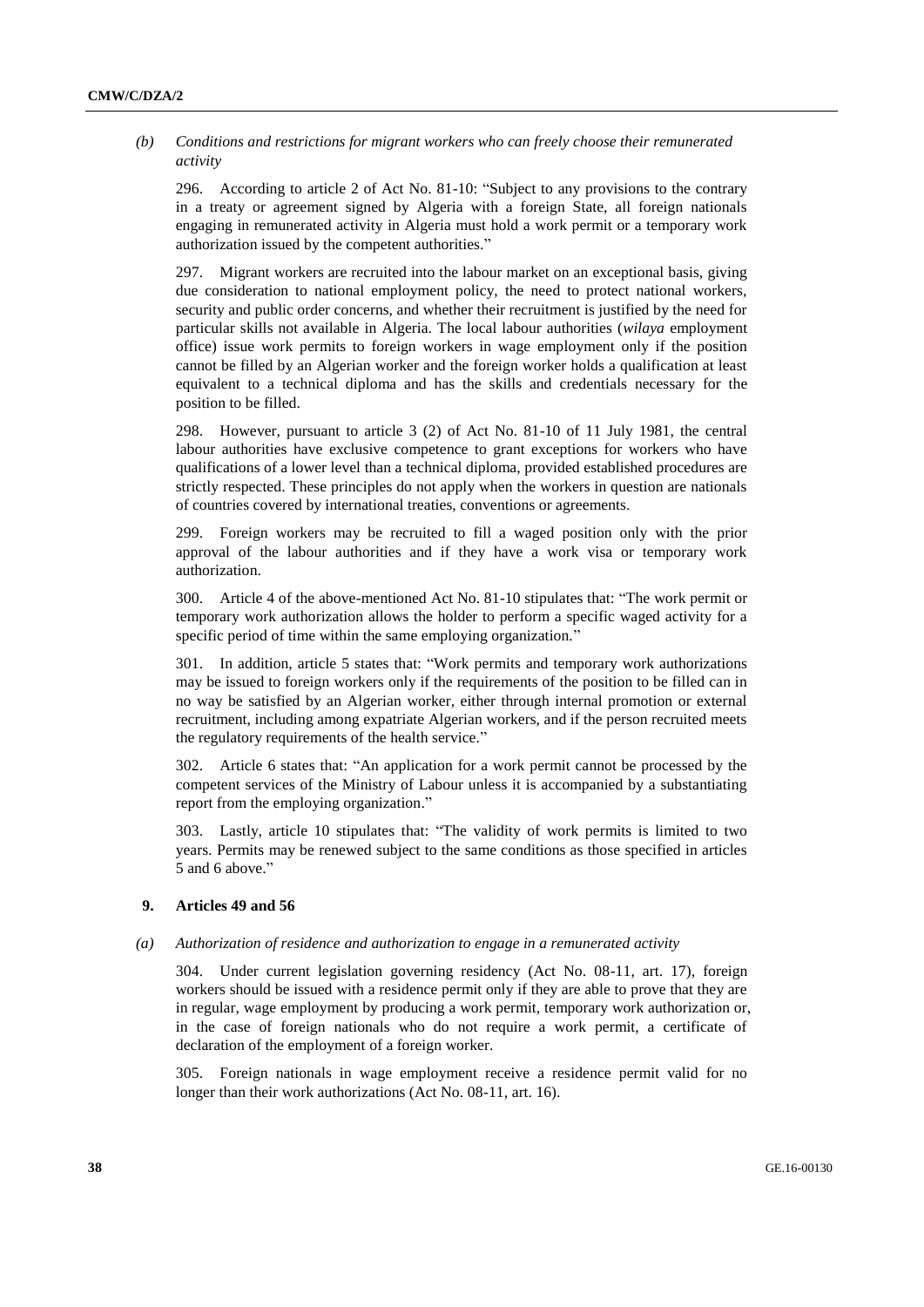*(b) Conditions and restrictions for migrant workers who can freely choose their remunerated activity*

296. According to article 2 of Act No. 81-10: "Subject to any provisions to the contrary in a treaty or agreement signed by Algeria with a foreign State, all foreign nationals engaging in remunerated activity in Algeria must hold a work permit or a temporary work authorization issued by the competent authorities."

297. Migrant workers are recruited into the labour market on an exceptional basis, giving due consideration to national employment policy, the need to protect national workers, security and public order concerns, and whether their recruitment is justified by the need for particular skills not available in Algeria. The local labour authorities (*wilaya* employment office) issue work permits to foreign workers in wage employment only if the position cannot be filled by an Algerian worker and the foreign worker holds a qualification at least equivalent to a technical diploma and has the skills and credentials necessary for the position to be filled.

298. However, pursuant to article 3 (2) of Act No. 81-10 of 11 July 1981, the central labour authorities have exclusive competence to grant exceptions for workers who have qualifications of a lower level than a technical diploma, provided established procedures are strictly respected. These principles do not apply when the workers in question are nationals of countries covered by international treaties, conventions or agreements.

299. Foreign workers may be recruited to fill a waged position only with the prior approval of the labour authorities and if they have a work visa or temporary work authorization.

300. Article 4 of the above-mentioned Act No. 81-10 stipulates that: "The work permit or temporary work authorization allows the holder to perform a specific waged activity for a specific period of time within the same employing organization."

301. In addition, article 5 states that: "Work permits and temporary work authorizations may be issued to foreign workers only if the requirements of the position to be filled can in no way be satisfied by an Algerian worker, either through internal promotion or external recruitment, including among expatriate Algerian workers, and if the person recruited meets the regulatory requirements of the health service."

302. Article 6 states that: "An application for a work permit cannot be processed by the competent services of the Ministry of Labour unless it is accompanied by a substantiating report from the employing organization."

303. Lastly, article 10 stipulates that: "The validity of work permits is limited to two years. Permits may be renewed subject to the same conditions as those specified in articles 5 and 6 above."

## 9. Articles 49 and 56

*(a) Authorization of residence and authorization to engage in a remunerated activity*

304. Under current legislation governing residency (Act No. 08-11, art. 17), foreign workers should be issued with a residence permit only if they are able to prove that they are in regular, wage employment by producing a work permit, temporary work authorization or, in the case of foreign nationals who do not require a work permit, a certificate of declaration of the employment of a foreign worker.

305. Foreign nationals in wage employment receive a residence permit valid for no longer than their work authorizations (Act No. 08-11, art. 16).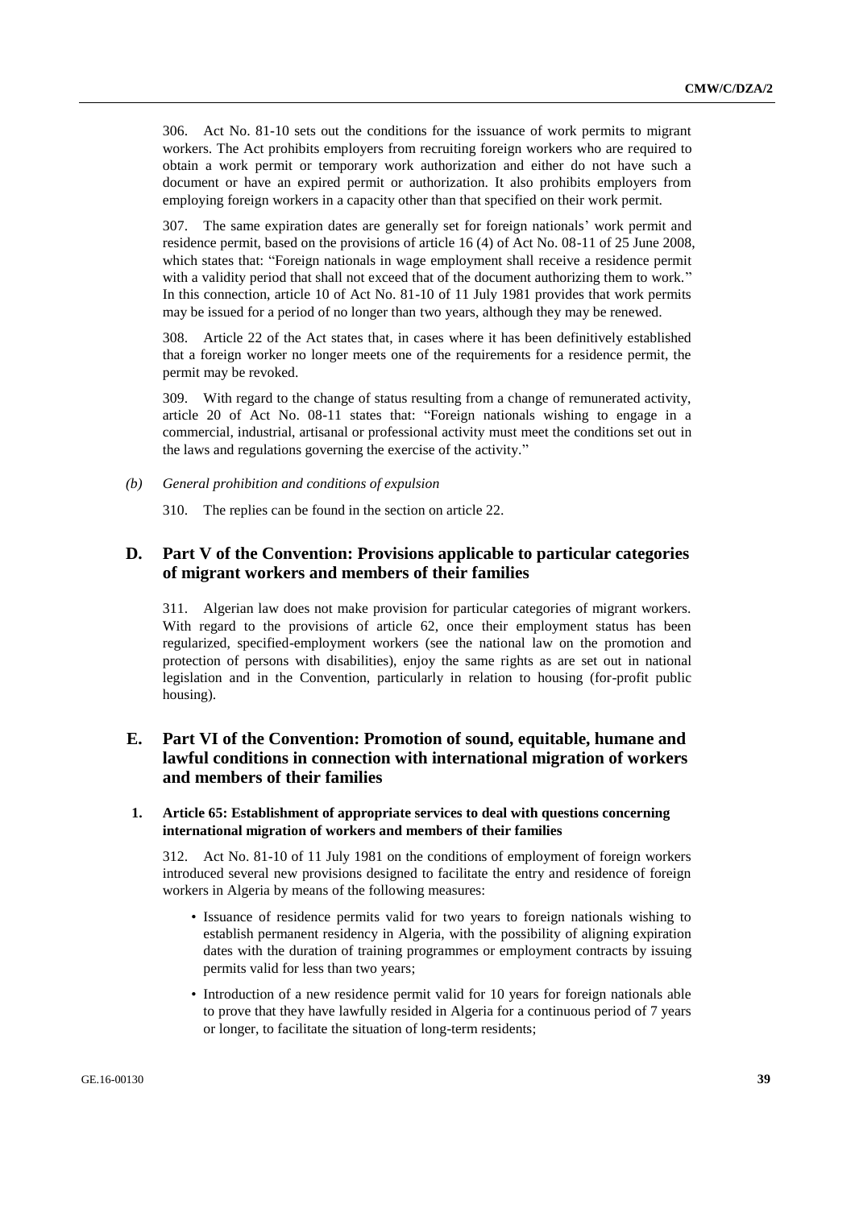306. Act No. 81-10 sets out the conditions for the issuance of work permits to migrant workers. The Act prohibits employers from recruiting foreign workers who are required to obtain a work permit or temporary work authorization and either do not have such a document or have an expired permit or authorization. It also prohibits employers from employing foreign workers in a capacity other than that specified on their work permit.

307. The same expiration dates are generally set for foreign nationals' work permit and residence permit, based on the provisions of article 16 (4) of Act No. 08-11 of 25 June 2008, which states that: "Foreign nationals in wage employment shall receive a residence permit with a validity period that shall not exceed that of the document authorizing them to work." In this connection, article 10 of Act No. 81-10 of 11 July 1981 provides that work permits may be issued for a period of no longer than two years, although they may be renewed.

308. Article 22 of the Act states that, in cases where it has been definitively established that a foreign worker no longer meets one of the requirements for a residence permit, the permit may be revoked.

309. With regard to the change of status resulting from a change of remunerated activity, article 20 of Act No. 08-11 states that: "Foreign nationals wishing to engage in a commercial, industrial, artisanal or professional activity must meet the conditions set out in the laws and regulations governing the exercise of the activity."

*(b) General prohibition and conditions of expulsion*

310. The replies can be found in the section on article 22.

## D. Part V of the Convention: Provisions applicable to particular categories of migrant workers and members of their families

311. Algerian law does not make provision for particular categories of migrant workers. With regard to the provisions of article 62, once their employment status has been regularized, specified-employment workers (see the national law on the promotion and protection of persons with disabilities), enjoy the same rights as are set out in national legislation and in the Convention, particularly in relation to housing (for-profit public housing).

## E. Part VI of the Convention: Promotion of sound, equitable, humane and lawful conditions in connection with international migration of workers and members of their families

### 1. Article 65: Establishment of appropriate services to deal with questions concerning international migration of workers and members of their families

312. Act No. 81-10 of 11 July 1981 on the conditions of employment of foreign workers introduced several new provisions designed to facilitate the entry and residence of foreign workers in Algeria by means of the following measures:

- Issuance of residence permits valid for two years to foreign nationals wishing to establish permanent residency in Algeria, with the possibility of aligning expiration dates with the duration of training programmes or employment contracts by issuing permits valid for less than two years;
- Introduction of a new residence permit valid for 10 years for foreign nationals able to prove that they have lawfully resided in Algeria for a continuous period of 7 years or longer, to facilitate the situation of long-term residents;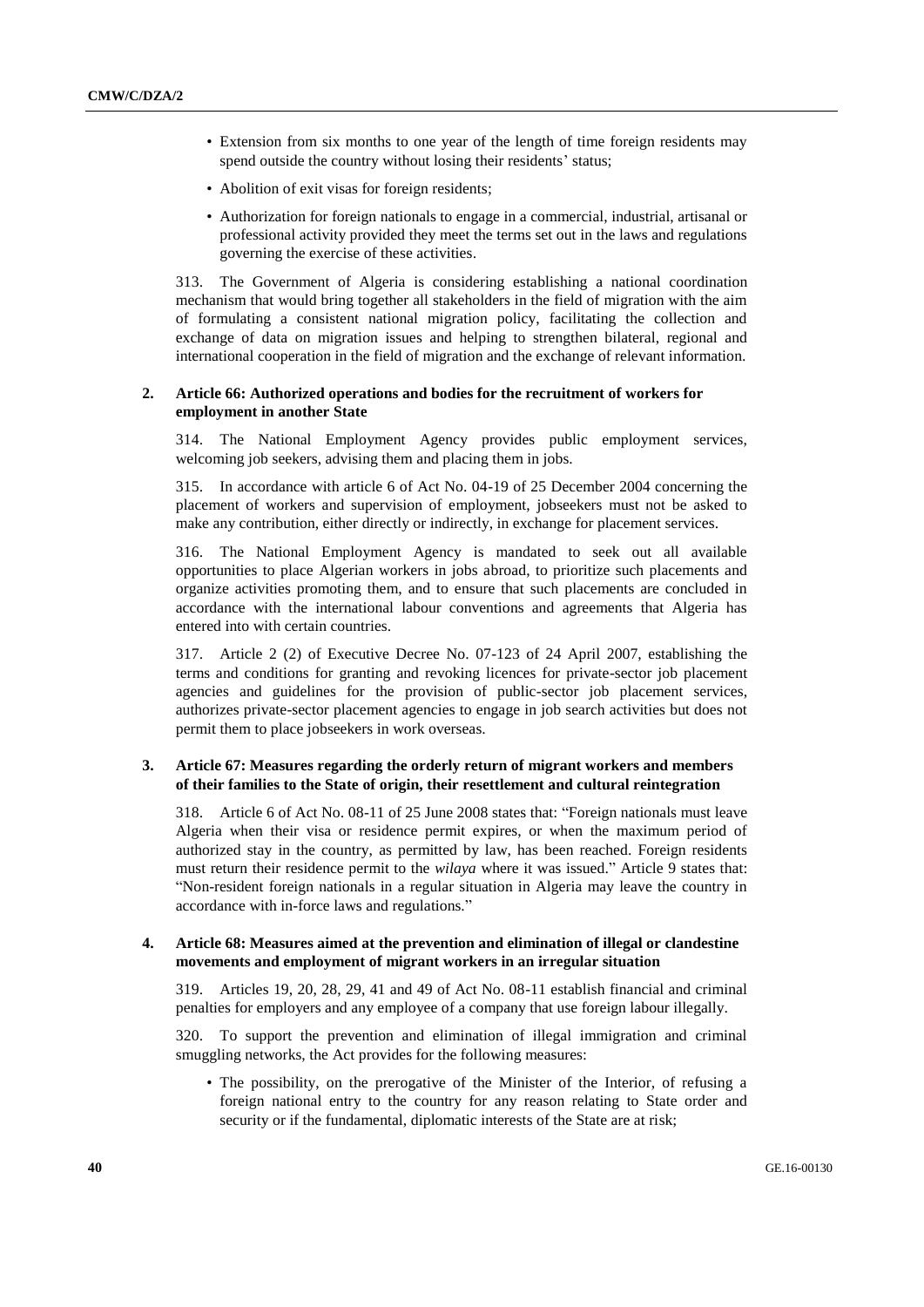- Extension from six months to one year of the length of time foreign residents may spend outside the country without losing their residents' status;
- Abolition of exit visas for foreign residents;
- Authorization for foreign nationals to engage in a commercial, industrial, artisanal or professional activity provided they meet the terms set out in the laws and regulations governing the exercise of these activities.

313. The Government of Algeria is considering establishing a national coordination mechanism that would bring together all stakeholders in the field of migration with the aim of formulating a consistent national migration policy, facilitating the collection and exchange of data on migration issues and helping to strengthen bilateral, regional and international cooperation in the field of migration and the exchange of relevant information.

### 2. Article 66: Authorized operations and bodies for the recruitment of workers for employment in another State

314. The National Employment Agency provides public employment services, welcoming job seekers, advising them and placing them in jobs.

315. In accordance with article 6 of Act No. 04-19 of 25 December 2004 concerning the placement of workers and supervision of employment, jobseekers must not be asked to make any contribution, either directly or indirectly, in exchange for placement services.

316. The National Employment Agency is mandated to seek out all available opportunities to place Algerian workers in jobs abroad, to prioritize such placements and organize activities promoting them, and to ensure that such placements are concluded in accordance with the international labour conventions and agreements that Algeria has entered into with certain countries.

317. Article 2 (2) of Executive Decree No. 07-123 of 24 April 2007, establishing the terms and conditions for granting and revoking licences for private-sector job placement agencies and guidelines for the provision of public-sector job placement services, authorizes private-sector placement agencies to engage in job search activities but does not permit them to place jobseekers in work overseas.

### 3. Article 67: Measures regarding the orderly return of migrant workers and members of their families to the State of origin, their resettlement and cultural reintegration

318. Article 6 of Act No. 08-11 of 25 June 2008 states that: "Foreign nationals must leave Algeria when their visa or residence permit expires, or when the maximum period of authorized stay in the country, as permitted by law, has been reached. Foreign residents must return their residence permit to the *wilaya* where it was issued." Article 9 states that: "Non-resident foreign nationals in a regular situation in Algeria may leave the country in accordance with in-force laws and regulations."

### 4. Article 68: Measures aimed at the prevention and elimination of illegal or clandestine movements and employment of migrant workers in an irregular situation

319. Articles 19, 20, 28, 29, 41 and 49 of Act No. 08-11 establish financial and criminal penalties for employers and any employee of a company that use foreign labour illegally.

320. To support the prevention and elimination of illegal immigration and criminal smuggling networks, the Act provides for the following measures:

- The possibility, on the prerogative of the Minister of the Interior, of refusing a foreign national entry to the country for any reason relating to State order and security or if the fundamental, diplomatic interests of the State are at risk;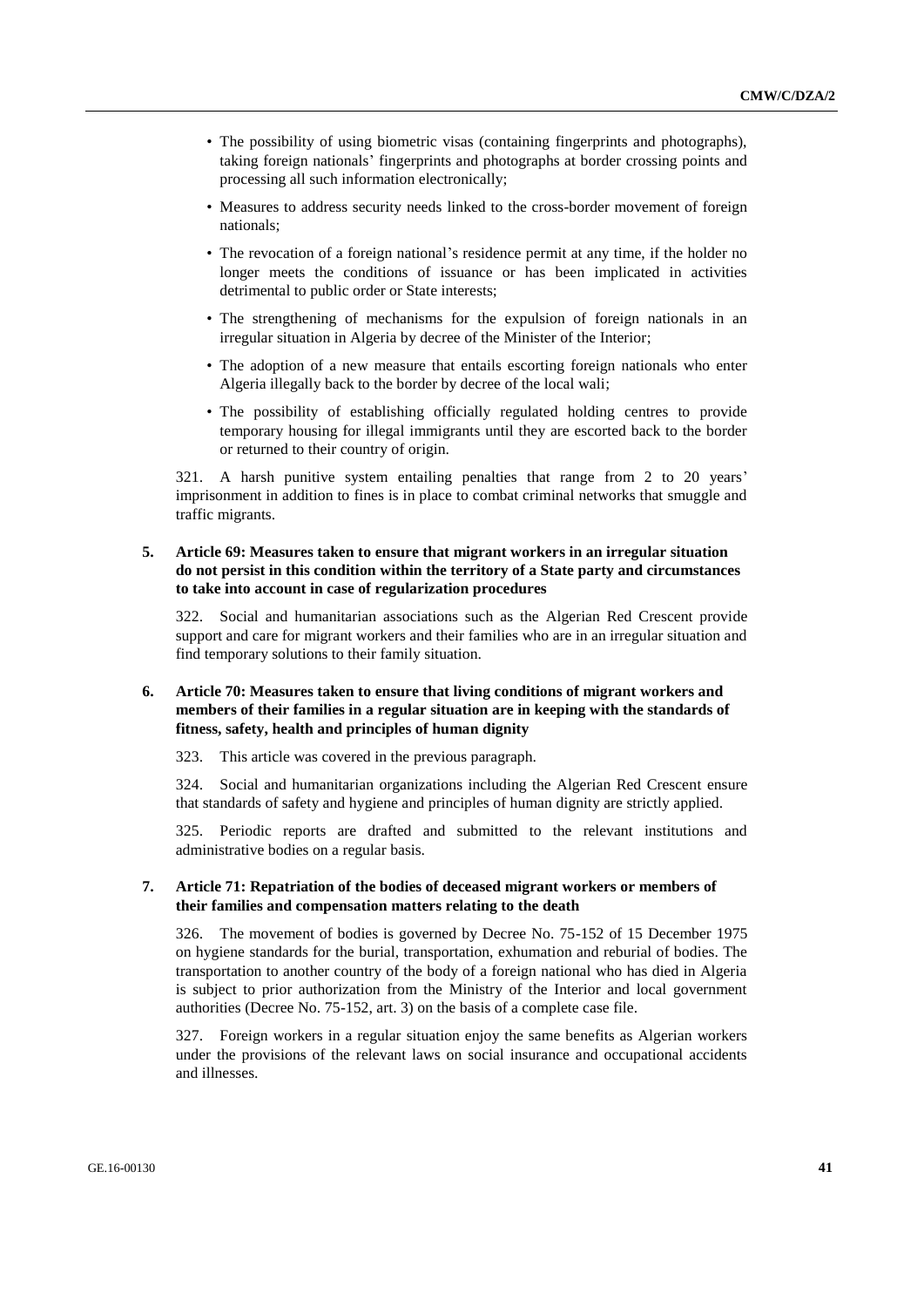- The possibility of using biometric visas (containing fingerprints and photographs), taking foreign nationals' fingerprints and photographs at border crossing points and processing all such information electronically;
- Measures to address security needs linked to the cross-border movement of foreign nationals;
- The revocation of a foreign national's residence permit at any time, if the holder no longer meets the conditions of issuance or has been implicated in activities detrimental to public order or State interests;
- The strengthening of mechanisms for the expulsion of foreign nationals in an irregular situation in Algeria by decree of the Minister of the Interior;
- The adoption of a new measure that entails escorting foreign nationals who enter Algeria illegally back to the border by decree of the local wali;
- The possibility of establishing officially regulated holding centres to provide temporary housing for illegal immigrants until they are escorted back to the border or returned to their country of origin.

321. A harsh punitive system entailing penalties that range from 2 to 20 years' imprisonment in addition to fines is in place to combat criminal networks that smuggle and traffic migrants.

### 5. Article 69: Measures taken to ensure that migrant workers in an irregular situation do not persist in this condition within the territory of a State party and circumstances to take into account in case of regularization procedures

322. Social and humanitarian associations such as the Algerian Red Crescent provide support and care for migrant workers and their families who are in an irregular situation and find temporary solutions to their family situation.

### 6. Article 70: Measures taken to ensure that living conditions of migrant workers and members of their families in a regular situation are in keeping with the standards of fitness, safety, health and principles of human dignity

323. This article was covered in the previous paragraph.

324. Social and humanitarian organizations including the Algerian Red Crescent ensure that standards of safety and hygiene and principles of human dignity are strictly applied.

325. Periodic reports are drafted and submitted to the relevant institutions and administrative bodies on a regular basis.

### 7. Article 71: Repatriation of the bodies of deceased migrant workers or members of their families and compensation matters relating to the death

326. The movement of bodies is governed by Decree No. 75-152 of 15 December 1975 on hygiene standards for the burial, transportation, exhumation and reburial of bodies. The transportation to another country of the body of a foreign national who has died in Algeria is subject to prior authorization from the Ministry of the Interior and local government authorities (Decree No. 75-152, art. 3) on the basis of a complete case file.

327. Foreign workers in a regular situation enjoy the same benefits as Algerian workers under the provisions of the relevant laws on social insurance and occupational accidents and illnesses.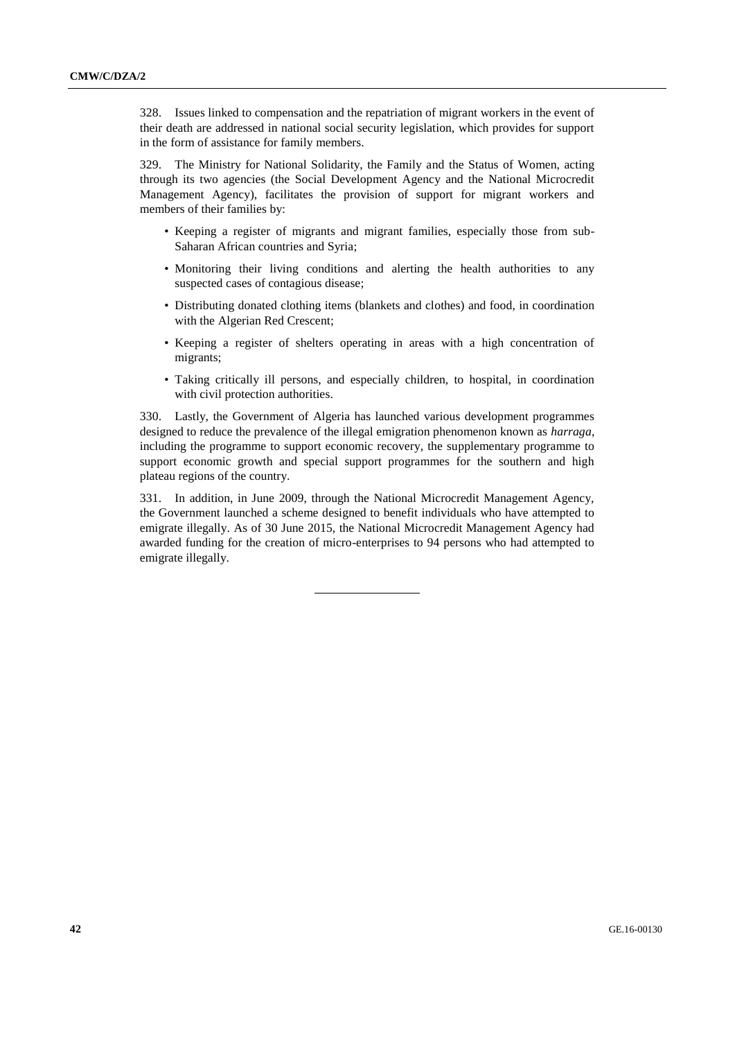328. Issues linked to compensation and the repatriation of migrant workers in the event of their death are addressed in national social security legislation, which provides for support in the form of assistance for family members.

329. The Ministry for National Solidarity, the Family and the Status of Women, acting through its two agencies (the Social Development Agency and the National Microcredit Management Agency), facilitates the provision of support for migrant workers and members of their families by:

- Keeping a register of migrants and migrant families, especially those from sub-Saharan African countries and Syria;
- Monitoring their living conditions and alerting the health authorities to any suspected cases of contagious disease;
- Distributing donated clothing items (blankets and clothes) and food, in coordination with the Algerian Red Crescent;
- Keeping a register of shelters operating in areas with a high concentration of migrants;
- Taking critically ill persons, and especially children, to hospital, in coordination with civil protection authorities.

330. Lastly, the Government of Algeria has launched various development programmes designed to reduce the prevalence of the illegal emigration phenomenon known as *harraga*, including the programme to support economic recovery, the supplementary programme to support economic growth and special support programmes for the southern and high plateau regions of the country.

331. In addition, in June 2009, through the National Microcredit Management Agency, the Government launched a scheme designed to benefit individuals who have attempted to emigrate illegally. As of 30 June 2015, the National Microcredit Management Agency had awarded funding for the creation of micro-enterprises to 94 persons who had attempted to emigrate illegally.